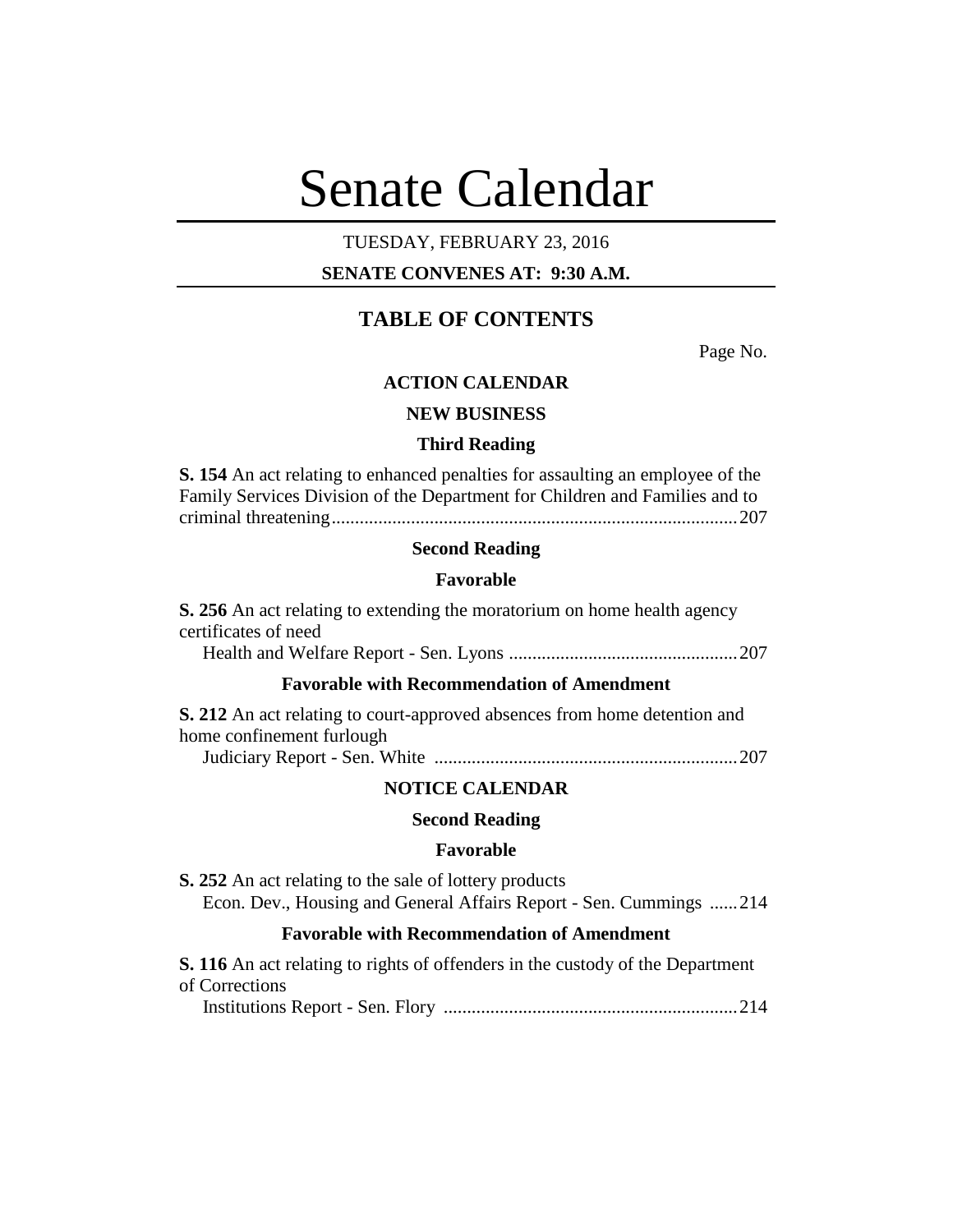# Senate Calendar

TUESDAY, FEBRUARY 23, 2016

**SENATE CONVENES AT: 9:30 A.M.**

## TABLE OF CONTENTS

Page No.

### ACTION CALENDAR

### NEW BUSINESS

### Third Reading

**S. 154** An act relating to enhanced penalties for assaulting an employee of the Family Services Division of the Department for Children and Families and to criminal threatening....................................................................................207

### Second Reading

### Favorable

**S. 256** An act relating to extending the moratorium on home health agency certificates of need
Health and Welfare Report - Sen. Lyons .................................................207

### Favorable with Recommendation of Amendment

**S. 212** An act relating to court-approved absences from home detention and home confinement furlough
Judiciary Report - Sen. White .................................................................207

### NOTICE CALENDAR

### Second Reading

### Favorable

**S. 252** An act relating to the sale of lottery products
Econ. Dev., Housing and General Affairs Report - Sen. Cummings ......214

### Favorable with Recommendation of Amendment

**S. 116** An act relating to rights of offenders in the custody of the Department of Corrections
Institutions Report - Sen. Flory ...............................................................214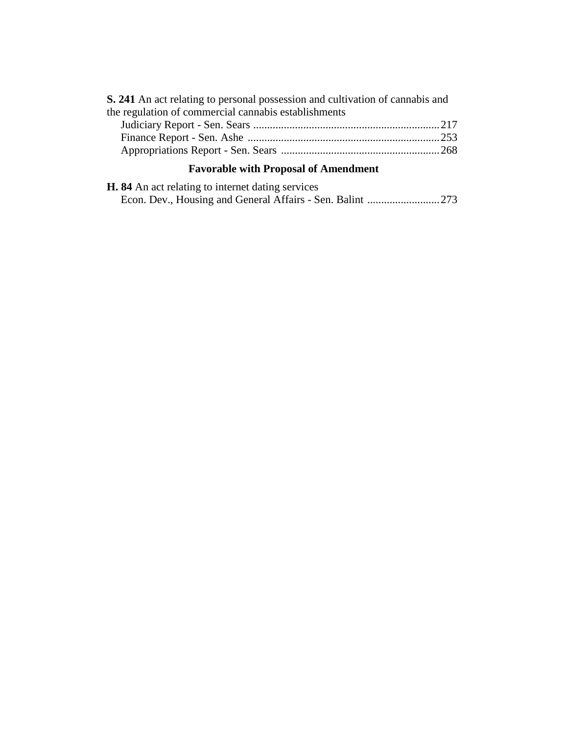**S. 241** An act relating to personal possession and cultivation of cannabis and the regulation of commercial cannabis establishments

Judiciary Report - Sen. Sears .................................................................. 217
Finance Report - Sen. Ashe .................................................................... 253
Appropriations Report - Sen. Sears ........................................................ 268

### Favorable with Proposal of Amendment

**H. 84** An act relating to internet dating services

Econ. Dev., Housing and General Affairs - Sen. Balint .......................... 273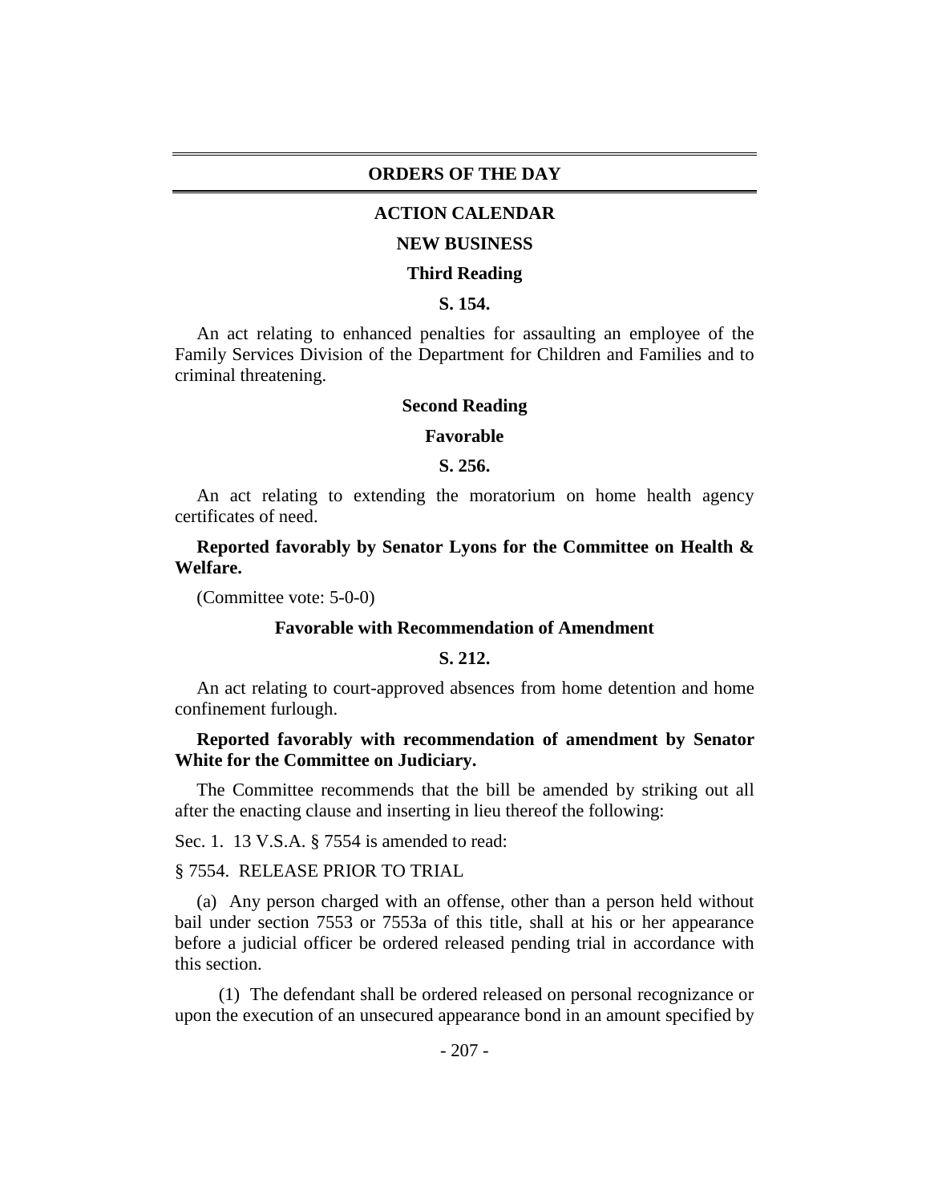## ORDERS OF THE DAY

### ACTION CALENDAR

### NEW BUSINESS

### Third Reading

### S. 154.

An act relating to enhanced penalties for assaulting an employee of the Family Services Division of the Department for Children and Families and to criminal threatening.

### Second Reading

### Favorable

### S. 256.

An act relating to extending the moratorium on home health agency certificates of need.

**Reported favorably by Senator Lyons for the Committee on Health & Welfare.**

(Committee vote: 5-0-0)

### Favorable with Recommendation of Amendment

### S. 212.

An act relating to court-approved absences from home detention and home confinement furlough.

**Reported favorably with recommendation of amendment by Senator White for the Committee on Judiciary.**

The Committee recommends that the bill be amended by striking out all after the enacting clause and inserting in lieu thereof the following:

Sec. 1. 13 V.S.A. § 7554 is amended to read:

§ 7554. RELEASE PRIOR TO TRIAL

(a) Any person charged with an offense, other than a person held without bail under section 7553 or 7553a of this title, shall at his or her appearance before a judicial officer be ordered released pending trial in accordance with this section.

(1) The defendant shall be ordered released on personal recognizance or upon the execution of an unsecured appearance bond in an amount specified by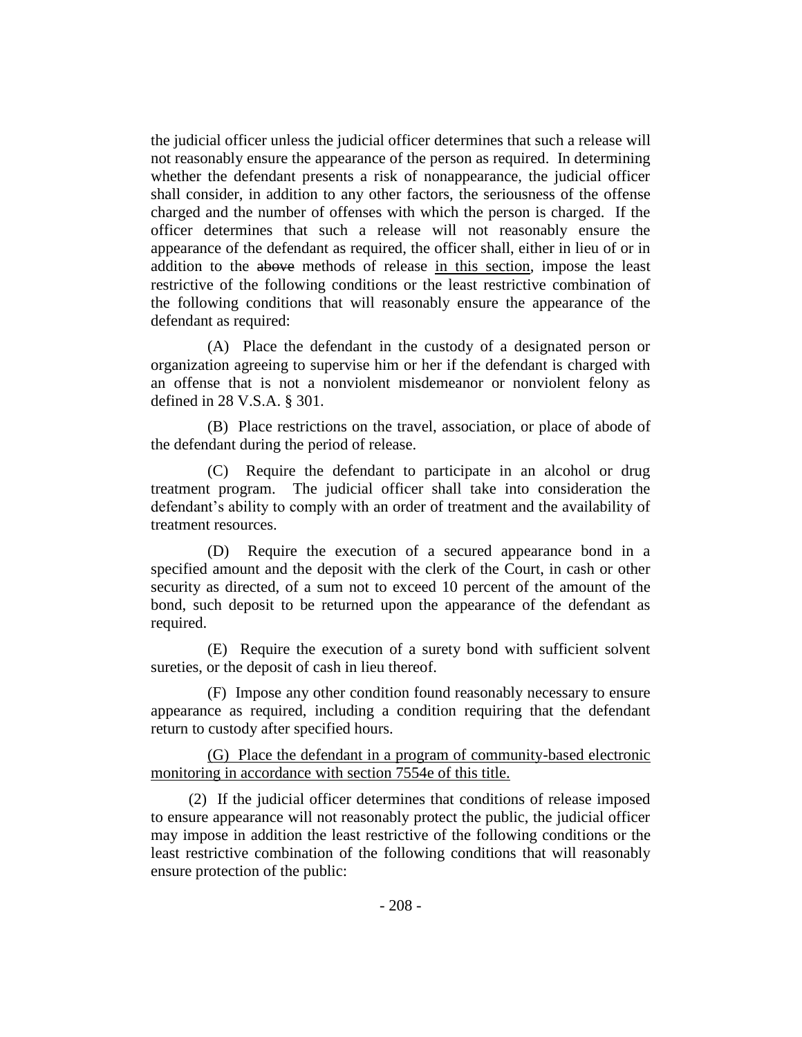the judicial officer unless the judicial officer determines that such a release will not reasonably ensure the appearance of the person as required. In determining whether the defendant presents a risk of nonappearance, the judicial officer shall consider, in addition to any other factors, the seriousness of the offense charged and the number of offenses with which the person is charged. If the officer determines that such a release will not reasonably ensure the appearance of the defendant as required, the officer shall, either in lieu of or in addition to the ~~above~~ methods of release <u>in this section</u>, impose the least restrictive of the following conditions or the least restrictive combination of the following conditions that will reasonably ensure the appearance of the defendant as required:

(A) Place the defendant in the custody of a designated person or organization agreeing to supervise him or her if the defendant is charged with an offense that is not a nonviolent misdemeanor or nonviolent felony as defined in 28 V.S.A. § 301.

(B) Place restrictions on the travel, association, or place of abode of the defendant during the period of release.

(C) Require the defendant to participate in an alcohol or drug treatment program. The judicial officer shall take into consideration the defendant's ability to comply with an order of treatment and the availability of treatment resources.

(D) Require the execution of a secured appearance bond in a specified amount and the deposit with the clerk of the Court, in cash or other security as directed, of a sum not to exceed 10 percent of the amount of the bond, such deposit to be returned upon the appearance of the defendant as required.

(E) Require the execution of a surety bond with sufficient solvent sureties, or the deposit of cash in lieu thereof.

(F) Impose any other condition found reasonably necessary to ensure appearance as required, including a condition requiring that the defendant return to custody after specified hours.

<u>(G) Place the defendant in a program of community-based electronic monitoring in accordance with section 7554e of this title.</u>

(2) If the judicial officer determines that conditions of release imposed to ensure appearance will not reasonably protect the public, the judicial officer may impose in addition the least restrictive of the following conditions or the least restrictive combination of the following conditions that will reasonably ensure protection of the public: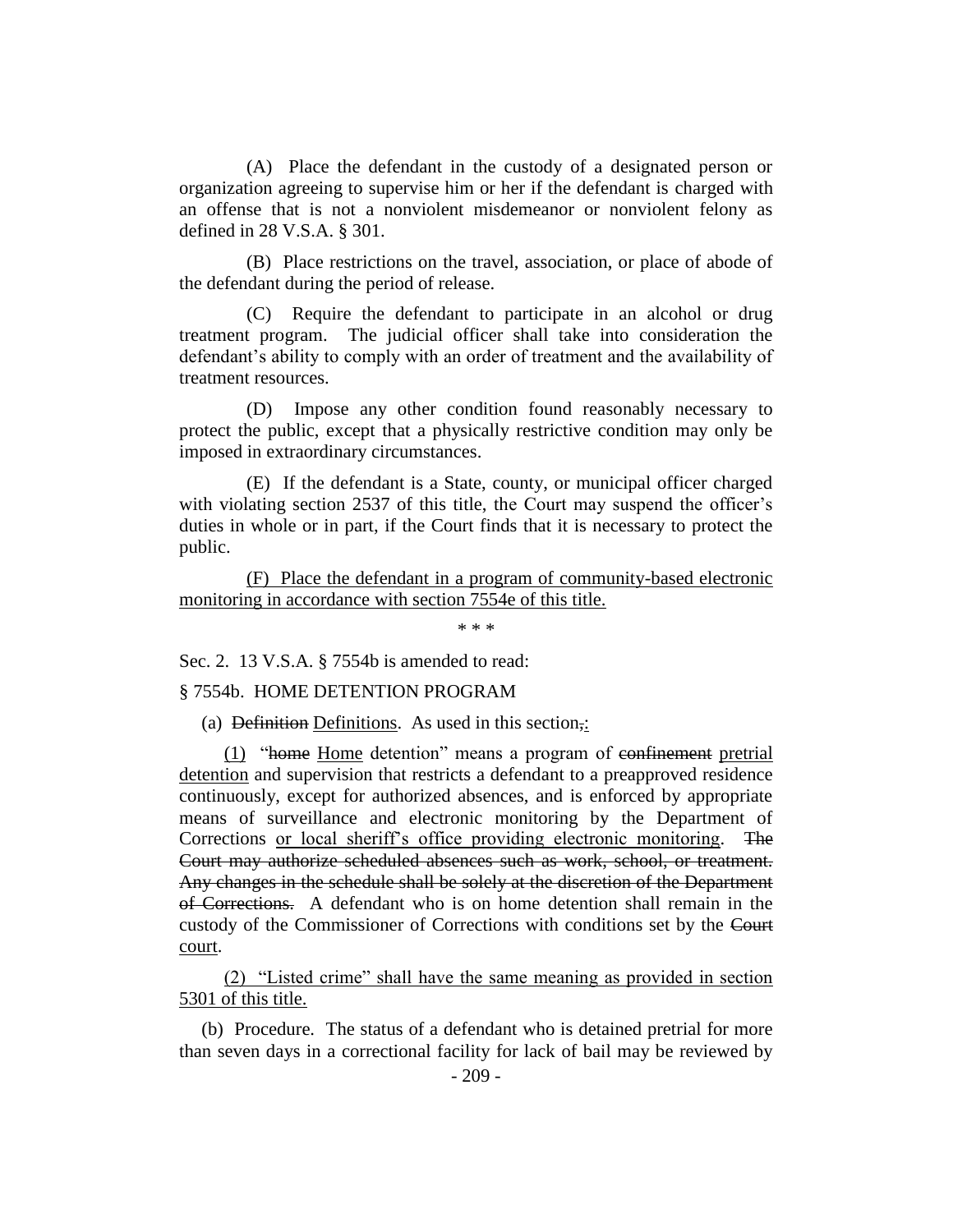(A) Place the defendant in the custody of a designated person or organization agreeing to supervise him or her if the defendant is charged with an offense that is not a nonviolent misdemeanor or nonviolent felony as defined in 28 V.S.A. § 301.

(B) Place restrictions on the travel, association, or place of abode of the defendant during the period of release.

(C) Require the defendant to participate in an alcohol or drug treatment program. The judicial officer shall take into consideration the defendant's ability to comply with an order of treatment and the availability of treatment resources.

(D) Impose any other condition found reasonably necessary to protect the public, except that a physically restrictive condition may only be imposed in extraordinary circumstances.

(E) If the defendant is a State, county, or municipal officer charged with violating section 2537 of this title, the Court may suspend the officer's duties in whole or in part, if the Court finds that it is necessary to protect the public.

<u>(F) Place the defendant in a program of community-based electronic monitoring in accordance with section 7554e of this title.</u>

\* \* \*

Sec. 2. 13 V.S.A. § 7554b is amended to read:

§ 7554b. HOME DETENTION PROGRAM

(a) ~~Definition~~ <u>Definitions</u>. As used in this section~~,~~<u>:</u>

<u>(1)</u> "~~home~~ <u>Home</u> detention" means a program of ~~confinement~~ <u>pretrial detention</u> and supervision that restricts a defendant to a preapproved residence continuously, except for authorized absences, and is enforced by appropriate means of surveillance and electronic monitoring by the Department of Corrections <u>or local sheriff's office providing electronic monitoring</u>. ~~The Court may authorize scheduled absences such as work, school, or treatment. Any changes in the schedule shall be solely at the discretion of the Department of Corrections.~~ A defendant who is on home detention shall remain in the custody of the Commissioner of Corrections with conditions set by the ~~Court~~ <u>court</u>.

<u>(2) "Listed crime" shall have the same meaning as provided in section 5301 of this title.</u>

(b) Procedure. The status of a defendant who is detained pretrial for more than seven days in a correctional facility for lack of bail may be reviewed by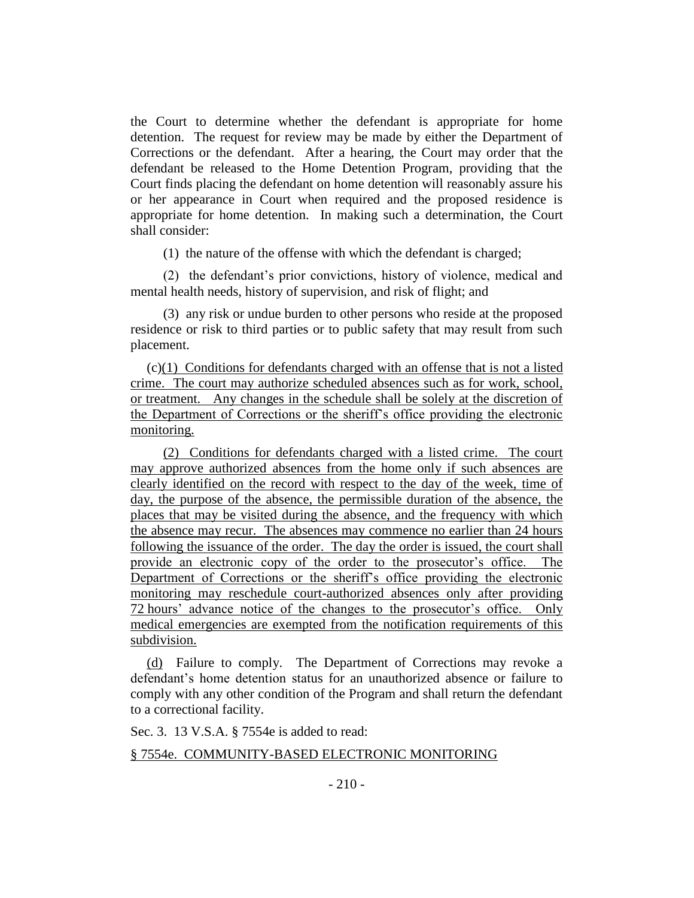the Court to determine whether the defendant is appropriate for home detention. The request for review may be made by either the Department of Corrections or the defendant. After a hearing, the Court may order that the defendant be released to the Home Detention Program, providing that the Court finds placing the defendant on home detention will reasonably assure his or her appearance in Court when required and the proposed residence is appropriate for home detention. In making such a determination, the Court shall consider:

(1) the nature of the offense with which the defendant is charged;

(2) the defendant's prior convictions, history of violence, medical and mental health needs, history of supervision, and risk of flight; and

(3) any risk or undue burden to other persons who reside at the proposed residence or risk to third parties or to public safety that may result from such placement.

(c)(1) Conditions for defendants charged with an offense that is not a listed crime. The court may authorize scheduled absences such as for work, school, or treatment. Any changes in the schedule shall be solely at the discretion of the Department of Corrections or the sheriff's office providing the electronic monitoring.

(2) Conditions for defendants charged with a listed crime. The court may approve authorized absences from the home only if such absences are clearly identified on the record with respect to the day of the week, time of day, the purpose of the absence, the permissible duration of the absence, the places that may be visited during the absence, and the frequency with which the absence may recur. The absences may commence no earlier than 24 hours following the issuance of the order. The day the order is issued, the court shall provide an electronic copy of the order to the prosecutor's office. The Department of Corrections or the sheriff's office providing the electronic monitoring may reschedule court-authorized absences only after providing 72 hours' advance notice of the changes to the prosecutor's office. Only medical emergencies are exempted from the notification requirements of this subdivision.

(d) Failure to comply. The Department of Corrections may revoke a defendant's home detention status for an unauthorized absence or failure to comply with any other condition of the Program and shall return the defendant to a correctional facility.

Sec. 3. 13 V.S.A. § 7554e is added to read:

§ 7554e. COMMUNITY-BASED ELECTRONIC MONITORING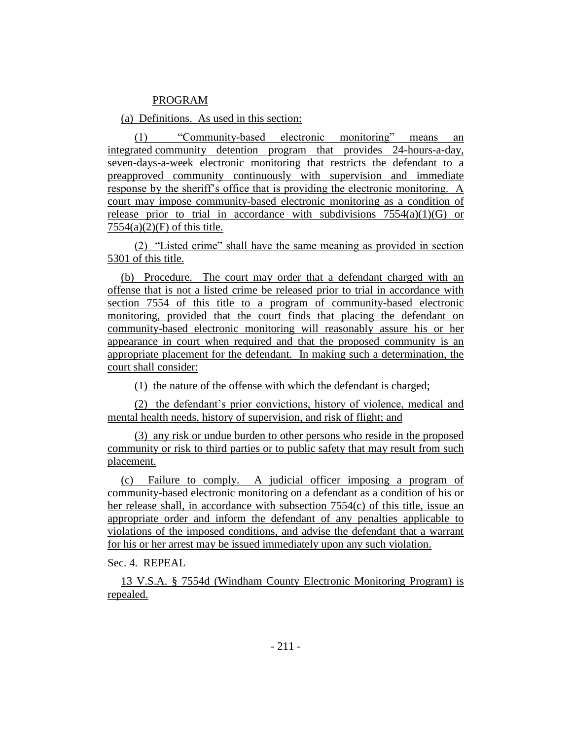PROGRAM

(a) Definitions. As used in this section:

(1) "Community-based electronic monitoring" means an integrated community detention program that provides 24-hours-a-day, seven-days-a-week electronic monitoring that restricts the defendant to a preapproved community continuously with supervision and immediate response by the sheriff's office that is providing the electronic monitoring. A court may impose community-based electronic monitoring as a condition of release prior to trial in accordance with subdivisions 7554(a)(1)(G) or 7554(a)(2)(F) of this title.

(2) "Listed crime" shall have the same meaning as provided in section 5301 of this title.

(b) Procedure. The court may order that a defendant charged with an offense that is not a listed crime be released prior to trial in accordance with section 7554 of this title to a program of community-based electronic monitoring, provided that the court finds that placing the defendant on community-based electronic monitoring will reasonably assure his or her appearance in court when required and that the proposed community is an appropriate placement for the defendant. In making such a determination, the court shall consider:

(1) the nature of the offense with which the defendant is charged;

(2) the defendant's prior convictions, history of violence, medical and mental health needs, history of supervision, and risk of flight; and

(3) any risk or undue burden to other persons who reside in the proposed community or risk to third parties or to public safety that may result from such placement.

(c) Failure to comply. A judicial officer imposing a program of community-based electronic monitoring on a defendant as a condition of his or her release shall, in accordance with subsection 7554(c) of this title, issue an appropriate order and inform the defendant of any penalties applicable to violations of the imposed conditions, and advise the defendant that a warrant for his or her arrest may be issued immediately upon any such violation.

Sec. 4. REPEAL

13 V.S.A. § 7554d (Windham County Electronic Monitoring Program) is repealed.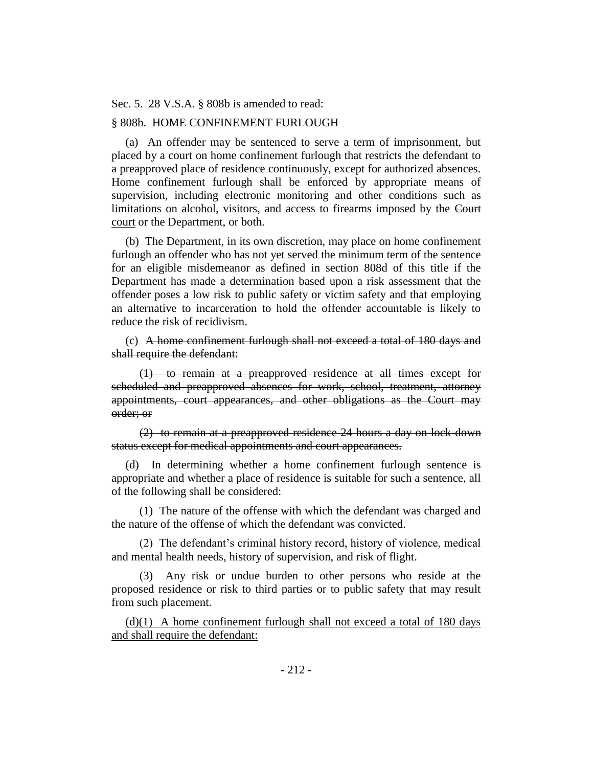Sec. 5. 28 V.S.A. § 808b is amended to read:

§ 808b. HOME CONFINEMENT FURLOUGH

(a) An offender may be sentenced to serve a term of imprisonment, but placed by a court on home confinement furlough that restricts the defendant to a preapproved place of residence continuously, except for authorized absences. Home confinement furlough shall be enforced by appropriate means of supervision, including electronic monitoring and other conditions such as limitations on alcohol, visitors, and access to firearms imposed by the ~~Court~~ court or the Department, or both.

(b) The Department, in its own discretion, may place on home confinement furlough an offender who has not yet served the minimum term of the sentence for an eligible misdemeanor as defined in section 808d of this title if the Department has made a determination based upon a risk assessment that the offender poses a low risk to public safety or victim safety and that employing an alternative to incarceration to hold the offender accountable is likely to reduce the risk of recidivism.

(c) ~~A home confinement furlough shall not exceed a total of 180 days and shall require the defendant:~~

~~(1) to remain at a preapproved residence at all times except for scheduled and preapproved absences for work, school, treatment, attorney appointments, court appearances, and other obligations as the Court may order; or~~

~~(2) to remain at a preapproved residence 24 hours a day on lock-down status except for medical appointments and court appearances.~~

~~(d)~~ In determining whether a home confinement furlough sentence is appropriate and whether a place of residence is suitable for such a sentence, all of the following shall be considered:

(1) The nature of the offense with which the defendant was charged and the nature of the offense of which the defendant was convicted.

(2) The defendant's criminal history record, history of violence, medical and mental health needs, history of supervision, and risk of flight.

(3) Any risk or undue burden to other persons who reside at the proposed residence or risk to third parties or to public safety that may result from such placement.

<u>(d)(1) A home confinement furlough shall not exceed a total of 180 days and shall require the defendant:</u>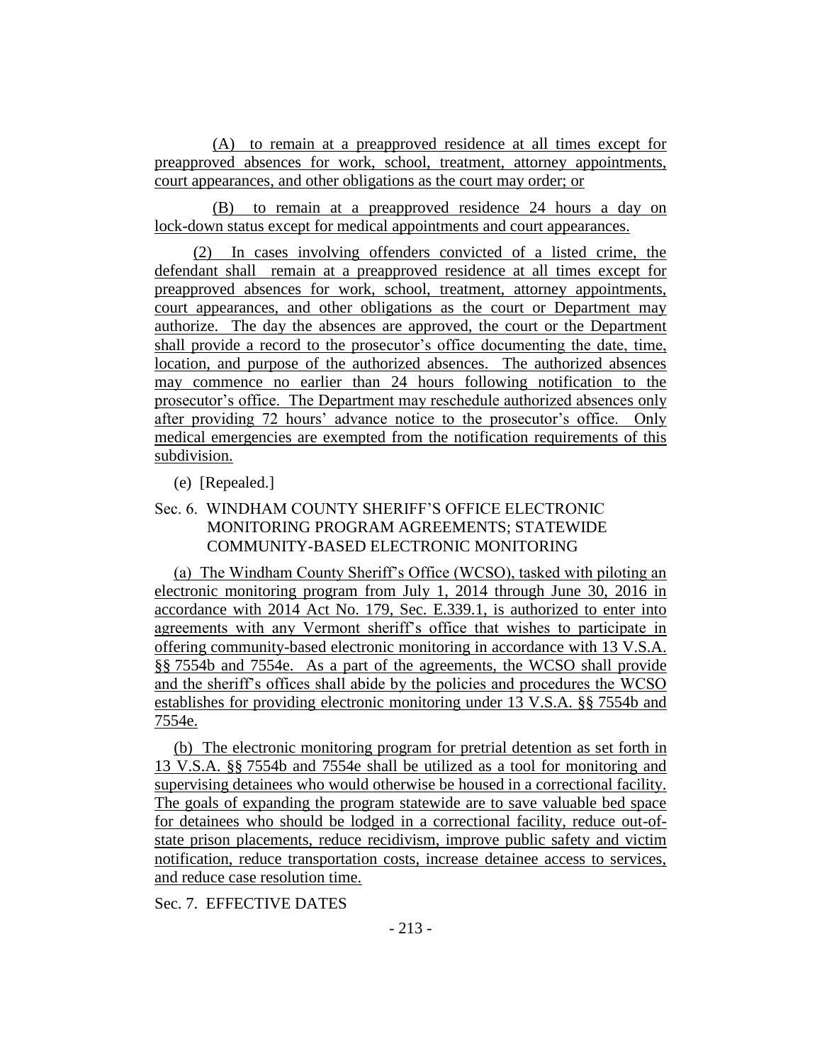(A) to remain at a preapproved residence at all times except for preapproved absences for work, school, treatment, attorney appointments, court appearances, and other obligations as the court may order; or

(B) to remain at a preapproved residence 24 hours a day on lock-down status except for medical appointments and court appearances.

(2) In cases involving offenders convicted of a listed crime, the defendant shall remain at a preapproved residence at all times except for preapproved absences for work, school, treatment, attorney appointments, court appearances, and other obligations as the court or Department may authorize. The day the absences are approved, the court or the Department shall provide a record to the prosecutor's office documenting the date, time, location, and purpose of the authorized absences. The authorized absences may commence no earlier than 24 hours following notification to the prosecutor's office. The Department may reschedule authorized absences only after providing 72 hours' advance notice to the prosecutor's office. Only medical emergencies are exempted from the notification requirements of this subdivision.

(e) [Repealed.]

Sec. 6. WINDHAM COUNTY SHERIFF'S OFFICE ELECTRONIC MONITORING PROGRAM AGREEMENTS; STATEWIDE COMMUNITY-BASED ELECTRONIC MONITORING

(a) The Windham County Sheriff's Office (WCSO), tasked with piloting an electronic monitoring program from July 1, 2014 through June 30, 2016 in accordance with 2014 Act No. 179, Sec. E.339.1, is authorized to enter into agreements with any Vermont sheriff's office that wishes to participate in offering community-based electronic monitoring in accordance with 13 V.S.A. §§ 7554b and 7554e. As a part of the agreements, the WCSO shall provide and the sheriff's offices shall abide by the policies and procedures the WCSO establishes for providing electronic monitoring under 13 V.S.A. §§ 7554b and 7554e.

(b) The electronic monitoring program for pretrial detention as set forth in 13 V.S.A. §§ 7554b and 7554e shall be utilized as a tool for monitoring and supervising detainees who would otherwise be housed in a correctional facility. The goals of expanding the program statewide are to save valuable bed space for detainees who should be lodged in a correctional facility, reduce out-of-state prison placements, reduce recidivism, improve public safety and victim notification, reduce transportation costs, increase detainee access to services, and reduce case resolution time.

Sec. 7. EFFECTIVE DATES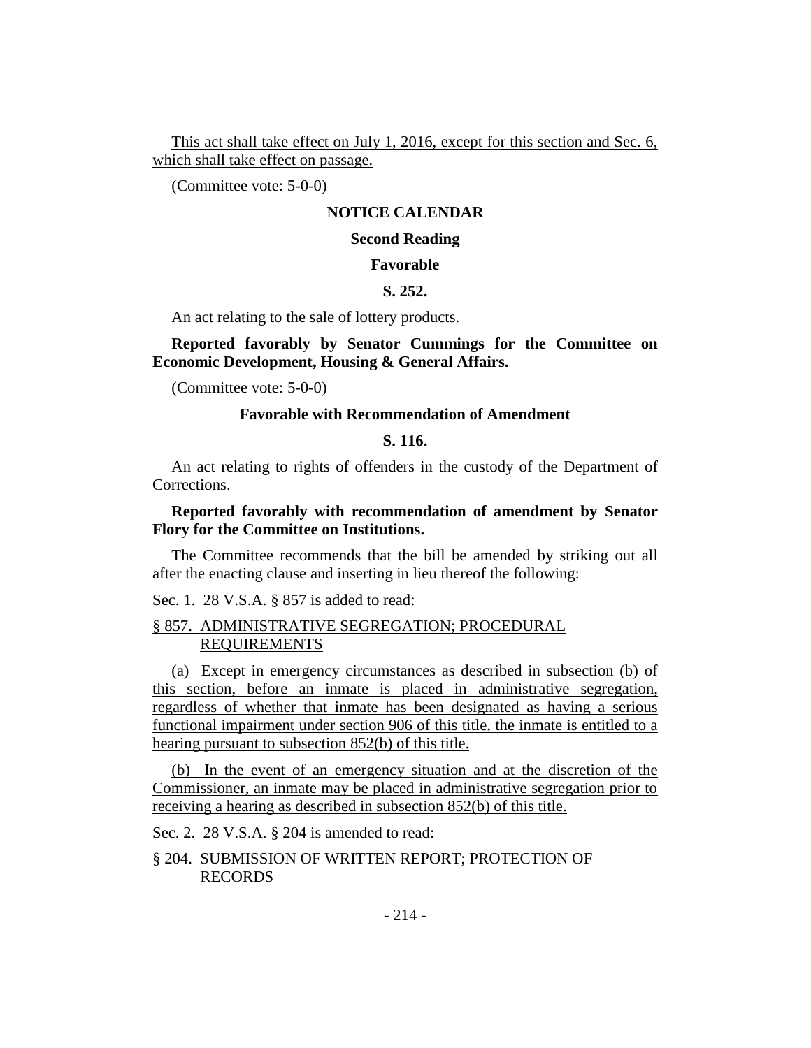<u>This act shall take effect on July 1, 2016, except for this section and Sec. 6, which shall take effect on passage.</u>

(Committee vote: 5-0-0)

**NOTICE CALENDAR**

**Second Reading**

**Favorable**

**S. 252.**

An act relating to the sale of lottery products.

**Reported favorably by Senator Cummings for the Committee on Economic Development, Housing & General Affairs.**

(Committee vote: 5-0-0)

**Favorable with Recommendation of Amendment**

**S. 116.**

An act relating to rights of offenders in the custody of the Department of Corrections.

**Reported favorably with recommendation of amendment by Senator Flory for the Committee on Institutions.**

The Committee recommends that the bill be amended by striking out all after the enacting clause and inserting in lieu thereof the following:

Sec. 1. 28 V.S.A. § 857 is added to read:

<u>§ 857. ADMINISTRATIVE SEGREGATION; PROCEDURAL REQUIREMENTS</u>

<u>(a) Except in emergency circumstances as described in subsection (b) of this section, before an inmate is placed in administrative segregation, regardless of whether that inmate has been designated as having a serious functional impairment under section 906 of this title, the inmate is entitled to a hearing pursuant to subsection 852(b) of this title.</u>

<u>(b) In the event of an emergency situation and at the discretion of the Commissioner, an inmate may be placed in administrative segregation prior to receiving a hearing as described in subsection 852(b) of this title.</u>

Sec. 2. 28 V.S.A. § 204 is amended to read:

§ 204. SUBMISSION OF WRITTEN REPORT; PROTECTION OF RECORDS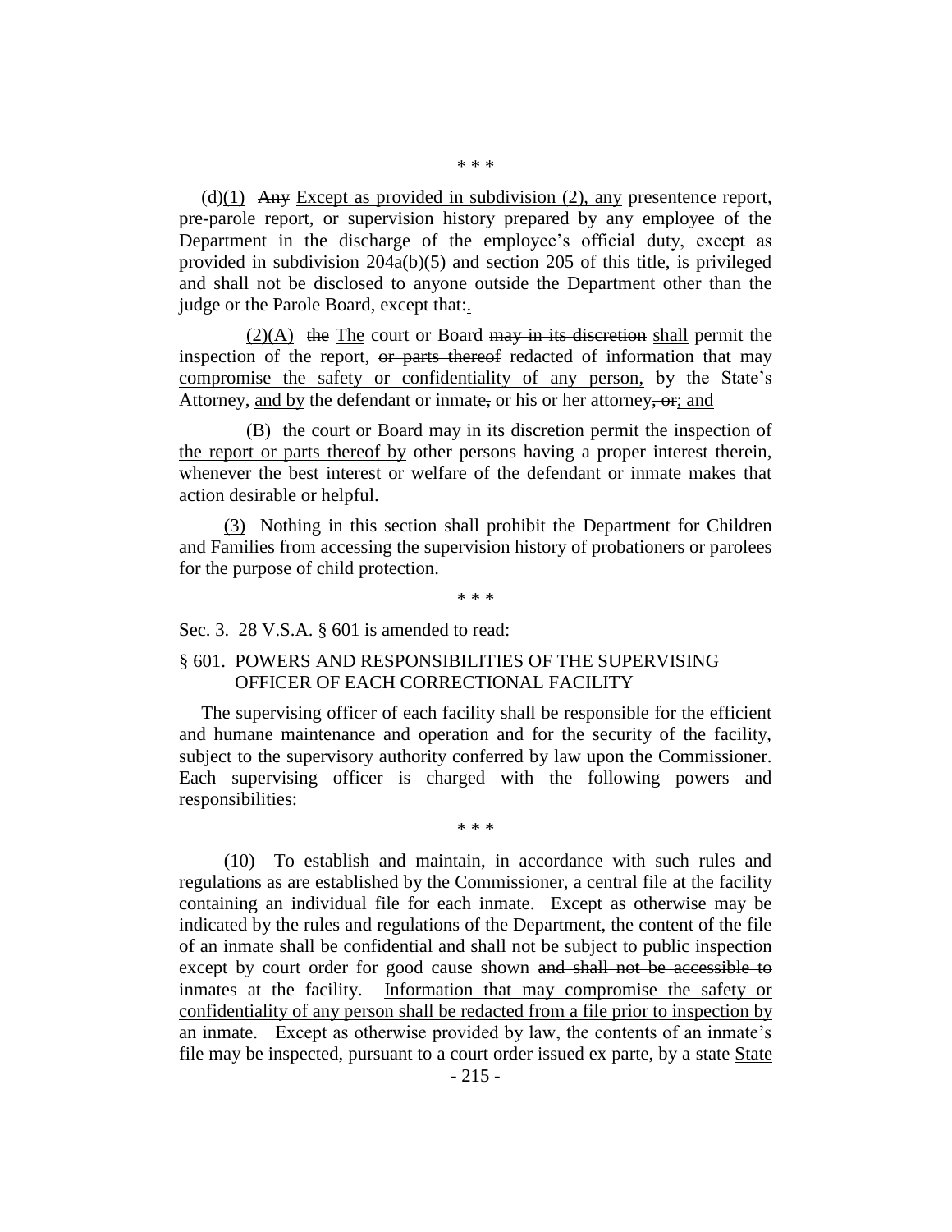\* \* \*

(d)(1) ~~Any~~ Except as provided in subdivision (2), any presentence report, pre-parole report, or supervision history prepared by any employee of the Department in the discharge of the employee's official duty, except as provided in subdivision 204a(b)(5) and section 205 of this title, is privileged and shall not be disclosed to anyone outside the Department other than the judge or the Parole Board~~, except that:~~.

(2)(A) ~~the~~ The court or Board ~~may in its discretion~~ shall permit the inspection of the report, ~~or parts thereof~~ redacted of information that may compromise the safety or confidentiality of any person, by the State's Attorney, and by the defendant or inmate~~,~~ or his or her attorney~~, or~~; and

(B) the court or Board may in its discretion permit the inspection of the report or parts thereof by other persons having a proper interest therein, whenever the best interest or welfare of the defendant or inmate makes that action desirable or helpful.

(3) Nothing in this section shall prohibit the Department for Children and Families from accessing the supervision history of probationers or parolees for the purpose of child protection.

\* \* \*

Sec. 3. 28 V.S.A. § 601 is amended to read:

§ 601. POWERS AND RESPONSIBILITIES OF THE SUPERVISING OFFICER OF EACH CORRECTIONAL FACILITY

The supervising officer of each facility shall be responsible for the efficient and humane maintenance and operation and for the security of the facility, subject to the supervisory authority conferred by law upon the Commissioner. Each supervising officer is charged with the following powers and responsibilities:

\* \* \*

(10) To establish and maintain, in accordance with such rules and regulations as are established by the Commissioner, a central file at the facility containing an individual file for each inmate. Except as otherwise may be indicated by the rules and regulations of the Department, the content of the file of an inmate shall be confidential and shall not be subject to public inspection except by court order for good cause shown ~~and shall not be accessible to inmates at the facility~~. Information that may compromise the safety or confidentiality of any person shall be redacted from a file prior to inspection by an inmate. Except as otherwise provided by law, the contents of an inmate's file may be inspected, pursuant to a court order issued ex parte, by a ~~state~~ State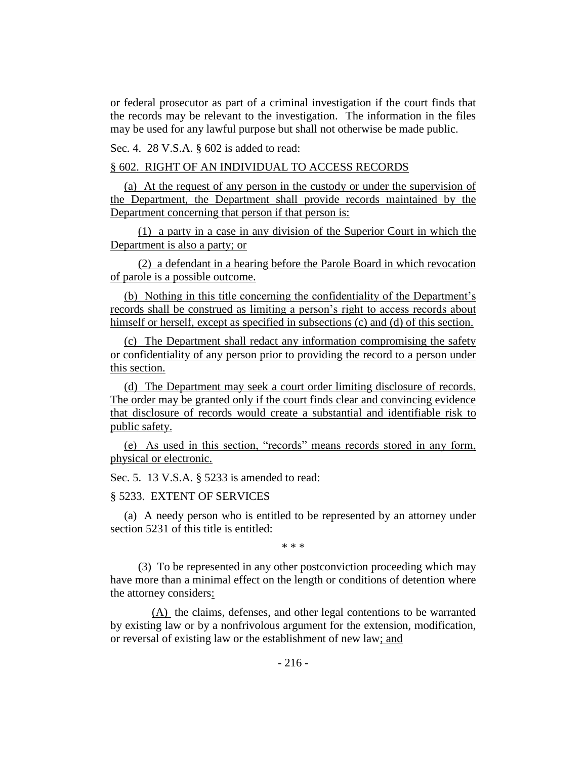or federal prosecutor as part of a criminal investigation if the court finds that the records may be relevant to the investigation. The information in the files may be used for any lawful purpose but shall not otherwise be made public.

Sec. 4. 28 V.S.A. § 602 is added to read:

§ 602. RIGHT OF AN INDIVIDUAL TO ACCESS RECORDS

(a) At the request of any person in the custody or under the supervision of the Department, the Department shall provide records maintained by the Department concerning that person if that person is:

(1) a party in a case in any division of the Superior Court in which the Department is also a party; or

(2) a defendant in a hearing before the Parole Board in which revocation of parole is a possible outcome.

(b) Nothing in this title concerning the confidentiality of the Department's records shall be construed as limiting a person's right to access records about himself or herself, except as specified in subsections (c) and (d) of this section.

(c) The Department shall redact any information compromising the safety or confidentiality of any person prior to providing the record to a person under this section.

(d) The Department may seek a court order limiting disclosure of records. The order may be granted only if the court finds clear and convincing evidence that disclosure of records would create a substantial and identifiable risk to public safety.

(e) As used in this section, "records" means records stored in any form, physical or electronic.

Sec. 5. 13 V.S.A. § 5233 is amended to read:

§ 5233. EXTENT OF SERVICES

(a) A needy person who is entitled to be represented by an attorney under section 5231 of this title is entitled:

\* \* \*

(3) To be represented in any other postconviction proceeding which may have more than a minimal effect on the length or conditions of detention where the attorney considers:

(A) the claims, defenses, and other legal contentions to be warranted by existing law or by a nonfrivolous argument for the extension, modification, or reversal of existing law or the establishment of new law; and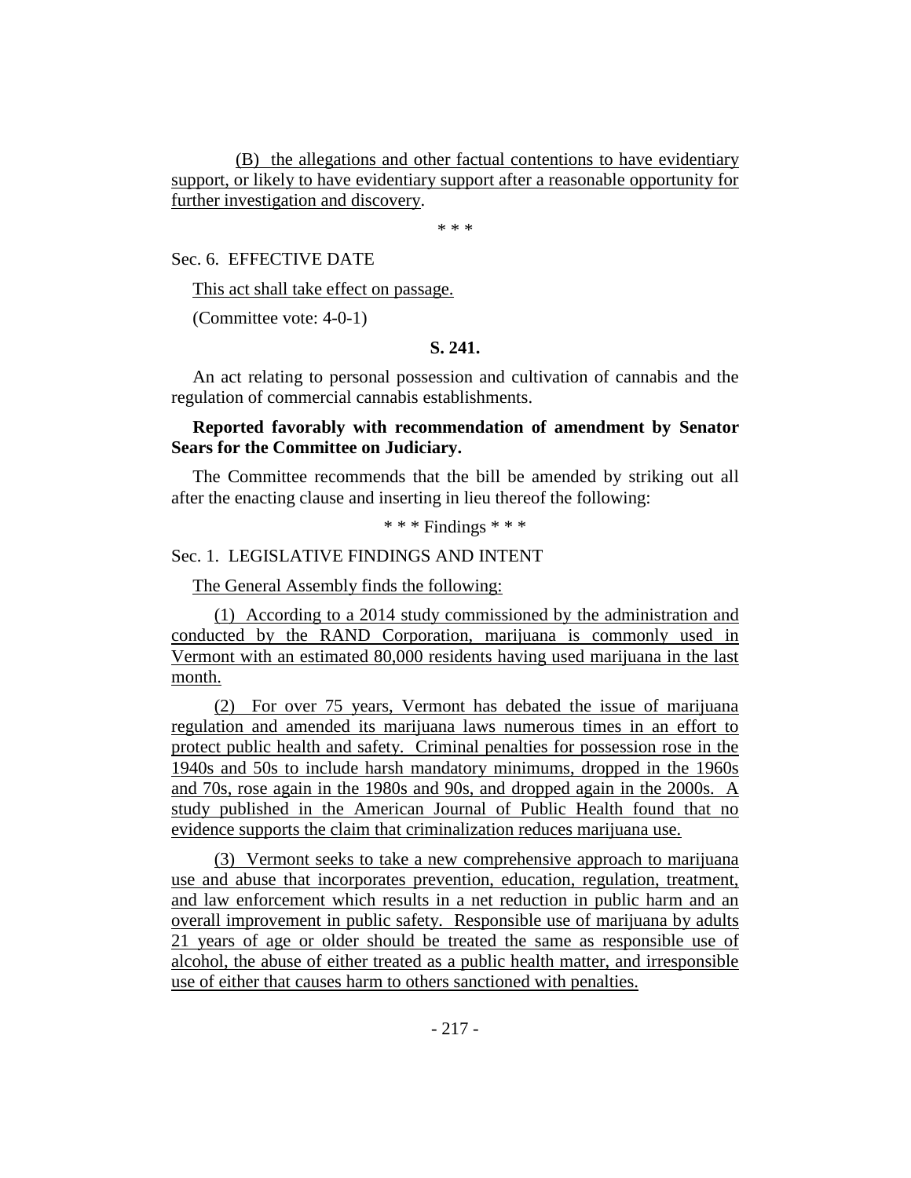(B) the allegations and other factual contentions to have evidentiary support, or likely to have evidentiary support after a reasonable opportunity for further investigation and discovery.

\* \* \*

Sec. 6. EFFECTIVE DATE

This act shall take effect on passage.

(Committee vote: 4-0-1)

**S. 241.**

An act relating to personal possession and cultivation of cannabis and the regulation of commercial cannabis establishments.

**Reported favorably with recommendation of amendment by Senator Sears for the Committee on Judiciary.**

The Committee recommends that the bill be amended by striking out all after the enacting clause and inserting in lieu thereof the following:

\* \* \* Findings \* \* \*

Sec. 1. LEGISLATIVE FINDINGS AND INTENT

The General Assembly finds the following:

(1) According to a 2014 study commissioned by the administration and conducted by the RAND Corporation, marijuana is commonly used in Vermont with an estimated 80,000 residents having used marijuana in the last month.

(2) For over 75 years, Vermont has debated the issue of marijuana regulation and amended its marijuana laws numerous times in an effort to protect public health and safety. Criminal penalties for possession rose in the 1940s and 50s to include harsh mandatory minimums, dropped in the 1960s and 70s, rose again in the 1980s and 90s, and dropped again in the 2000s. A study published in the American Journal of Public Health found that no evidence supports the claim that criminalization reduces marijuana use.

(3) Vermont seeks to take a new comprehensive approach to marijuana use and abuse that incorporates prevention, education, regulation, treatment, and law enforcement which results in a net reduction in public harm and an overall improvement in public safety. Responsible use of marijuana by adults 21 years of age or older should be treated the same as responsible use of alcohol, the abuse of either treated as a public health matter, and irresponsible use of either that causes harm to others sanctioned with penalties.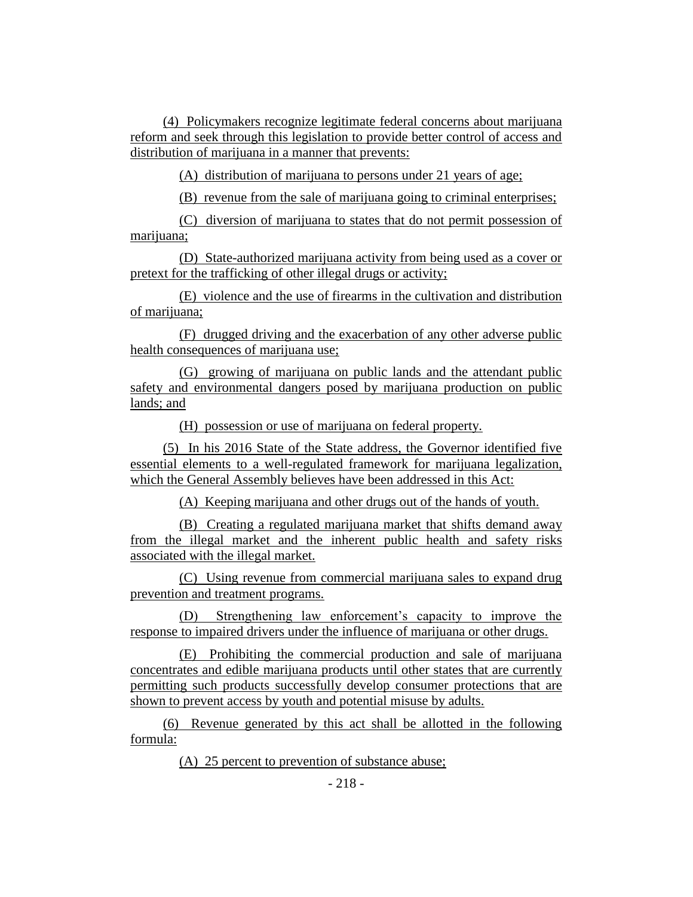(4) Policymakers recognize legitimate federal concerns about marijuana reform and seek through this legislation to provide better control of access and distribution of marijuana in a manner that prevents:

(A) distribution of marijuana to persons under 21 years of age;

(B) revenue from the sale of marijuana going to criminal enterprises;

(C) diversion of marijuana to states that do not permit possession of marijuana;

(D) State-authorized marijuana activity from being used as a cover or pretext for the trafficking of other illegal drugs or activity;

(E) violence and the use of firearms in the cultivation and distribution of marijuana;

(F) drugged driving and the exacerbation of any other adverse public health consequences of marijuana use;

(G) growing of marijuana on public lands and the attendant public safety and environmental dangers posed by marijuana production on public lands; and

(H) possession or use of marijuana on federal property.

(5) In his 2016 State of the State address, the Governor identified five essential elements to a well-regulated framework for marijuana legalization, which the General Assembly believes have been addressed in this Act:

(A) Keeping marijuana and other drugs out of the hands of youth.

(B) Creating a regulated marijuana market that shifts demand away from the illegal market and the inherent public health and safety risks associated with the illegal market.

(C) Using revenue from commercial marijuana sales to expand drug prevention and treatment programs.

(D) Strengthening law enforcement's capacity to improve the response to impaired drivers under the influence of marijuana or other drugs.

(E) Prohibiting the commercial production and sale of marijuana concentrates and edible marijuana products until other states that are currently permitting such products successfully develop consumer protections that are shown to prevent access by youth and potential misuse by adults.

(6) Revenue generated by this act shall be allotted in the following formula:

(A) 25 percent to prevention of substance abuse;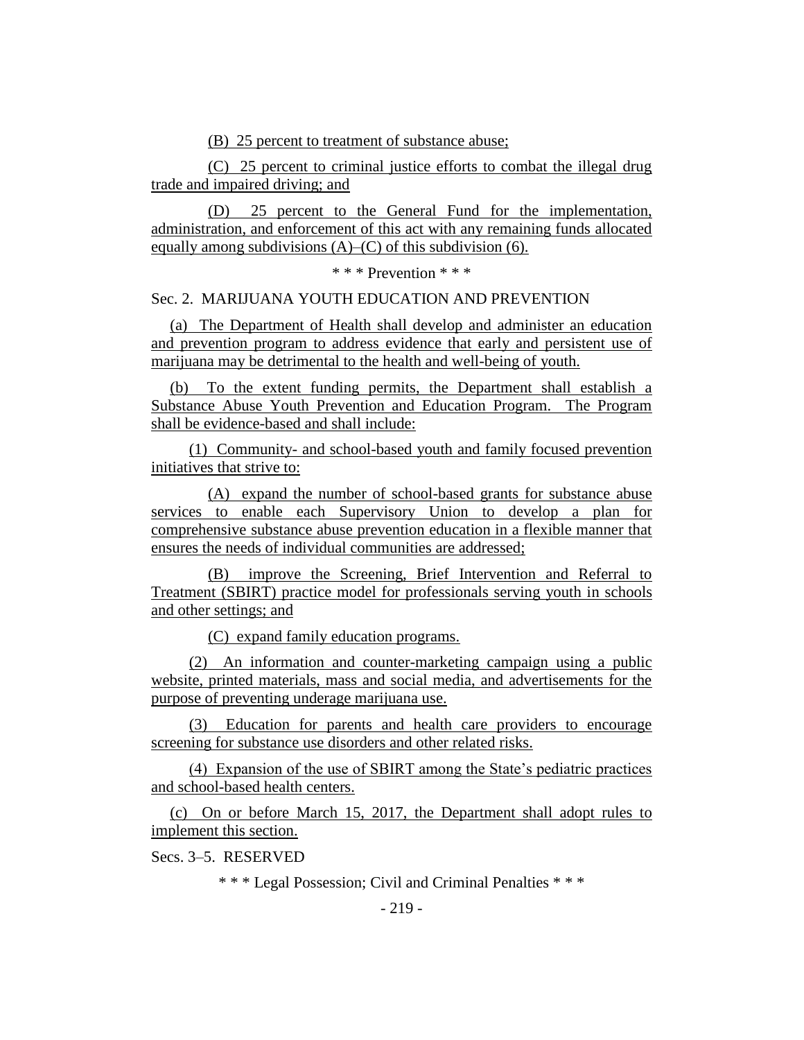(B) 25 percent to treatment of substance abuse;

(C) 25 percent to criminal justice efforts to combat the illegal drug trade and impaired driving; and

(D) 25 percent to the General Fund for the implementation, administration, and enforcement of this act with any remaining funds allocated equally among subdivisions (A)–(C) of this subdivision (6).

\* \* \* Prevention \* \* \*

Sec. 2. MARIJUANA YOUTH EDUCATION AND PREVENTION

(a) The Department of Health shall develop and administer an education and prevention program to address evidence that early and persistent use of marijuana may be detrimental to the health and well-being of youth.

(b) To the extent funding permits, the Department shall establish a Substance Abuse Youth Prevention and Education Program. The Program shall be evidence-based and shall include:

(1) Community- and school-based youth and family focused prevention initiatives that strive to:

(A) expand the number of school-based grants for substance abuse services to enable each Supervisory Union to develop a plan for comprehensive substance abuse prevention education in a flexible manner that ensures the needs of individual communities are addressed;

(B) improve the Screening, Brief Intervention and Referral to Treatment (SBIRT) practice model for professionals serving youth in schools and other settings; and

(C) expand family education programs.

(2) An information and counter-marketing campaign using a public website, printed materials, mass and social media, and advertisements for the purpose of preventing underage marijuana use.

(3) Education for parents and health care providers to encourage screening for substance use disorders and other related risks.

(4) Expansion of the use of SBIRT among the State's pediatric practices and school-based health centers.

(c) On or before March 15, 2017, the Department shall adopt rules to implement this section.

Secs. 3–5. RESERVED

\* \* \* Legal Possession; Civil and Criminal Penalties \* \* \*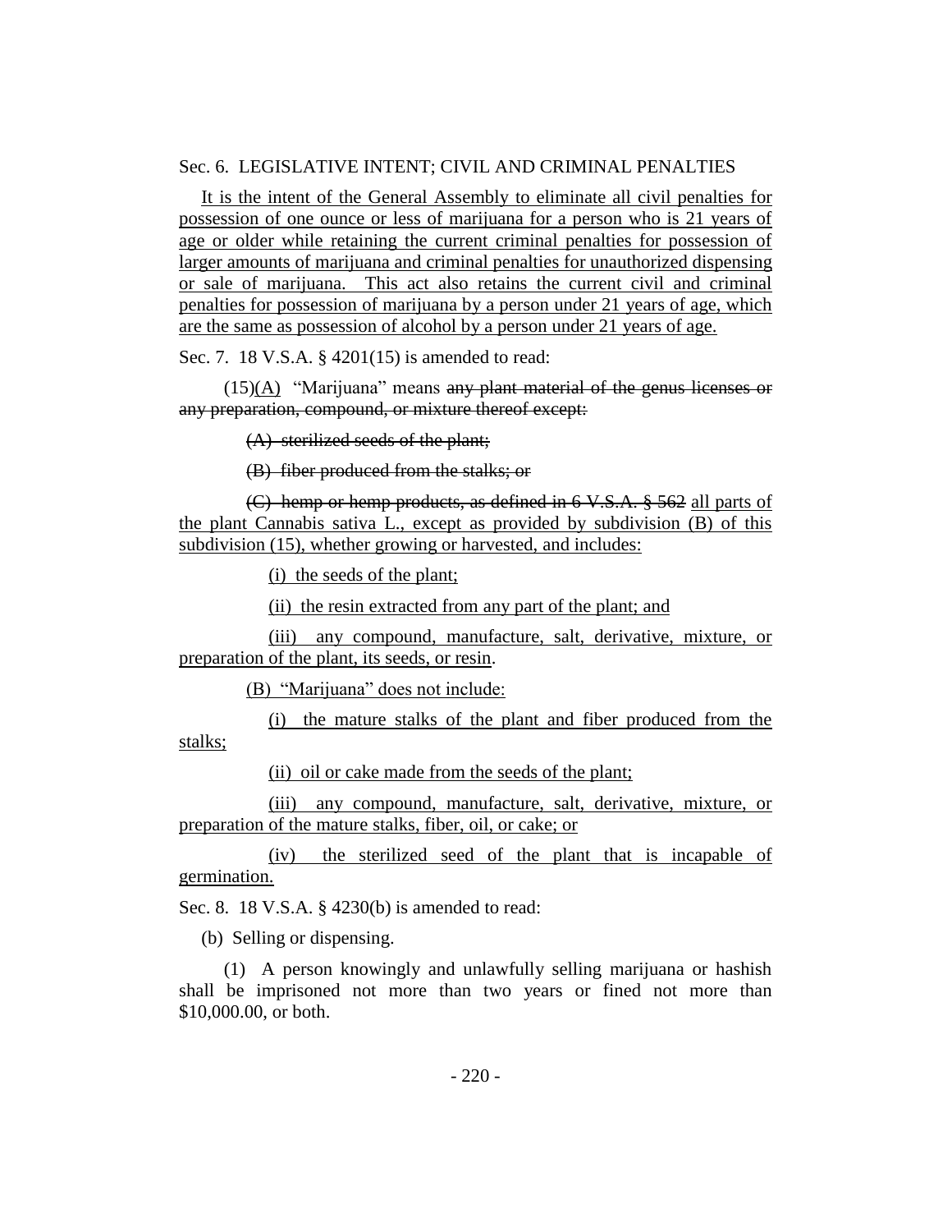Sec. 6. LEGISLATIVE INTENT; CIVIL AND CRIMINAL PENALTIES

It is the intent of the General Assembly to eliminate all civil penalties for possession of one ounce or less of marijuana for a person who is 21 years of age or older while retaining the current criminal penalties for possession of larger amounts of marijuana and criminal penalties for unauthorized dispensing or sale of marijuana. This act also retains the current civil and criminal penalties for possession of marijuana by a person under 21 years of age, which are the same as possession of alcohol by a person under 21 years of age.

Sec. 7. 18 V.S.A. § 4201(15) is amended to read:

(15)(A) "Marijuana" means ~~any plant material of the genus licenses or any preparation, compound, or mixture thereof except:~~

~~(A) sterilized seeds of the plant;~~

~~(B) fiber produced from the stalks; or~~

~~(C) hemp or hemp products, as defined in 6 V.S.A. § 562~~ all parts of the plant Cannabis sativa L., except as provided by subdivision (B) of this subdivision (15), whether growing or harvested, and includes:

(i) the seeds of the plant;

(ii) the resin extracted from any part of the plant; and

(iii) any compound, manufacture, salt, derivative, mixture, or preparation of the plant, its seeds, or resin.

(B) "Marijuana" does not include:

(i) the mature stalks of the plant and fiber produced from the stalks;

(ii) oil or cake made from the seeds of the plant;

(iii) any compound, manufacture, salt, derivative, mixture, or preparation of the mature stalks, fiber, oil, or cake; or

(iv) the sterilized seed of the plant that is incapable of germination.

Sec. 8. 18 V.S.A. § 4230(b) is amended to read:

(b) Selling or dispensing.

(1) A person knowingly and unlawfully selling marijuana or hashish shall be imprisoned not more than two years or fined not more than $10,000.00, or both.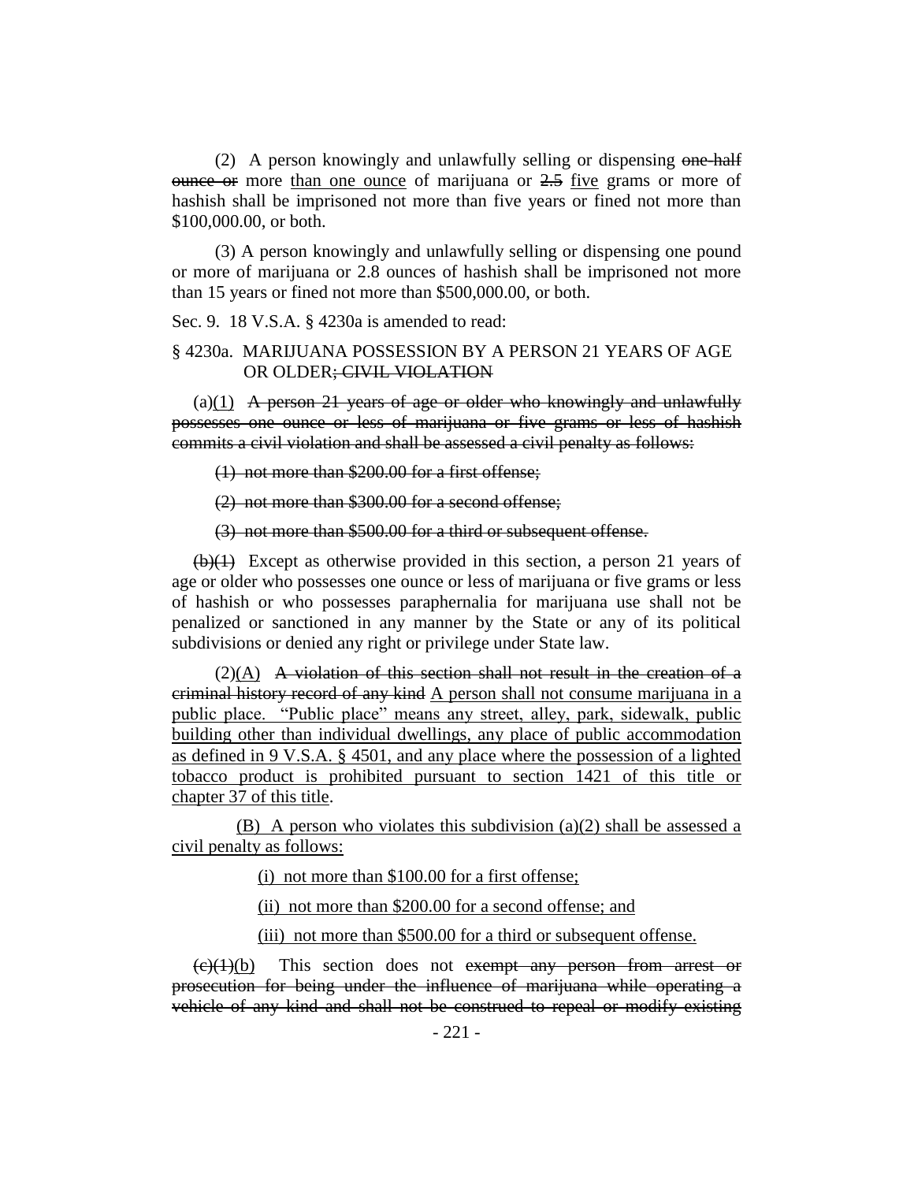(2) A person knowingly and unlawfully selling or dispensing ~~one-half ounce or~~ more <u>than one ounce</u> of marijuana or ~~2.5~~ <u>five</u> grams or more of hashish shall be imprisoned not more than five years or fined not more than $100,000.00, or both.

(3) A person knowingly and unlawfully selling or dispensing one pound or more of marijuana or 2.8 ounces of hashish shall be imprisoned not more than 15 years or fined not more than $500,000.00, or both.

Sec. 9. 18 V.S.A. § 4230a is amended to read:

§ 4230a. MARIJUANA POSSESSION BY A PERSON 21 YEARS OF AGE OR OLDER~~; CIVIL VIOLATION~~

(a)<u>(1)</u> ~~A person 21 years of age or older who knowingly and unlawfully possesses one ounce or less of marijuana or five grams or less of hashish commits a civil violation and shall be assessed a civil penalty as follows:~~

~~(1) not more than $200.00 for a first offense;~~

~~(2) not more than $300.00 for a second offense;~~

~~(3) not more than $500.00 for a third or subsequent offense.~~

~~(b)(1)~~ Except as otherwise provided in this section, a person 21 years of age or older who possesses one ounce or less of marijuana or five grams or less of hashish or who possesses paraphernalia for marijuana use shall not be penalized or sanctioned in any manner by the State or any of its political subdivisions or denied any right or privilege under State law.

(2)<u>(A)</u> ~~A violation of this section shall not result in the creation of a criminal history record of any kind~~ <u>A person shall not consume marijuana in a public place. "Public place" means any street, alley, park, sidewalk, public building other than individual dwellings, any place of public accommodation as defined in 9 V.S.A. § 4501, and any place where the possession of a lighted tobacco product is prohibited pursuant to section 1421 of this title or chapter 37 of this title</u>.

<u>(B) A person who violates this subdivision (a)(2) shall be assessed a civil penalty as follows:</u>

<u>(i) not more than $100.00 for a first offense;</u>

<u>(ii) not more than $200.00 for a second offense; and</u>

<u>(iii) not more than $500.00 for a third or subsequent offense.</u>

~~(c)(1)~~<u>(b)</u> This section does not ~~exempt any person from arrest or prosecution for being under the influence of marijuana while operating a vehicle of any kind and shall not be construed to repeal or modify existing~~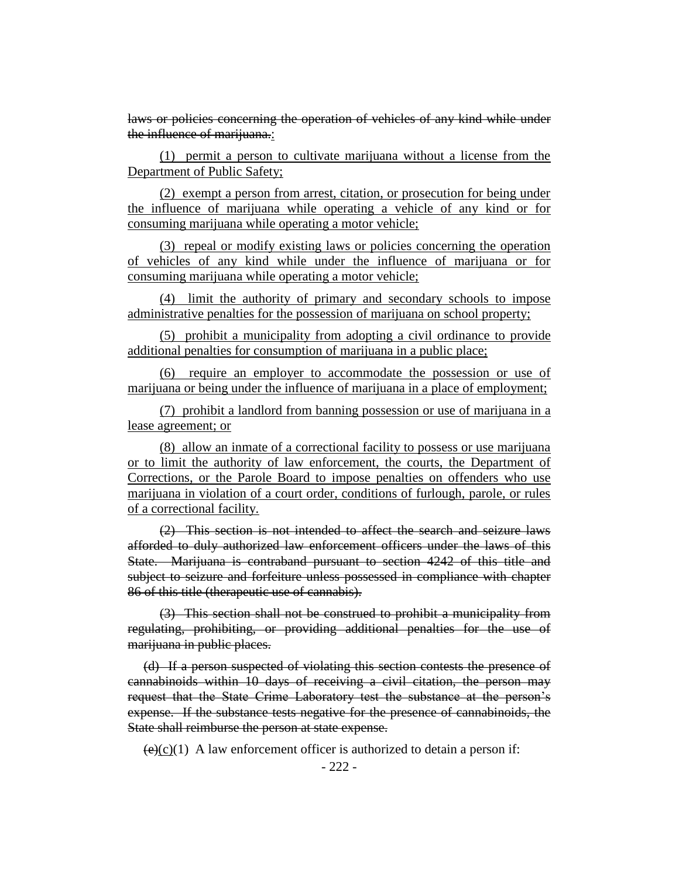~~laws or policies concerning the operation of vehicles of any kind while under the influence of marijuana.~~:

(1) permit a person to cultivate marijuana without a license from the Department of Public Safety;

(2) exempt a person from arrest, citation, or prosecution for being under the influence of marijuana while operating a vehicle of any kind or for consuming marijuana while operating a motor vehicle;

(3) repeal or modify existing laws or policies concerning the operation of vehicles of any kind while under the influence of marijuana or for consuming marijuana while operating a motor vehicle;

(4) limit the authority of primary and secondary schools to impose administrative penalties for the possession of marijuana on school property;

(5) prohibit a municipality from adopting a civil ordinance to provide additional penalties for consumption of marijuana in a public place;

(6) require an employer to accommodate the possession or use of marijuana or being under the influence of marijuana in a place of employment;

(7) prohibit a landlord from banning possession or use of marijuana in a lease agreement; or

(8) allow an inmate of a correctional facility to possess or use marijuana or to limit the authority of law enforcement, the courts, the Department of Corrections, or the Parole Board to impose penalties on offenders who use marijuana in violation of a court order, conditions of furlough, parole, or rules of a correctional facility.

~~(2) This section is not intended to affect the search and seizure laws afforded to duly authorized law enforcement officers under the laws of this State. Marijuana is contraband pursuant to section 4242 of this title and subject to seizure and forfeiture unless possessed in compliance with chapter 86 of this title (therapeutic use of cannabis).~~

~~(3) This section shall not be construed to prohibit a municipality from regulating, prohibiting, or providing additional penalties for the use of marijuana in public places.~~

~~(d) If a person suspected of violating this section contests the presence of cannabinoids within 10 days of receiving a civil citation, the person may request that the State Crime Laboratory test the substance at the person's expense. If the substance tests negative for the presence of cannabinoids, the State shall reimburse the person at state expense.~~

~~(e)~~(c)(1) A law enforcement officer is authorized to detain a person if: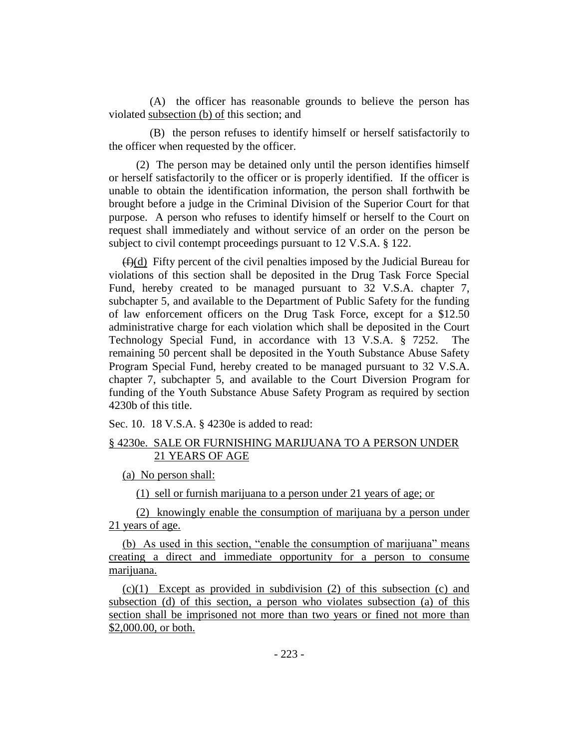(A) the officer has reasonable grounds to believe the person has violated <u>subsection (b) of</u> this section; and

(B) the person refuses to identify himself or herself satisfactorily to the officer when requested by the officer.

(2) The person may be detained only until the person identifies himself or herself satisfactorily to the officer or is properly identified. If the officer is unable to obtain the identification information, the person shall forthwith be brought before a judge in the Criminal Division of the Superior Court for that purpose. A person who refuses to identify himself or herself to the Court on request shall immediately and without service of an order on the person be subject to civil contempt proceedings pursuant to 12 V.S.A. § 122.

~~(f)~~<u>(d)</u> Fifty percent of the civil penalties imposed by the Judicial Bureau for violations of this section shall be deposited in the Drug Task Force Special Fund, hereby created to be managed pursuant to 32 V.S.A. chapter 7, subchapter 5, and available to the Department of Public Safety for the funding of law enforcement officers on the Drug Task Force, except for a $12.50 administrative charge for each violation which shall be deposited in the Court Technology Special Fund, in accordance with 13 V.S.A. § 7252. The remaining 50 percent shall be deposited in the Youth Substance Abuse Safety Program Special Fund, hereby created to be managed pursuant to 32 V.S.A. chapter 7, subchapter 5, and available to the Court Diversion Program for funding of the Youth Substance Abuse Safety Program as required by section 4230b of this title.

Sec. 10. 18 V.S.A. § 4230e is added to read:

<u>§ 4230e. SALE OR FURNISHING MARIJUANA TO A PERSON UNDER 21 YEARS OF AGE</u>

<u>(a) No person shall:</u>

<u>(1) sell or furnish marijuana to a person under 21 years of age; or</u>

<u>(2) knowingly enable the consumption of marijuana by a person under 21 years of age.</u>

<u>(b) As used in this section, "enable the consumption of marijuana" means creating a direct and immediate opportunity for a person to consume marijuana.</u>

<u>(c)(1) Except as provided in subdivision (2) of this subsection (c) and subsection (d) of this section, a person who violates subsection (a) of this section shall be imprisoned not more than two years or fined not more than $2,000.00, or both.</u>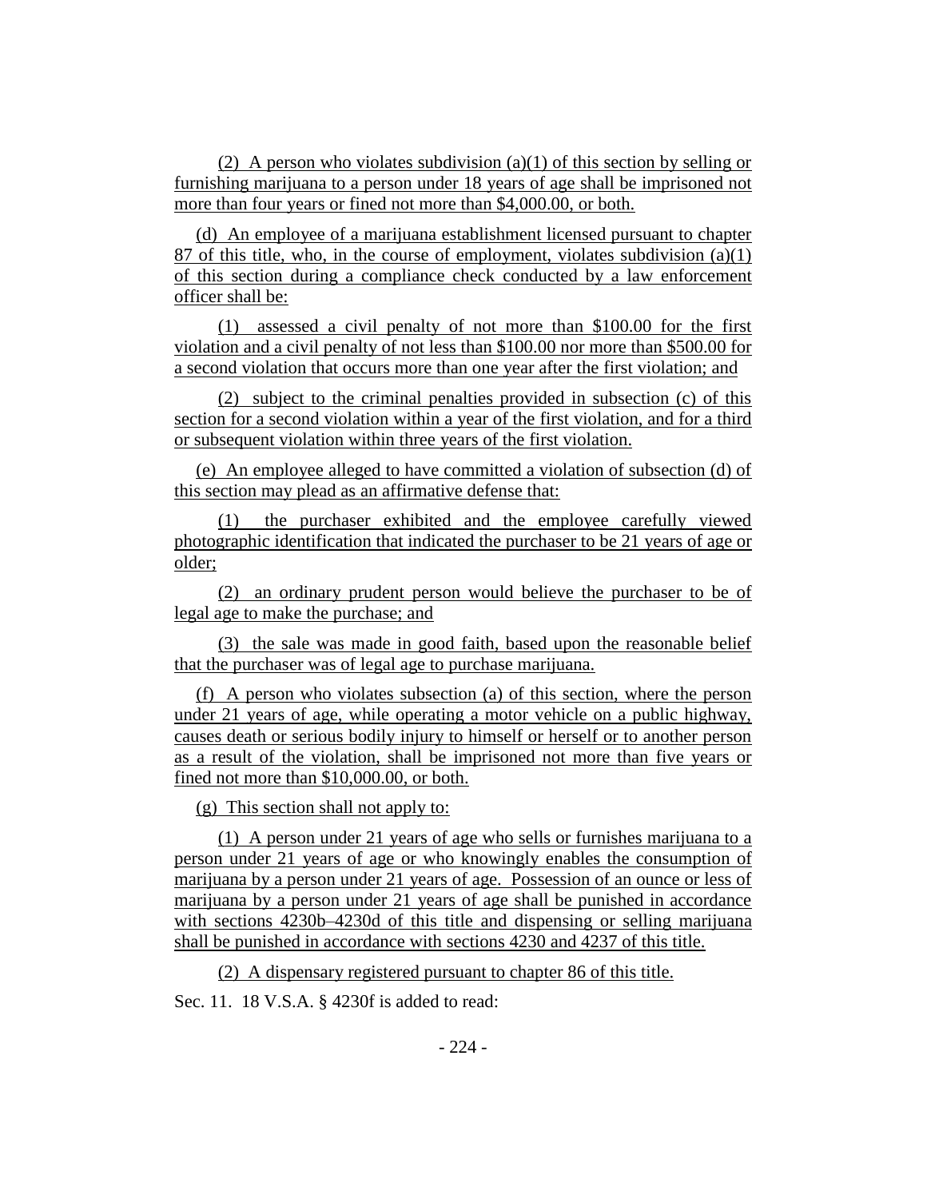(2) A person who violates subdivision (a)(1) of this section by selling or furnishing marijuana to a person under 18 years of age shall be imprisoned not more than four years or fined not more than $4,000.00, or both.

(d) An employee of a marijuana establishment licensed pursuant to chapter 87 of this title, who, in the course of employment, violates subdivision (a)(1) of this section during a compliance check conducted by a law enforcement officer shall be:

(1) assessed a civil penalty of not more than $100.00 for the first violation and a civil penalty of not less than $100.00 nor more than $500.00 for a second violation that occurs more than one year after the first violation; and

(2) subject to the criminal penalties provided in subsection (c) of this section for a second violation within a year of the first violation, and for a third or subsequent violation within three years of the first violation.

(e) An employee alleged to have committed a violation of subsection (d) of this section may plead as an affirmative defense that:

(1) the purchaser exhibited and the employee carefully viewed photographic identification that indicated the purchaser to be 21 years of age or older;

(2) an ordinary prudent person would believe the purchaser to be of legal age to make the purchase; and

(3) the sale was made in good faith, based upon the reasonable belief that the purchaser was of legal age to purchase marijuana.

(f) A person who violates subsection (a) of this section, where the person under 21 years of age, while operating a motor vehicle on a public highway, causes death or serious bodily injury to himself or herself or to another person as a result of the violation, shall be imprisoned not more than five years or fined not more than $10,000.00, or both.

(g) This section shall not apply to:

(1) A person under 21 years of age who sells or furnishes marijuana to a person under 21 years of age or who knowingly enables the consumption of marijuana by a person under 21 years of age. Possession of an ounce or less of marijuana by a person under 21 years of age shall be punished in accordance with sections 4230b–4230d of this title and dispensing or selling marijuana shall be punished in accordance with sections 4230 and 4237 of this title.

(2) A dispensary registered pursuant to chapter 86 of this title.

Sec. 11. 18 V.S.A. § 4230f is added to read: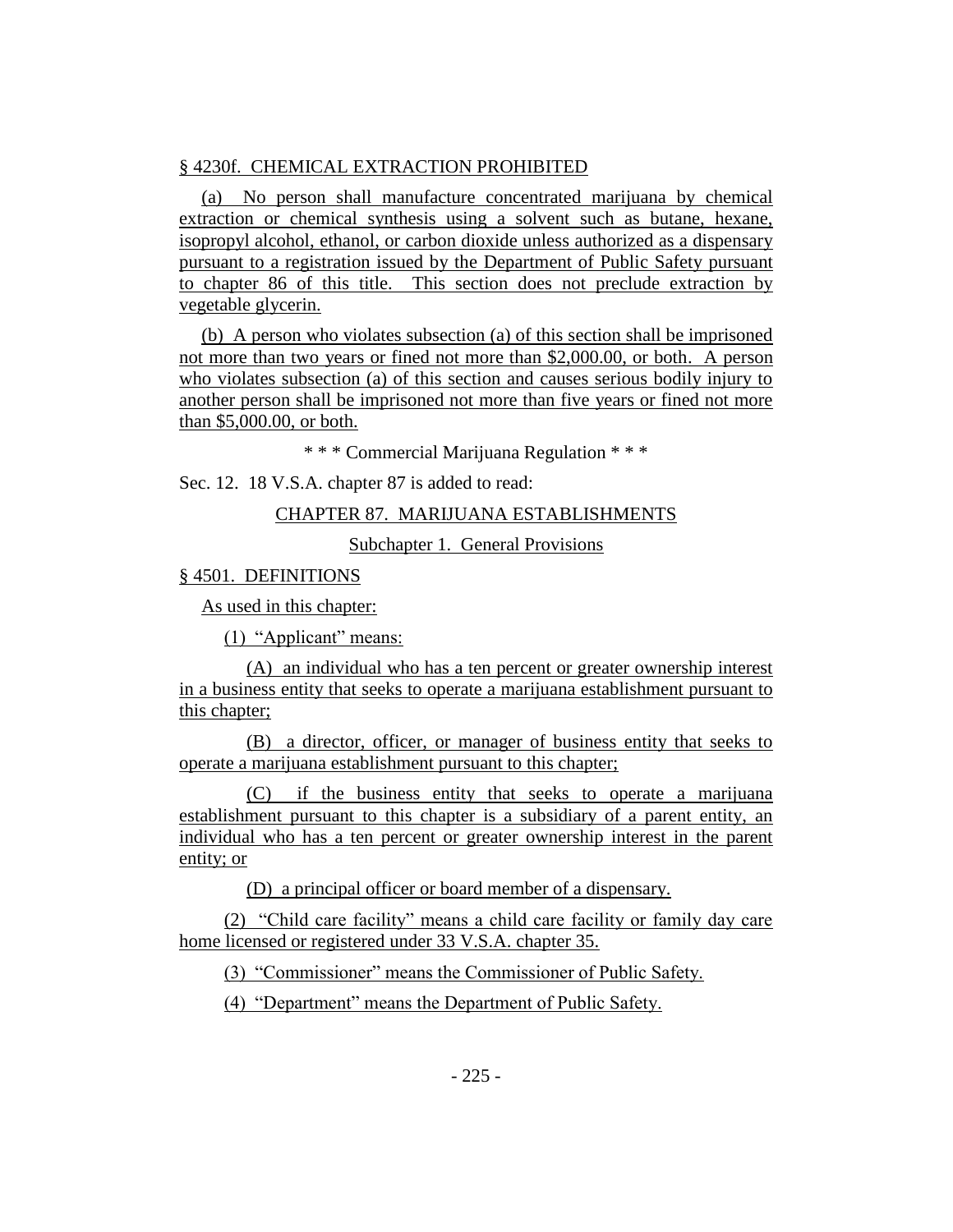§ 4230f. CHEMICAL EXTRACTION PROHIBITED

(a) No person shall manufacture concentrated marijuana by chemical extraction or chemical synthesis using a solvent such as butane, hexane, isopropyl alcohol, ethanol, or carbon dioxide unless authorized as a dispensary pursuant to a registration issued by the Department of Public Safety pursuant to chapter 86 of this title. This section does not preclude extraction by vegetable glycerin.

(b) A person who violates subsection (a) of this section shall be imprisoned not more than two years or fined not more than $2,000.00, or both. A person who violates subsection (a) of this section and causes serious bodily injury to another person shall be imprisoned not more than five years or fined not more than $5,000.00, or both.

\* \* \* Commercial Marijuana Regulation \* \* \*

Sec. 12. 18 V.S.A. chapter 87 is added to read:

CHAPTER 87. MARIJUANA ESTABLISHMENTS

Subchapter 1. General Provisions

§ 4501. DEFINITIONS

As used in this chapter:

(1) "Applicant" means:

(A) an individual who has a ten percent or greater ownership interest in a business entity that seeks to operate a marijuana establishment pursuant to this chapter;

(B) a director, officer, or manager of business entity that seeks to operate a marijuana establishment pursuant to this chapter;

(C) if the business entity that seeks to operate a marijuana establishment pursuant to this chapter is a subsidiary of a parent entity, an individual who has a ten percent or greater ownership interest in the parent entity; or

(D) a principal officer or board member of a dispensary.

(2) "Child care facility" means a child care facility or family day care home licensed or registered under 33 V.S.A. chapter 35.

(3) "Commissioner" means the Commissioner of Public Safety.

(4) "Department" means the Department of Public Safety.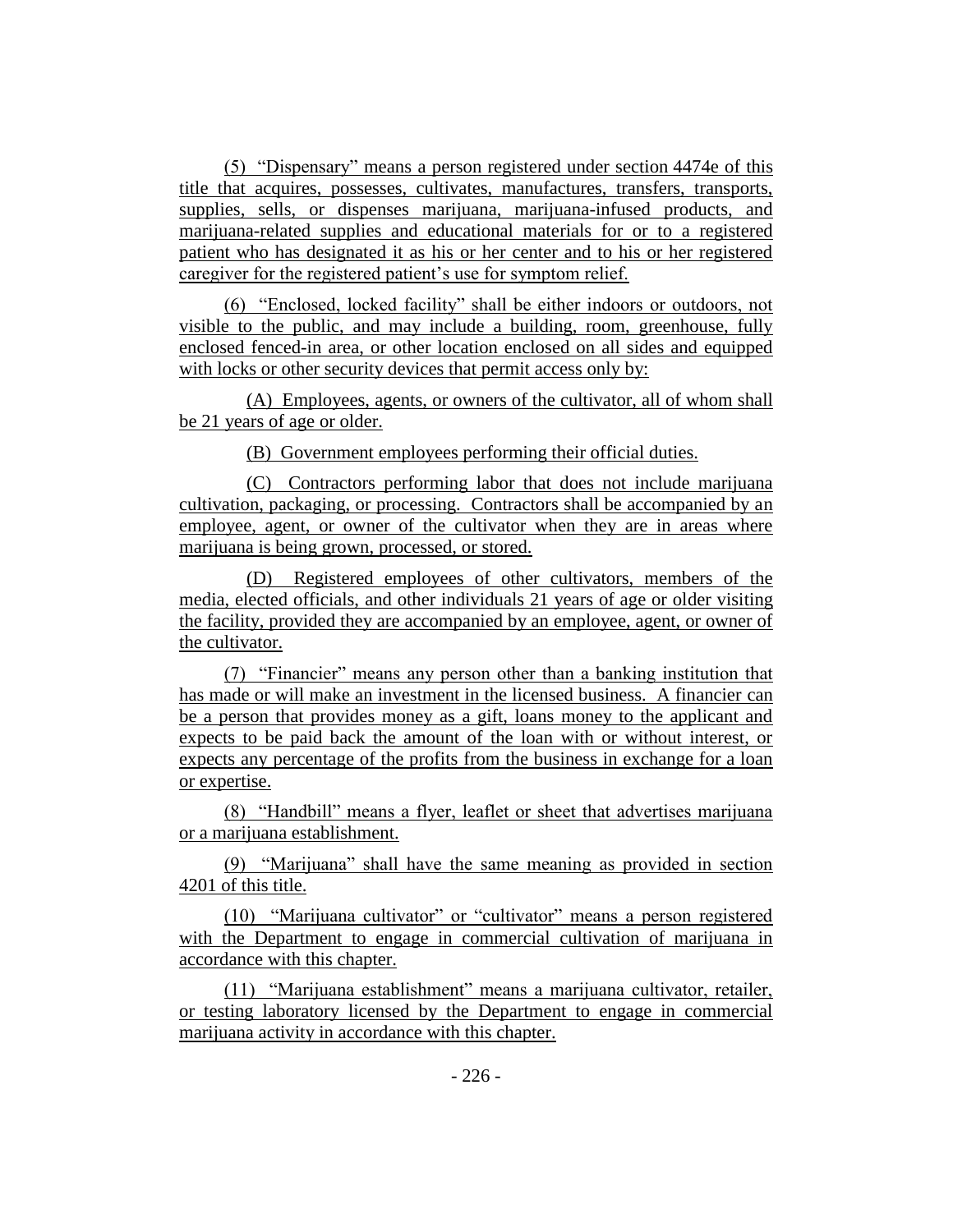(5) "Dispensary" means a person registered under section 4474e of this title that acquires, possesses, cultivates, manufactures, transfers, transports, supplies, sells, or dispenses marijuana, marijuana-infused products, and marijuana-related supplies and educational materials for or to a registered patient who has designated it as his or her center and to his or her registered caregiver for the registered patient's use for symptom relief.

(6) "Enclosed, locked facility" shall be either indoors or outdoors, not visible to the public, and may include a building, room, greenhouse, fully enclosed fenced-in area, or other location enclosed on all sides and equipped with locks or other security devices that permit access only by:

(A) Employees, agents, or owners of the cultivator, all of whom shall be 21 years of age or older.

(B) Government employees performing their official duties.

(C) Contractors performing labor that does not include marijuana cultivation, packaging, or processing. Contractors shall be accompanied by an employee, agent, or owner of the cultivator when they are in areas where marijuana is being grown, processed, or stored.

(D) Registered employees of other cultivators, members of the media, elected officials, and other individuals 21 years of age or older visiting the facility, provided they are accompanied by an employee, agent, or owner of the cultivator.

(7) "Financier" means any person other than a banking institution that has made or will make an investment in the licensed business. A financier can be a person that provides money as a gift, loans money to the applicant and expects to be paid back the amount of the loan with or without interest, or expects any percentage of the profits from the business in exchange for a loan or expertise.

(8) "Handbill" means a flyer, leaflet or sheet that advertises marijuana or a marijuana establishment.

(9) "Marijuana" shall have the same meaning as provided in section 4201 of this title.

(10) "Marijuana cultivator" or "cultivator" means a person registered with the Department to engage in commercial cultivation of marijuana in accordance with this chapter.

(11) "Marijuana establishment" means a marijuana cultivator, retailer, or testing laboratory licensed by the Department to engage in commercial marijuana activity in accordance with this chapter.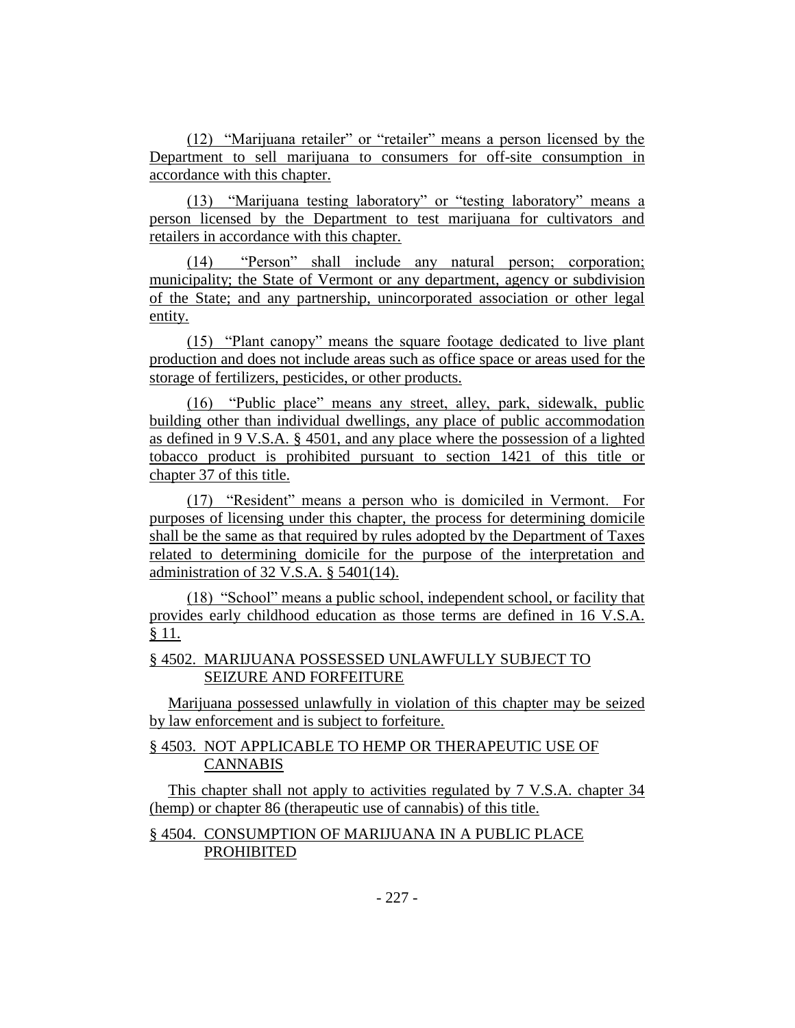(12) "Marijuana retailer" or "retailer" means a person licensed by the Department to sell marijuana to consumers for off-site consumption in accordance with this chapter.

(13) "Marijuana testing laboratory" or "testing laboratory" means a person licensed by the Department to test marijuana for cultivators and retailers in accordance with this chapter.

(14) "Person" shall include any natural person; corporation; municipality; the State of Vermont or any department, agency or subdivision of the State; and any partnership, unincorporated association or other legal entity.

(15) "Plant canopy" means the square footage dedicated to live plant production and does not include areas such as office space or areas used for the storage of fertilizers, pesticides, or other products.

(16) "Public place" means any street, alley, park, sidewalk, public building other than individual dwellings, any place of public accommodation as defined in 9 V.S.A. § 4501, and any place where the possession of a lighted tobacco product is prohibited pursuant to section 1421 of this title or chapter 37 of this title.

(17) "Resident" means a person who is domiciled in Vermont. For purposes of licensing under this chapter, the process for determining domicile shall be the same as that required by rules adopted by the Department of Taxes related to determining domicile for the purpose of the interpretation and administration of 32 V.S.A. § 5401(14).

(18) "School" means a public school, independent school, or facility that provides early childhood education as those terms are defined in 16 V.S.A. § 11.

§ 4502. MARIJUANA POSSESSED UNLAWFULLY SUBJECT TO SEIZURE AND FORFEITURE

Marijuana possessed unlawfully in violation of this chapter may be seized by law enforcement and is subject to forfeiture.

§ 4503. NOT APPLICABLE TO HEMP OR THERAPEUTIC USE OF CANNABIS

This chapter shall not apply to activities regulated by 7 V.S.A. chapter 34 (hemp) or chapter 86 (therapeutic use of cannabis) of this title.

§ 4504. CONSUMPTION OF MARIJUANA IN A PUBLIC PLACE PROHIBITED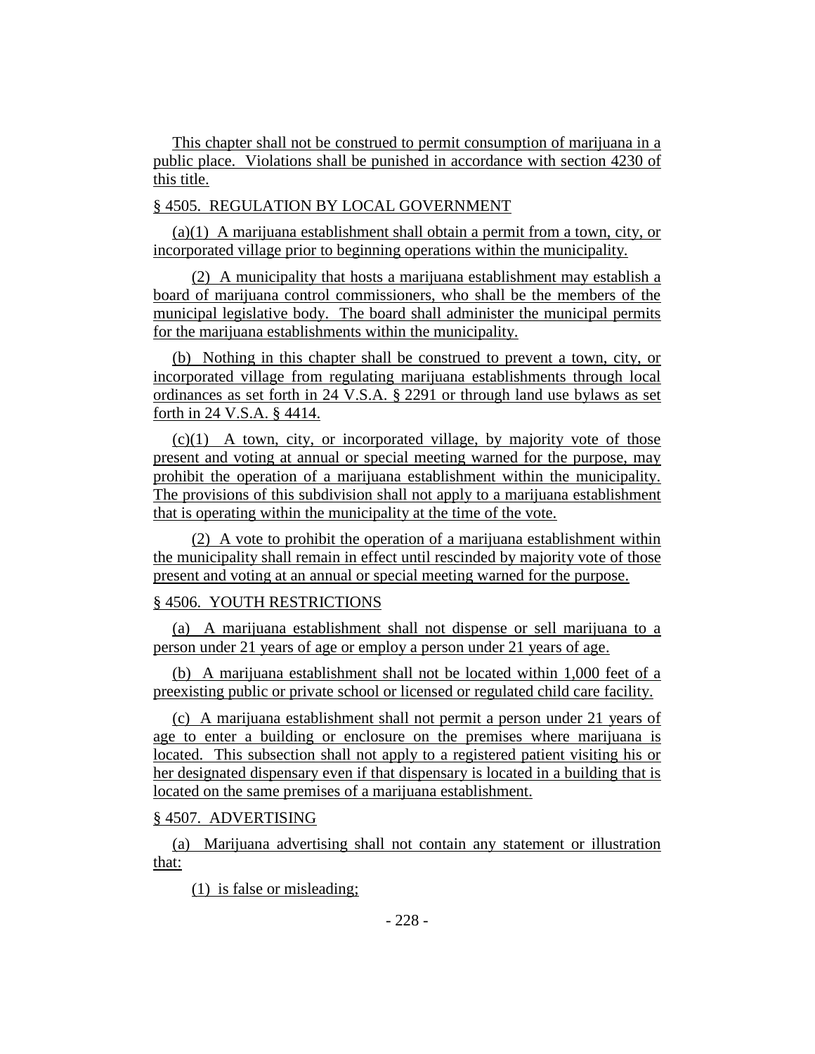This chapter shall not be construed to permit consumption of marijuana in a public place. Violations shall be punished in accordance with section 4230 of this title.

§ 4505. REGULATION BY LOCAL GOVERNMENT

(a)(1) A marijuana establishment shall obtain a permit from a town, city, or incorporated village prior to beginning operations within the municipality.

(2) A municipality that hosts a marijuana establishment may establish a board of marijuana control commissioners, who shall be the members of the municipal legislative body. The board shall administer the municipal permits for the marijuana establishments within the municipality.

(b) Nothing in this chapter shall be construed to prevent a town, city, or incorporated village from regulating marijuana establishments through local ordinances as set forth in 24 V.S.A. § 2291 or through land use bylaws as set forth in 24 V.S.A. § 4414.

(c)(1) A town, city, or incorporated village, by majority vote of those present and voting at annual or special meeting warned for the purpose, may prohibit the operation of a marijuana establishment within the municipality. The provisions of this subdivision shall not apply to a marijuana establishment that is operating within the municipality at the time of the vote.

(2) A vote to prohibit the operation of a marijuana establishment within the municipality shall remain in effect until rescinded by majority vote of those present and voting at an annual or special meeting warned for the purpose.

§ 4506. YOUTH RESTRICTIONS

(a) A marijuana establishment shall not dispense or sell marijuana to a person under 21 years of age or employ a person under 21 years of age.

(b) A marijuana establishment shall not be located within 1,000 feet of a preexisting public or private school or licensed or regulated child care facility.

(c) A marijuana establishment shall not permit a person under 21 years of age to enter a building or enclosure on the premises where marijuana is located. This subsection shall not apply to a registered patient visiting his or her designated dispensary even if that dispensary is located in a building that is located on the same premises of a marijuana establishment.

§ 4507. ADVERTISING

(a) Marijuana advertising shall not contain any statement or illustration that:

(1) is false or misleading;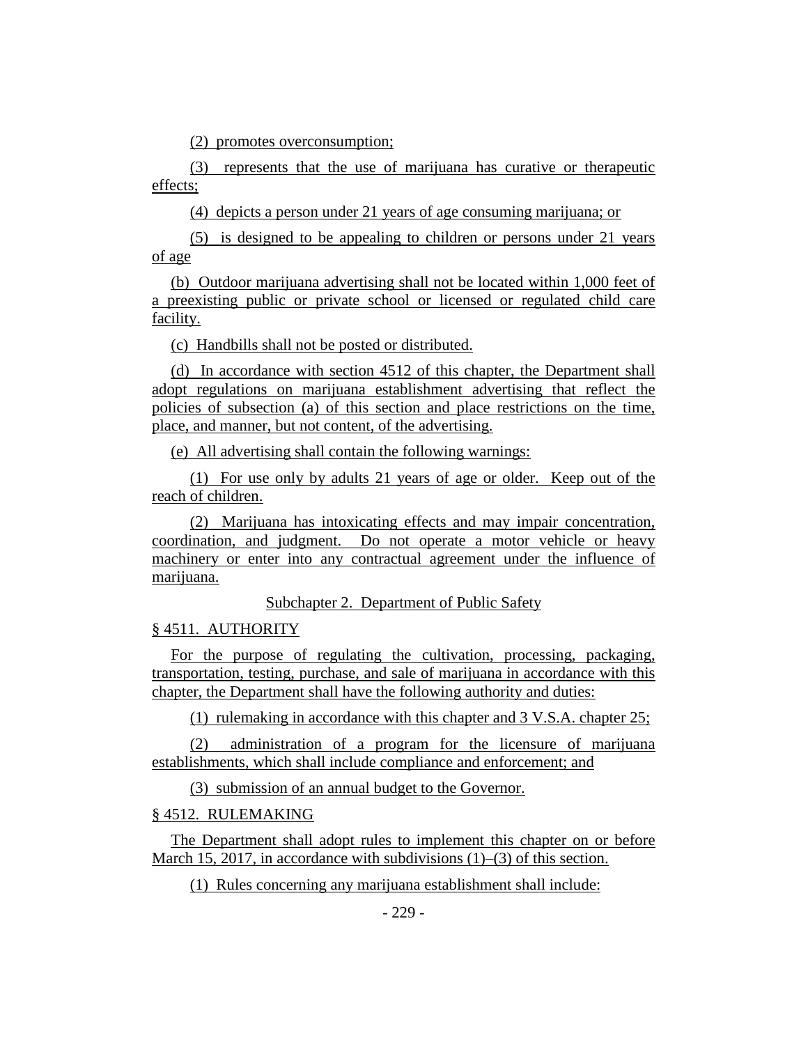(2) promotes overconsumption;

(3) represents that the use of marijuana has curative or therapeutic effects;

(4) depicts a person under 21 years of age consuming marijuana; or

(5) is designed to be appealing to children or persons under 21 years of age

(b) Outdoor marijuana advertising shall not be located within 1,000 feet of a preexisting public or private school or licensed or regulated child care facility.

(c) Handbills shall not be posted or distributed.

(d) In accordance with section 4512 of this chapter, the Department shall adopt regulations on marijuana establishment advertising that reflect the policies of subsection (a) of this section and place restrictions on the time, place, and manner, but not content, of the advertising.

(e) All advertising shall contain the following warnings:

(1) For use only by adults 21 years of age or older. Keep out of the reach of children.

(2) Marijuana has intoxicating effects and may impair concentration, coordination, and judgment. Do not operate a motor vehicle or heavy machinery or enter into any contractual agreement under the influence of marijuana.

Subchapter 2. Department of Public Safety

§ 4511. AUTHORITY

For the purpose of regulating the cultivation, processing, packaging, transportation, testing, purchase, and sale of marijuana in accordance with this chapter, the Department shall have the following authority and duties:

(1) rulemaking in accordance with this chapter and 3 V.S.A. chapter 25;

(2) administration of a program for the licensure of marijuana establishments, which shall include compliance and enforcement; and

(3) submission of an annual budget to the Governor.

§ 4512. RULEMAKING

The Department shall adopt rules to implement this chapter on or before March 15, 2017, in accordance with subdivisions (1)–(3) of this section.

(1) Rules concerning any marijuana establishment shall include: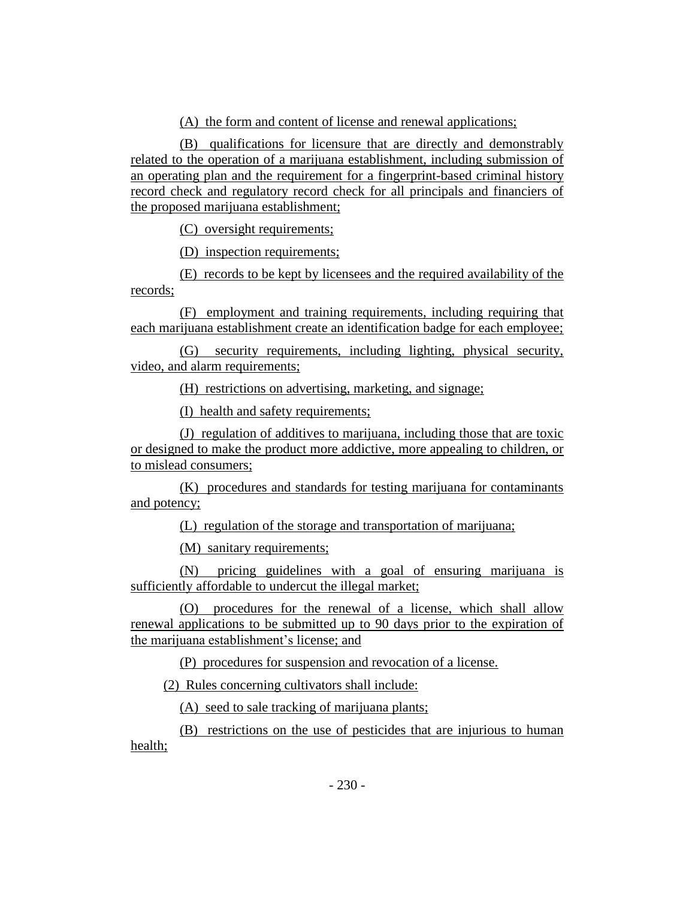(A) the form and content of license and renewal applications;

(B) qualifications for licensure that are directly and demonstrably related to the operation of a marijuana establishment, including submission of an operating plan and the requirement for a fingerprint-based criminal history record check and regulatory record check for all principals and financiers of the proposed marijuana establishment;

(C) oversight requirements;

(D) inspection requirements;

(E) records to be kept by licensees and the required availability of the records;

(F) employment and training requirements, including requiring that each marijuana establishment create an identification badge for each employee;

(G) security requirements, including lighting, physical security, video, and alarm requirements;

(H) restrictions on advertising, marketing, and signage;

(I) health and safety requirements;

(J) regulation of additives to marijuana, including those that are toxic or designed to make the product more addictive, more appealing to children, or to mislead consumers;

(K) procedures and standards for testing marijuana for contaminants and potency;

(L) regulation of the storage and transportation of marijuana;

(M) sanitary requirements;

(N) pricing guidelines with a goal of ensuring marijuana is sufficiently affordable to undercut the illegal market;

(O) procedures for the renewal of a license, which shall allow renewal applications to be submitted up to 90 days prior to the expiration of the marijuana establishment's license; and

(P) procedures for suspension and revocation of a license.

(2) Rules concerning cultivators shall include:

(A) seed to sale tracking of marijuana plants;

(B) restrictions on the use of pesticides that are injurious to human health;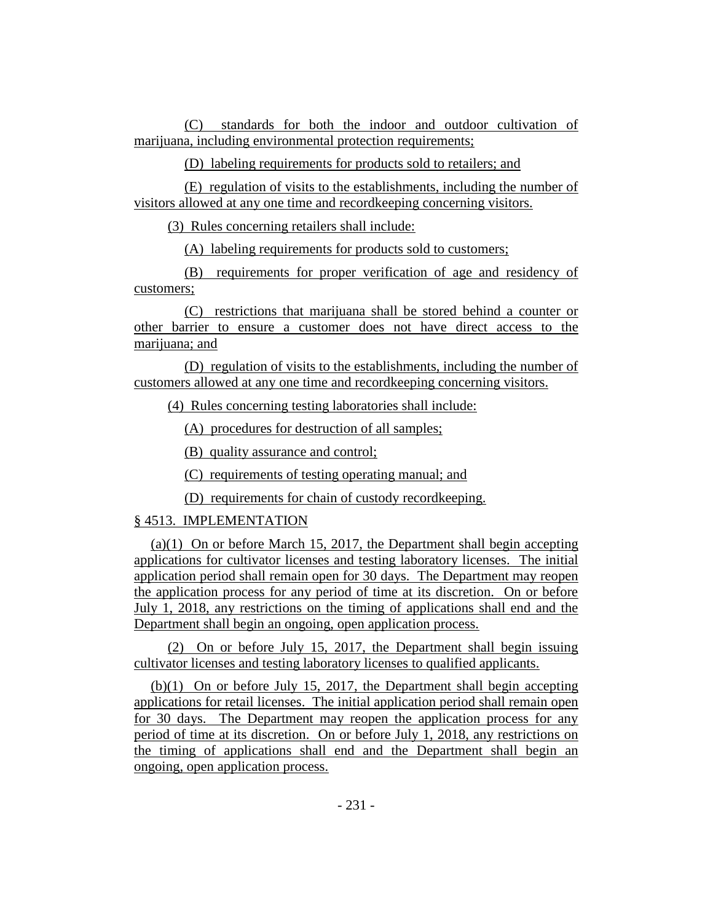(C) standards for both the indoor and outdoor cultivation of marijuana, including environmental protection requirements;

(D) labeling requirements for products sold to retailers; and

(E) regulation of visits to the establishments, including the number of visitors allowed at any one time and recordkeeping concerning visitors.

(3) Rules concerning retailers shall include:

(A) labeling requirements for products sold to customers;

(B) requirements for proper verification of age and residency of customers;

(C) restrictions that marijuana shall be stored behind a counter or other barrier to ensure a customer does not have direct access to the marijuana; and

(D) regulation of visits to the establishments, including the number of customers allowed at any one time and recordkeeping concerning visitors.

(4) Rules concerning testing laboratories shall include:

(A) procedures for destruction of all samples;

(B) quality assurance and control;

(C) requirements of testing operating manual; and

(D) requirements for chain of custody recordkeeping.

§ 4513. IMPLEMENTATION

(a)(1) On or before March 15, 2017, the Department shall begin accepting applications for cultivator licenses and testing laboratory licenses. The initial application period shall remain open for 30 days. The Department may reopen the application process for any period of time at its discretion. On or before July 1, 2018, any restrictions on the timing of applications shall end and the Department shall begin an ongoing, open application process.

(2) On or before July 15, 2017, the Department shall begin issuing cultivator licenses and testing laboratory licenses to qualified applicants.

(b)(1) On or before July 15, 2017, the Department shall begin accepting applications for retail licenses. The initial application period shall remain open for 30 days. The Department may reopen the application process for any period of time at its discretion. On or before July 1, 2018, any restrictions on the timing of applications shall end and the Department shall begin an ongoing, open application process.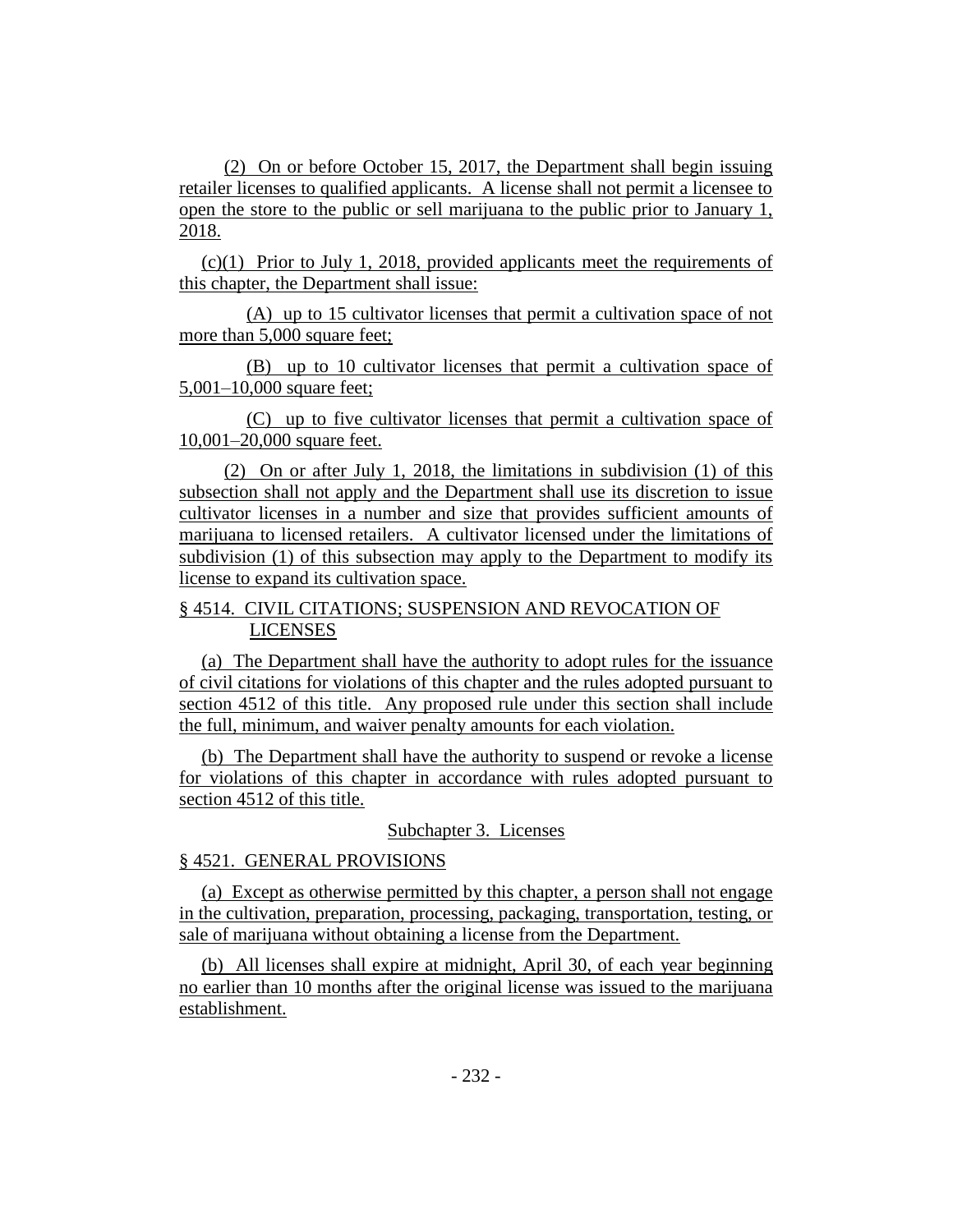(2) On or before October 15, 2017, the Department shall begin issuing retailer licenses to qualified applicants. A license shall not permit a licensee to open the store to the public or sell marijuana to the public prior to January 1, 2018.

(c)(1) Prior to July 1, 2018, provided applicants meet the requirements of this chapter, the Department shall issue:

(A) up to 15 cultivator licenses that permit a cultivation space of not more than 5,000 square feet;

(B) up to 10 cultivator licenses that permit a cultivation space of 5,001–10,000 square feet;

(C) up to five cultivator licenses that permit a cultivation space of 10,001–20,000 square feet.

(2) On or after July 1, 2018, the limitations in subdivision (1) of this subsection shall not apply and the Department shall use its discretion to issue cultivator licenses in a number and size that provides sufficient amounts of marijuana to licensed retailers. A cultivator licensed under the limitations of subdivision (1) of this subsection may apply to the Department to modify its license to expand its cultivation space.

§ 4514. CIVIL CITATIONS; SUSPENSION AND REVOCATION OF LICENSES

(a) The Department shall have the authority to adopt rules for the issuance of civil citations for violations of this chapter and the rules adopted pursuant to section 4512 of this title. Any proposed rule under this section shall include the full, minimum, and waiver penalty amounts for each violation.

(b) The Department shall have the authority to suspend or revoke a license for violations of this chapter in accordance with rules adopted pursuant to section 4512 of this title.

Subchapter 3. Licenses

§ 4521. GENERAL PROVISIONS

(a) Except as otherwise permitted by this chapter, a person shall not engage in the cultivation, preparation, processing, packaging, transportation, testing, or sale of marijuana without obtaining a license from the Department.

(b) All licenses shall expire at midnight, April 30, of each year beginning no earlier than 10 months after the original license was issued to the marijuana establishment.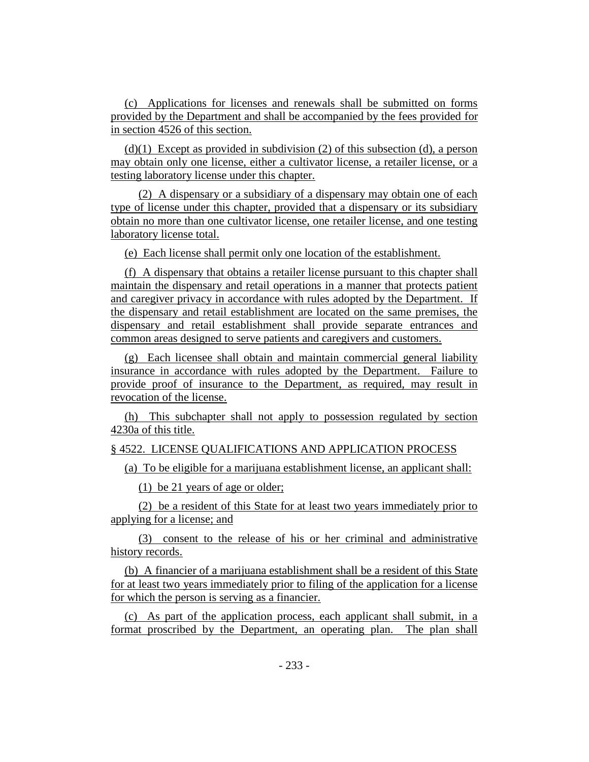(c) Applications for licenses and renewals shall be submitted on forms provided by the Department and shall be accompanied by the fees provided for in section 4526 of this section.

(d)(1) Except as provided in subdivision (2) of this subsection (d), a person may obtain only one license, either a cultivator license, a retailer license, or a testing laboratory license under this chapter.

(2) A dispensary or a subsidiary of a dispensary may obtain one of each type of license under this chapter, provided that a dispensary or its subsidiary obtain no more than one cultivator license, one retailer license, and one testing laboratory license total.

(e) Each license shall permit only one location of the establishment.

(f) A dispensary that obtains a retailer license pursuant to this chapter shall maintain the dispensary and retail operations in a manner that protects patient and caregiver privacy in accordance with rules adopted by the Department. If the dispensary and retail establishment are located on the same premises, the dispensary and retail establishment shall provide separate entrances and common areas designed to serve patients and caregivers and customers.

(g) Each licensee shall obtain and maintain commercial general liability insurance in accordance with rules adopted by the Department. Failure to provide proof of insurance to the Department, as required, may result in revocation of the license.

(h) This subchapter shall not apply to possession regulated by section 4230a of this title.

§ 4522. LICENSE QUALIFICATIONS AND APPLICATION PROCESS

(a) To be eligible for a marijuana establishment license, an applicant shall:

(1) be 21 years of age or older;

(2) be a resident of this State for at least two years immediately prior to applying for a license; and

(3) consent to the release of his or her criminal and administrative history records.

(b) A financier of a marijuana establishment shall be a resident of this State for at least two years immediately prior to filing of the application for a license for which the person is serving as a financier.

(c) As part of the application process, each applicant shall submit, in a format proscribed by the Department, an operating plan. The plan shall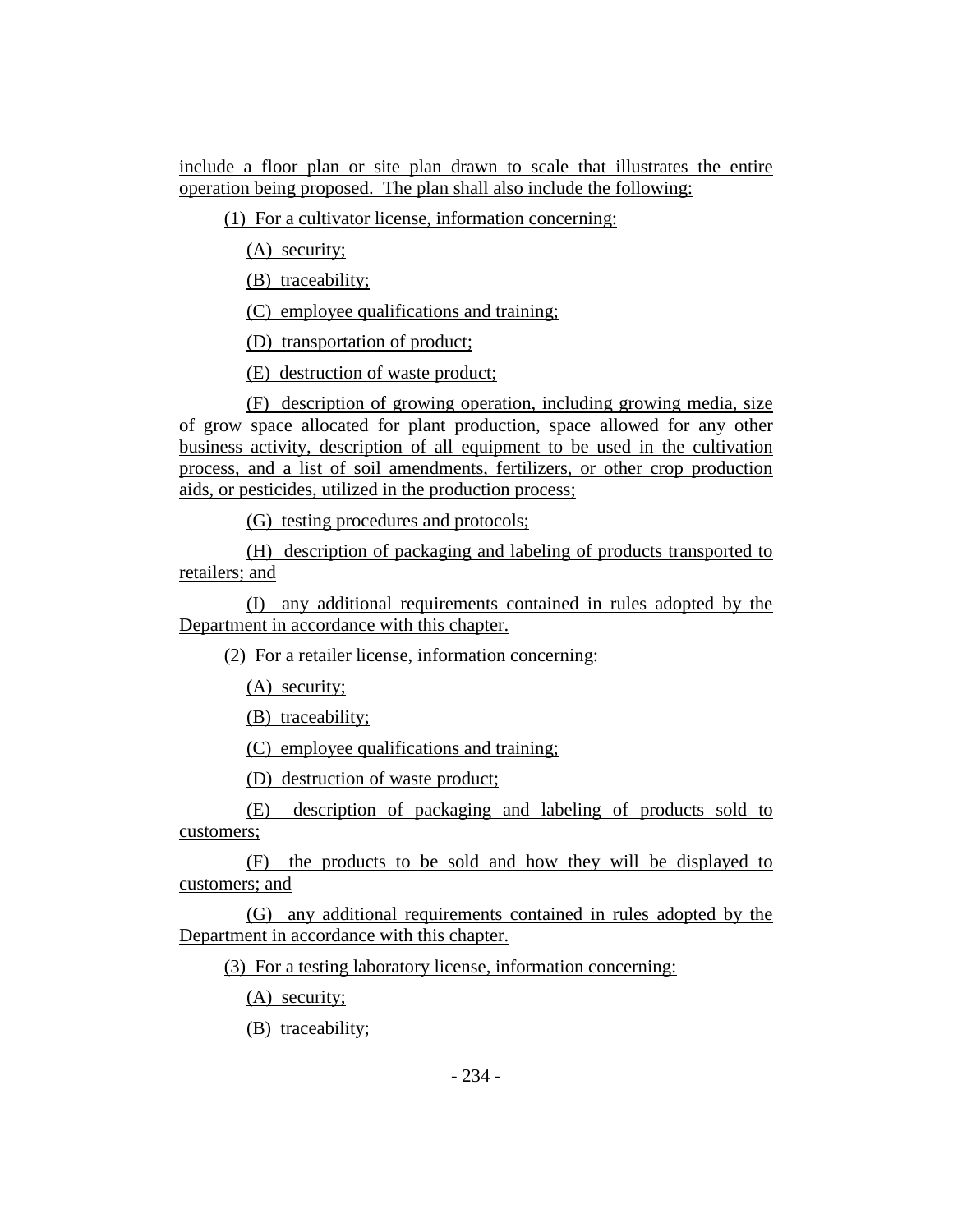include a floor plan or site plan drawn to scale that illustrates the entire operation being proposed. The plan shall also include the following:

(1) For a cultivator license, information concerning:

(A) security;

(B) traceability;

(C) employee qualifications and training;

(D) transportation of product;

(E) destruction of waste product;

(F) description of growing operation, including growing media, size of grow space allocated for plant production, space allowed for any other business activity, description of all equipment to be used in the cultivation process, and a list of soil amendments, fertilizers, or other crop production aids, or pesticides, utilized in the production process;

(G) testing procedures and protocols;

(H) description of packaging and labeling of products transported to retailers; and

(I) any additional requirements contained in rules adopted by the Department in accordance with this chapter.

(2) For a retailer license, information concerning:

(A) security;

(B) traceability;

(C) employee qualifications and training;

(D) destruction of waste product;

(E) description of packaging and labeling of products sold to customers;

(F) the products to be sold and how they will be displayed to customers; and

(G) any additional requirements contained in rules adopted by the Department in accordance with this chapter.

(3) For a testing laboratory license, information concerning:

(A) security;

(B) traceability;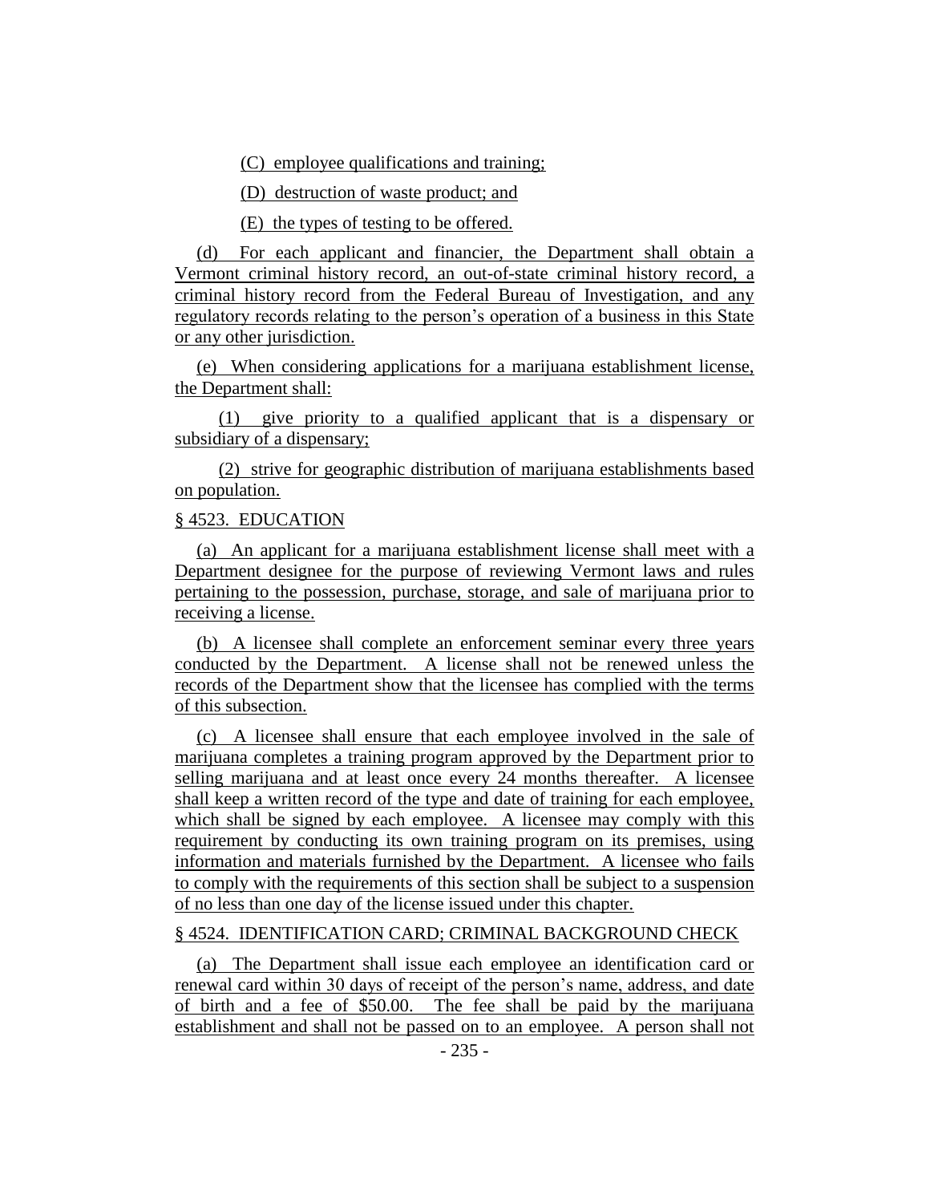(C) employee qualifications and training;

(D) destruction of waste product; and

(E) the types of testing to be offered.

(d) For each applicant and financier, the Department shall obtain a Vermont criminal history record, an out-of-state criminal history record, a criminal history record from the Federal Bureau of Investigation, and any regulatory records relating to the person's operation of a business in this State or any other jurisdiction.

(e) When considering applications for a marijuana establishment license, the Department shall:

(1) give priority to a qualified applicant that is a dispensary or subsidiary of a dispensary;

(2) strive for geographic distribution of marijuana establishments based on population.

§ 4523. EDUCATION

(a) An applicant for a marijuana establishment license shall meet with a Department designee for the purpose of reviewing Vermont laws and rules pertaining to the possession, purchase, storage, and sale of marijuana prior to receiving a license.

(b) A licensee shall complete an enforcement seminar every three years conducted by the Department. A license shall not be renewed unless the records of the Department show that the licensee has complied with the terms of this subsection.

(c) A licensee shall ensure that each employee involved in the sale of marijuana completes a training program approved by the Department prior to selling marijuana and at least once every 24 months thereafter. A licensee shall keep a written record of the type and date of training for each employee, which shall be signed by each employee. A licensee may comply with this requirement by conducting its own training program on its premises, using information and materials furnished by the Department. A licensee who fails to comply with the requirements of this section shall be subject to a suspension of no less than one day of the license issued under this chapter.

§ 4524. IDENTIFICATION CARD; CRIMINAL BACKGROUND CHECK

(a) The Department shall issue each employee an identification card or renewal card within 30 days of receipt of the person's name, address, and date of birth and a fee of $50.00. The fee shall be paid by the marijuana establishment and shall not be passed on to an employee. A person shall not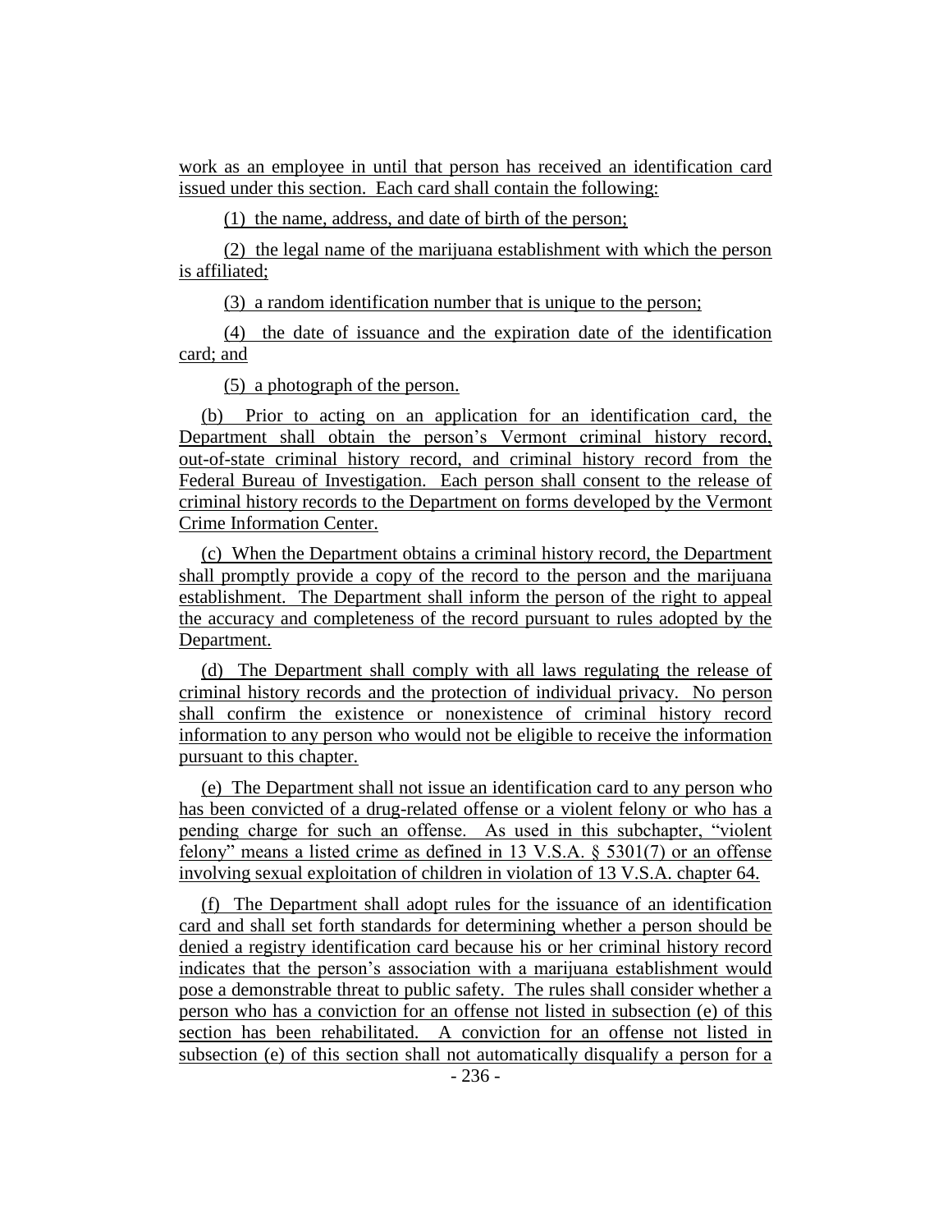work as an employee in until that person has received an identification card issued under this section. Each card shall contain the following:

(1) the name, address, and date of birth of the person;

(2) the legal name of the marijuana establishment with which the person is affiliated;

(3) a random identification number that is unique to the person;

(4) the date of issuance and the expiration date of the identification card; and

(5) a photograph of the person.

(b) Prior to acting on an application for an identification card, the Department shall obtain the person's Vermont criminal history record, out-of-state criminal history record, and criminal history record from the Federal Bureau of Investigation. Each person shall consent to the release of criminal history records to the Department on forms developed by the Vermont Crime Information Center.

(c) When the Department obtains a criminal history record, the Department shall promptly provide a copy of the record to the person and the marijuana establishment. The Department shall inform the person of the right to appeal the accuracy and completeness of the record pursuant to rules adopted by the Department.

(d) The Department shall comply with all laws regulating the release of criminal history records and the protection of individual privacy. No person shall confirm the existence or nonexistence of criminal history record information to any person who would not be eligible to receive the information pursuant to this chapter.

(e) The Department shall not issue an identification card to any person who has been convicted of a drug-related offense or a violent felony or who has a pending charge for such an offense. As used in this subchapter, "violent felony" means a listed crime as defined in 13 V.S.A. § 5301(7) or an offense involving sexual exploitation of children in violation of 13 V.S.A. chapter 64.

(f) The Department shall adopt rules for the issuance of an identification card and shall set forth standards for determining whether a person should be denied a registry identification card because his or her criminal history record indicates that the person's association with a marijuana establishment would pose a demonstrable threat to public safety. The rules shall consider whether a person who has a conviction for an offense not listed in subsection (e) of this section has been rehabilitated. A conviction for an offense not listed in subsection (e) of this section shall not automatically disqualify a person for a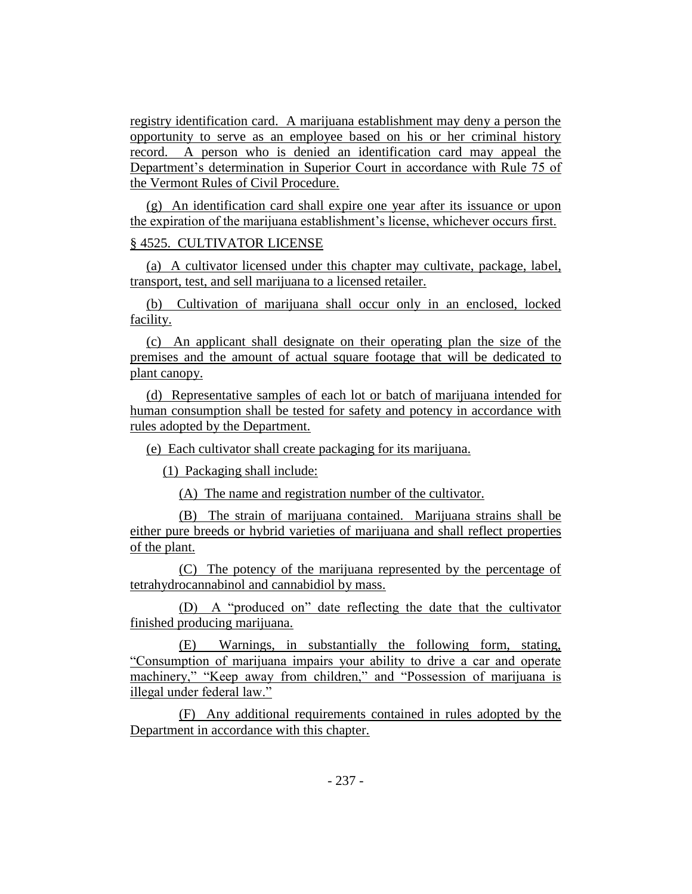registry identification card. A marijuana establishment may deny a person the opportunity to serve as an employee based on his or her criminal history record. A person who is denied an identification card may appeal the Department's determination in Superior Court in accordance with Rule 75 of the Vermont Rules of Civil Procedure.

(g) An identification card shall expire one year after its issuance or upon the expiration of the marijuana establishment's license, whichever occurs first.

§ 4525. CULTIVATOR LICENSE

(a) A cultivator licensed under this chapter may cultivate, package, label, transport, test, and sell marijuana to a licensed retailer.

(b) Cultivation of marijuana shall occur only in an enclosed, locked facility.

(c) An applicant shall designate on their operating plan the size of the premises and the amount of actual square footage that will be dedicated to plant canopy.

(d) Representative samples of each lot or batch of marijuana intended for human consumption shall be tested for safety and potency in accordance with rules adopted by the Department.

(e) Each cultivator shall create packaging for its marijuana.

(1) Packaging shall include:

(A) The name and registration number of the cultivator.

(B) The strain of marijuana contained. Marijuana strains shall be either pure breeds or hybrid varieties of marijuana and shall reflect properties of the plant.

(C) The potency of the marijuana represented by the percentage of tetrahydrocannabinol and cannabidiol by mass.

(D) A "produced on" date reflecting the date that the cultivator finished producing marijuana.

(E) Warnings, in substantially the following form, stating, "Consumption of marijuana impairs your ability to drive a car and operate machinery," "Keep away from children," and "Possession of marijuana is illegal under federal law."

(F) Any additional requirements contained in rules adopted by the Department in accordance with this chapter.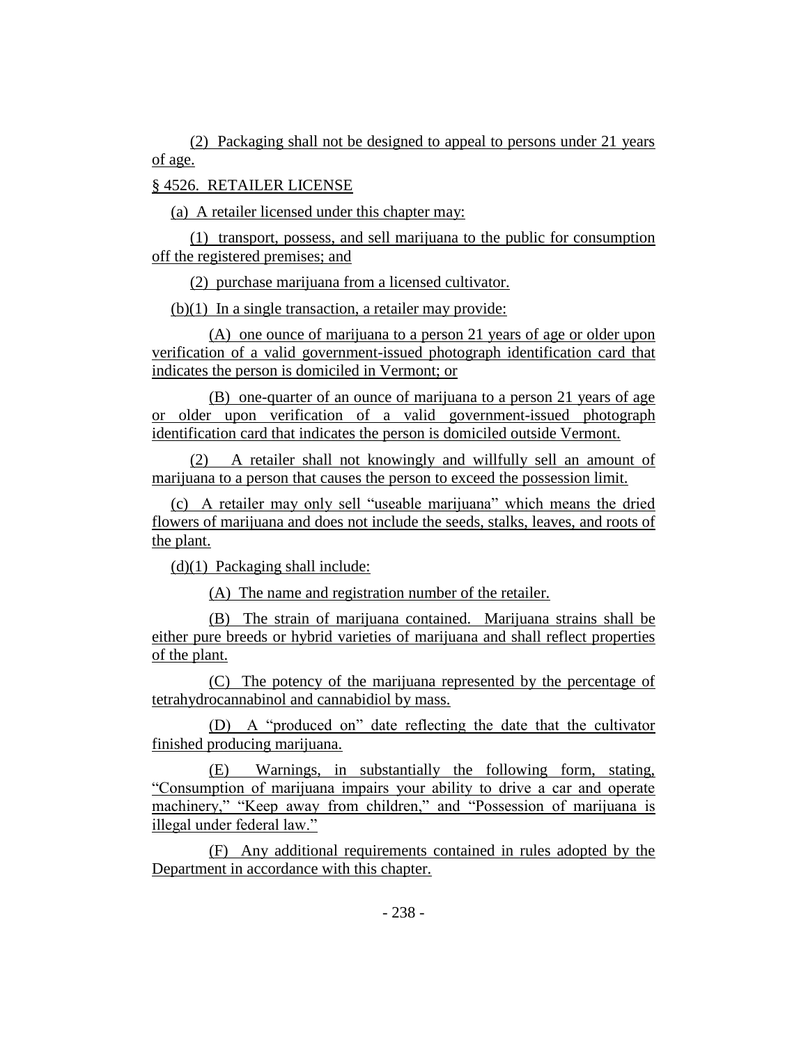(2) Packaging shall not be designed to appeal to persons under 21 years of age.

§ 4526. RETAILER LICENSE

(a) A retailer licensed under this chapter may:

(1) transport, possess, and sell marijuana to the public for consumption off the registered premises; and

(2) purchase marijuana from a licensed cultivator.

(b)(1) In a single transaction, a retailer may provide:

(A) one ounce of marijuana to a person 21 years of age or older upon verification of a valid government-issued photograph identification card that indicates the person is domiciled in Vermont; or

(B) one-quarter of an ounce of marijuana to a person 21 years of age or older upon verification of a valid government-issued photograph identification card that indicates the person is domiciled outside Vermont.

(2) A retailer shall not knowingly and willfully sell an amount of marijuana to a person that causes the person to exceed the possession limit.

(c) A retailer may only sell "useable marijuana" which means the dried flowers of marijuana and does not include the seeds, stalks, leaves, and roots of the plant.

(d)(1) Packaging shall include:

(A) The name and registration number of the retailer.

(B) The strain of marijuana contained. Marijuana strains shall be either pure breeds or hybrid varieties of marijuana and shall reflect properties of the plant.

(C) The potency of the marijuana represented by the percentage of tetrahydrocannabinol and cannabidiol by mass.

(D) A "produced on" date reflecting the date that the cultivator finished producing marijuana.

(E) Warnings, in substantially the following form, stating, "Consumption of marijuana impairs your ability to drive a car and operate machinery," "Keep away from children," and "Possession of marijuana is illegal under federal law."

(F) Any additional requirements contained in rules adopted by the Department in accordance with this chapter.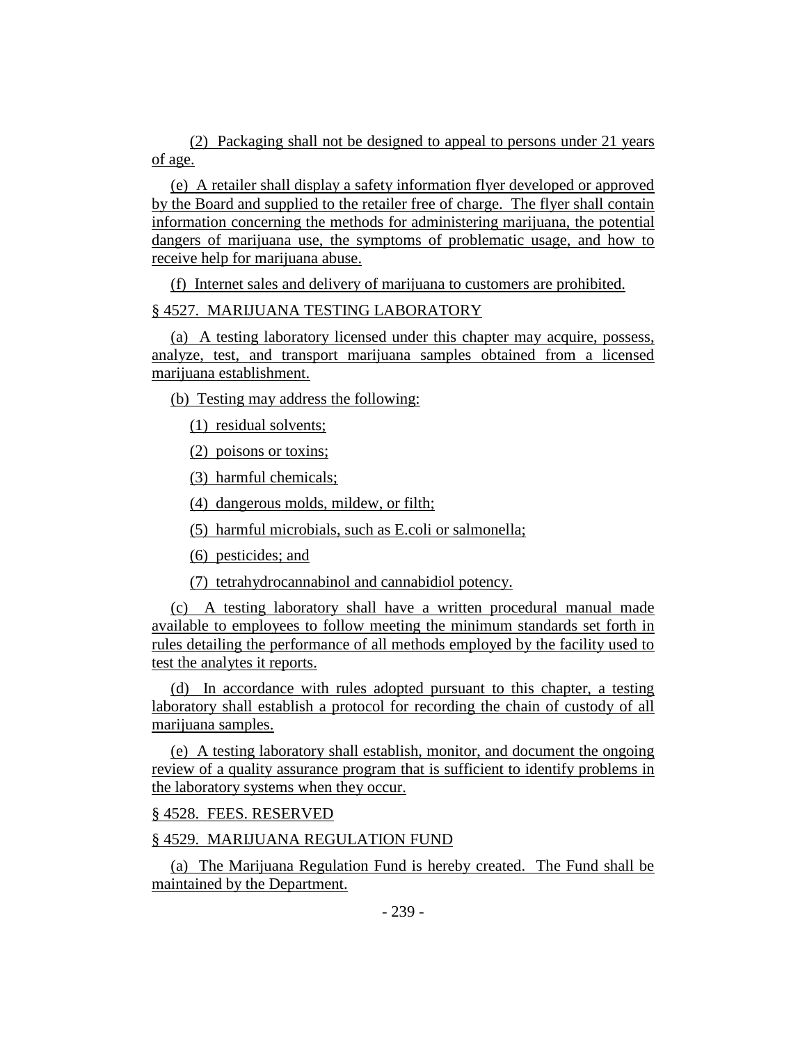(2) Packaging shall not be designed to appeal to persons under 21 years of age.

(e) A retailer shall display a safety information flyer developed or approved by the Board and supplied to the retailer free of charge. The flyer shall contain information concerning the methods for administering marijuana, the potential dangers of marijuana use, the symptoms of problematic usage, and how to receive help for marijuana abuse.

(f) Internet sales and delivery of marijuana to customers are prohibited.

§ 4527. MARIJUANA TESTING LABORATORY

(a) A testing laboratory licensed under this chapter may acquire, possess, analyze, test, and transport marijuana samples obtained from a licensed marijuana establishment.

(b) Testing may address the following:

(1) residual solvents;

(2) poisons or toxins;

(3) harmful chemicals;

(4) dangerous molds, mildew, or filth;

(5) harmful microbials, such as E.coli or salmonella;

(6) pesticides; and

(7) tetrahydrocannabinol and cannabidiol potency.

(c) A testing laboratory shall have a written procedural manual made available to employees to follow meeting the minimum standards set forth in rules detailing the performance of all methods employed by the facility used to test the analytes it reports.

(d) In accordance with rules adopted pursuant to this chapter, a testing laboratory shall establish a protocol for recording the chain of custody of all marijuana samples.

(e) A testing laboratory shall establish, monitor, and document the ongoing review of a quality assurance program that is sufficient to identify problems in the laboratory systems when they occur.

§ 4528. FEES. RESERVED

§ 4529. MARIJUANA REGULATION FUND

(a) The Marijuana Regulation Fund is hereby created. The Fund shall be maintained by the Department.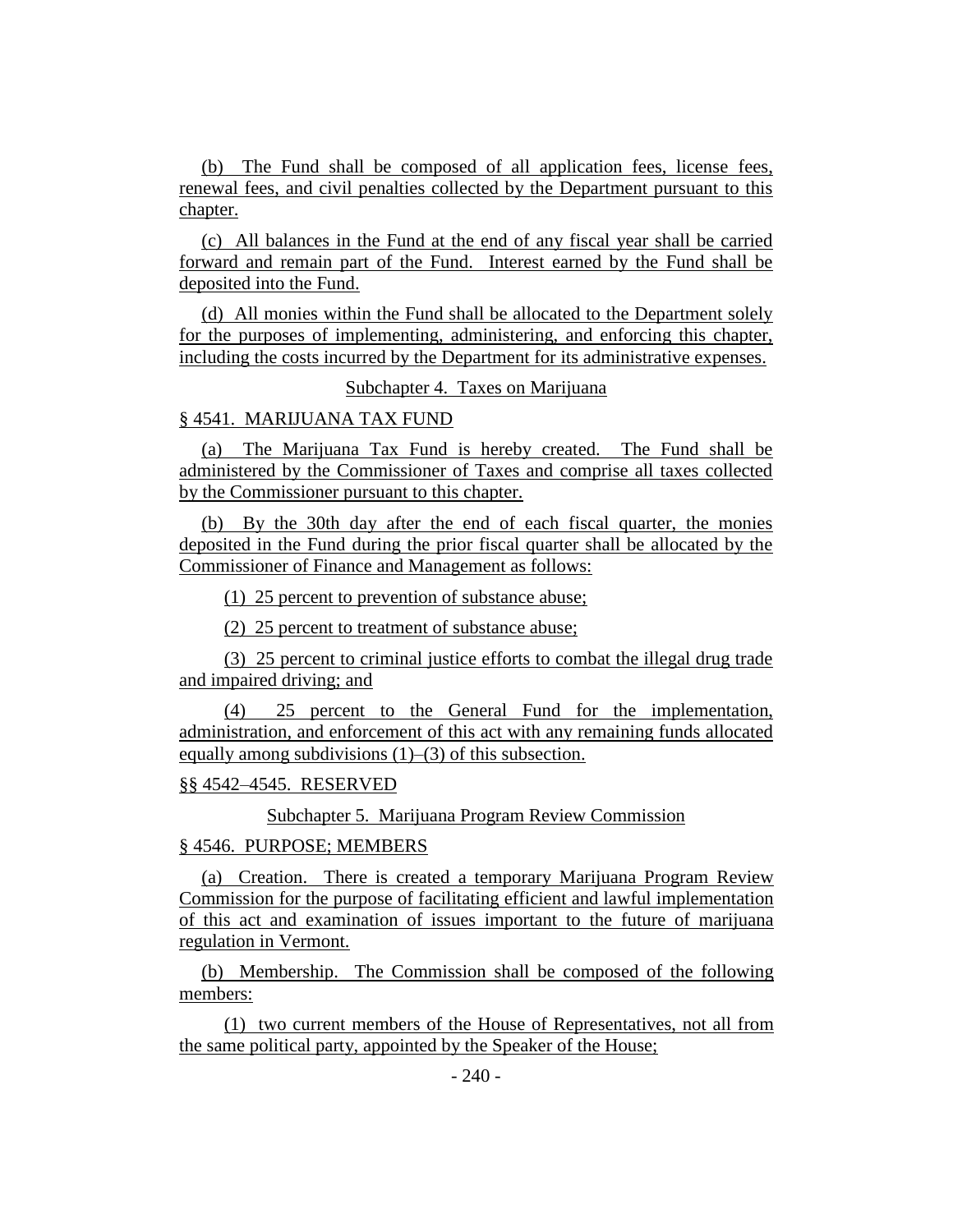(b) The Fund shall be composed of all application fees, license fees, renewal fees, and civil penalties collected by the Department pursuant to this chapter.

(c) All balances in the Fund at the end of any fiscal year shall be carried forward and remain part of the Fund. Interest earned by the Fund shall be deposited into the Fund.

(d) All monies within the Fund shall be allocated to the Department solely for the purposes of implementing, administering, and enforcing this chapter, including the costs incurred by the Department for its administrative expenses.

Subchapter 4. Taxes on Marijuana

§ 4541. MARIJUANA TAX FUND

(a) The Marijuana Tax Fund is hereby created. The Fund shall be administered by the Commissioner of Taxes and comprise all taxes collected by the Commissioner pursuant to this chapter.

(b) By the 30th day after the end of each fiscal quarter, the monies deposited in the Fund during the prior fiscal quarter shall be allocated by the Commissioner of Finance and Management as follows:

(1) 25 percent to prevention of substance abuse;

(2) 25 percent to treatment of substance abuse;

(3) 25 percent to criminal justice efforts to combat the illegal drug trade and impaired driving; and

(4) 25 percent to the General Fund for the implementation, administration, and enforcement of this act with any remaining funds allocated equally among subdivisions (1)–(3) of this subsection.

§§ 4542–4545. RESERVED

Subchapter 5. Marijuana Program Review Commission

§ 4546. PURPOSE; MEMBERS

(a) Creation. There is created a temporary Marijuana Program Review Commission for the purpose of facilitating efficient and lawful implementation of this act and examination of issues important to the future of marijuana regulation in Vermont.

(b) Membership. The Commission shall be composed of the following members:

(1) two current members of the House of Representatives, not all from the same political party, appointed by the Speaker of the House;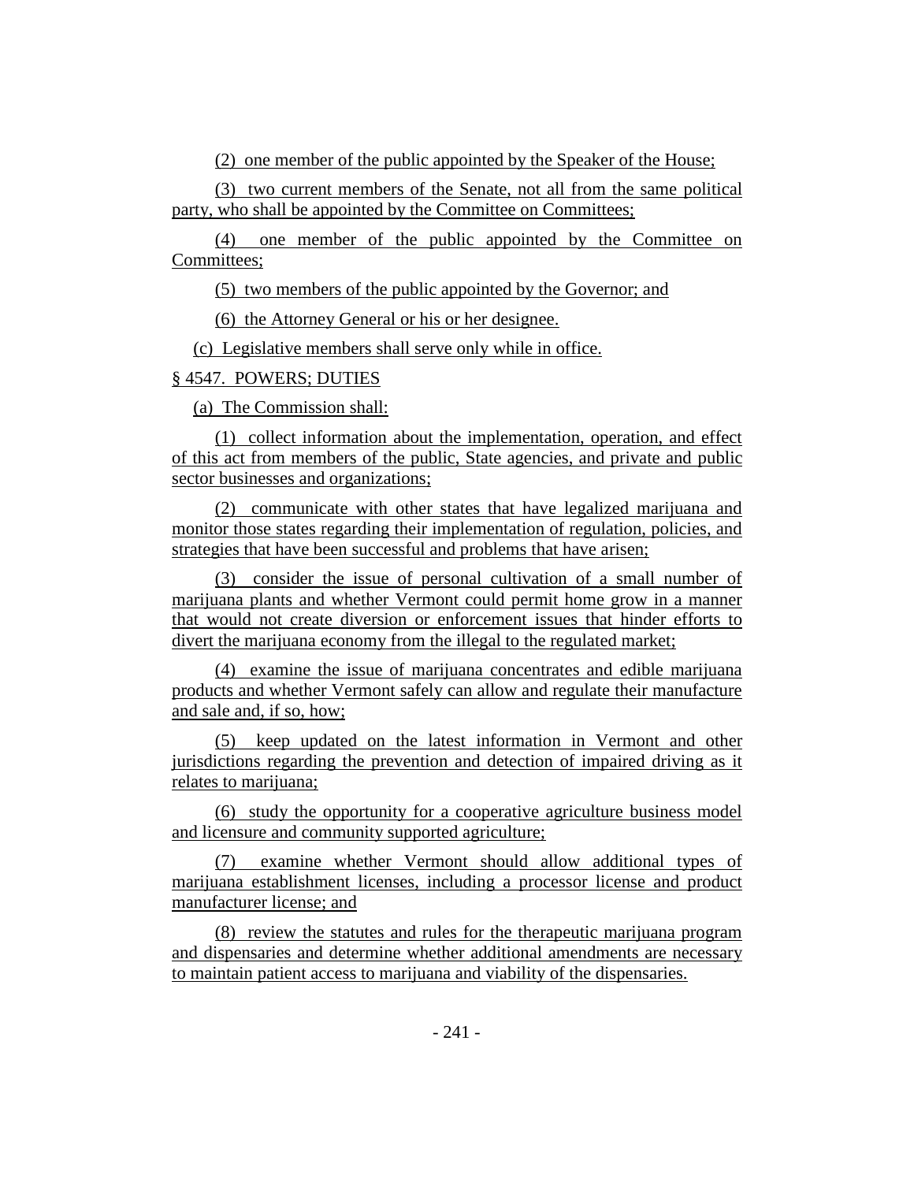(2) one member of the public appointed by the Speaker of the House;

(3) two current members of the Senate, not all from the same political party, who shall be appointed by the Committee on Committees;

(4) one member of the public appointed by the Committee on Committees;

(5) two members of the public appointed by the Governor; and

(6) the Attorney General or his or her designee.

(c) Legislative members shall serve only while in office.

§ 4547. POWERS; DUTIES

(a) The Commission shall:

(1) collect information about the implementation, operation, and effect of this act from members of the public, State agencies, and private and public sector businesses and organizations;

(2) communicate with other states that have legalized marijuana and monitor those states regarding their implementation of regulation, policies, and strategies that have been successful and problems that have arisen;

(3) consider the issue of personal cultivation of a small number of marijuana plants and whether Vermont could permit home grow in a manner that would not create diversion or enforcement issues that hinder efforts to divert the marijuana economy from the illegal to the regulated market;

(4) examine the issue of marijuana concentrates and edible marijuana products and whether Vermont safely can allow and regulate their manufacture and sale and, if so, how;

(5) keep updated on the latest information in Vermont and other jurisdictions regarding the prevention and detection of impaired driving as it relates to marijuana;

(6) study the opportunity for a cooperative agriculture business model and licensure and community supported agriculture;

(7) examine whether Vermont should allow additional types of marijuana establishment licenses, including a processor license and product manufacturer license; and

(8) review the statutes and rules for the therapeutic marijuana program and dispensaries and determine whether additional amendments are necessary to maintain patient access to marijuana and viability of the dispensaries.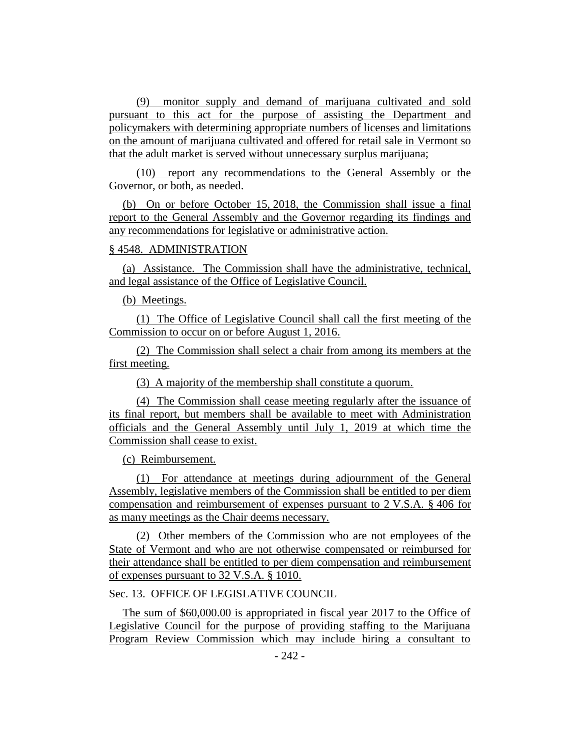(9) monitor supply and demand of marijuana cultivated and sold pursuant to this act for the purpose of assisting the Department and policymakers with determining appropriate numbers of licenses and limitations on the amount of marijuana cultivated and offered for retail sale in Vermont so that the adult market is served without unnecessary surplus marijuana;

(10) report any recommendations to the General Assembly or the Governor, or both, as needed.

(b) On or before October 15, 2018, the Commission shall issue a final report to the General Assembly and the Governor regarding its findings and any recommendations for legislative or administrative action.

§ 4548. ADMINISTRATION

(a) Assistance. The Commission shall have the administrative, technical, and legal assistance of the Office of Legislative Council.

(b) Meetings.

(1) The Office of Legislative Council shall call the first meeting of the Commission to occur on or before August 1, 2016.

(2) The Commission shall select a chair from among its members at the first meeting.

(3) A majority of the membership shall constitute a quorum.

(4) The Commission shall cease meeting regularly after the issuance of its final report, but members shall be available to meet with Administration officials and the General Assembly until July 1, 2019 at which time the Commission shall cease to exist.

(c) Reimbursement.

(1) For attendance at meetings during adjournment of the General Assembly, legislative members of the Commission shall be entitled to per diem compensation and reimbursement of expenses pursuant to 2 V.S.A. § 406 for as many meetings as the Chair deems necessary.

(2) Other members of the Commission who are not employees of the State of Vermont and who are not otherwise compensated or reimbursed for their attendance shall be entitled to per diem compensation and reimbursement of expenses pursuant to 32 V.S.A. § 1010.

Sec. 13. OFFICE OF LEGISLATIVE COUNCIL

The sum of $60,000.00 is appropriated in fiscal year 2017 to the Office of Legislative Council for the purpose of providing staffing to the Marijuana Program Review Commission which may include hiring a consultant to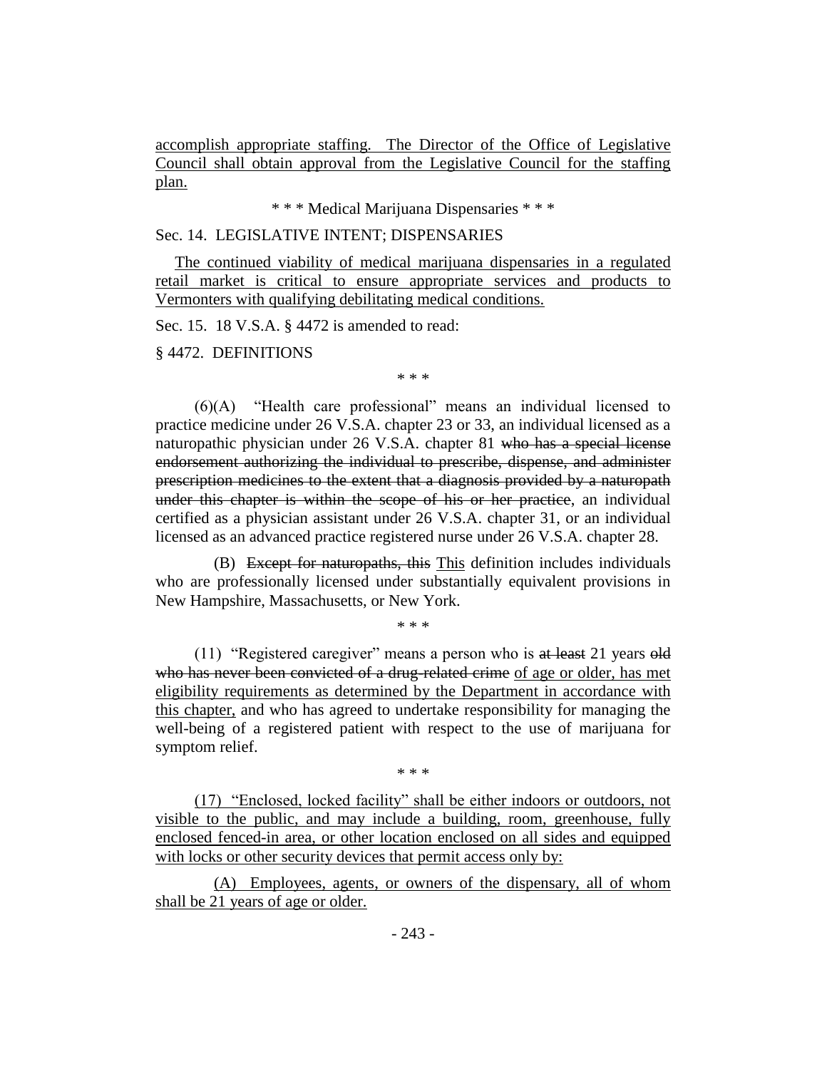accomplish appropriate staffing. The Director of the Office of Legislative Council shall obtain approval from the Legislative Council for the staffing plan.

\* \* \* Medical Marijuana Dispensaries \* \* \*

Sec. 14. LEGISLATIVE INTENT; DISPENSARIES

The continued viability of medical marijuana dispensaries in a regulated retail market is critical to ensure appropriate services and products to Vermonters with qualifying debilitating medical conditions.

Sec. 15. 18 V.S.A. § 4472 is amended to read:

§ 4472. DEFINITIONS

\* \* \*

(6)(A) "Health care professional" means an individual licensed to practice medicine under 26 V.S.A. chapter 23 or 33, an individual licensed as a naturopathic physician under 26 V.S.A. chapter 81 ~~who has a special license endorsement authorizing the individual to prescribe, dispense, and administer prescription medicines to the extent that a diagnosis provided by a naturopath under this chapter is within the scope of his or her practice~~, an individual certified as a physician assistant under 26 V.S.A. chapter 31, or an individual licensed as an advanced practice registered nurse under 26 V.S.A. chapter 28.

(B) ~~Except for naturopaths, this~~ This definition includes individuals who are professionally licensed under substantially equivalent provisions in New Hampshire, Massachusetts, or New York.

\* \* \*

(11) "Registered caregiver" means a person who is ~~at least~~ 21 years ~~old who has never been convicted of a drug-related crime~~ of age or older, has met eligibility requirements as determined by the Department in accordance with this chapter, and who has agreed to undertake responsibility for managing the well-being of a registered patient with respect to the use of marijuana for symptom relief.

\* \* \*

(17) "Enclosed, locked facility" shall be either indoors or outdoors, not visible to the public, and may include a building, room, greenhouse, fully enclosed fenced-in area, or other location enclosed on all sides and equipped with locks or other security devices that permit access only by:

(A) Employees, agents, or owners of the dispensary, all of whom shall be 21 years of age or older.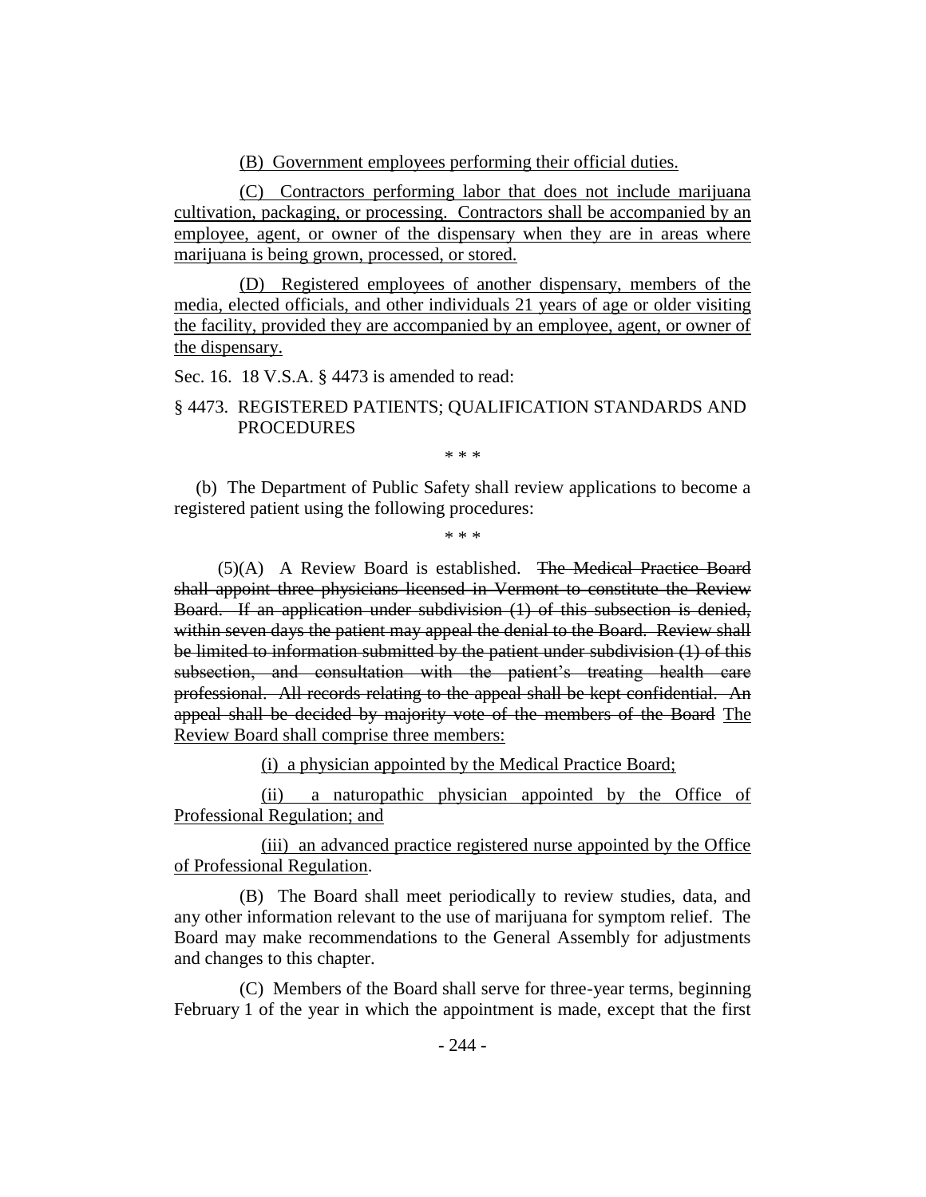(B) Government employees performing their official duties.

(C) Contractors performing labor that does not include marijuana cultivation, packaging, or processing. Contractors shall be accompanied by an employee, agent, or owner of the dispensary when they are in areas where marijuana is being grown, processed, or stored.

(D) Registered employees of another dispensary, members of the media, elected officials, and other individuals 21 years of age or older visiting the facility, provided they are accompanied by an employee, agent, or owner of the dispensary.

Sec. 16. 18 V.S.A. § 4473 is amended to read:

§ 4473. REGISTERED PATIENTS; QUALIFICATION STANDARDS AND PROCEDURES

\* \* \*

(b) The Department of Public Safety shall review applications to become a registered patient using the following procedures:

\* \* \*

(5)(A) A Review Board is established. ~~The Medical Practice Board shall appoint three physicians licensed in Vermont to constitute the Review Board. If an application under subdivision (1) of this subsection is denied, within seven days the patient may appeal the denial to the Board. Review shall be limited to information submitted by the patient under subdivision (1) of this subsection, and consultation with the patient's treating health care professional. All records relating to the appeal shall be kept confidential. An appeal shall be decided by majority vote of the members of the Board~~ The Review Board shall comprise three members:

(i) a physician appointed by the Medical Practice Board;

(ii) a naturopathic physician appointed by the Office of Professional Regulation; and

(iii) an advanced practice registered nurse appointed by the Office of Professional Regulation.

(B) The Board shall meet periodically to review studies, data, and any other information relevant to the use of marijuana for symptom relief. The Board may make recommendations to the General Assembly for adjustments and changes to this chapter.

(C) Members of the Board shall serve for three-year terms, beginning February 1 of the year in which the appointment is made, except that the first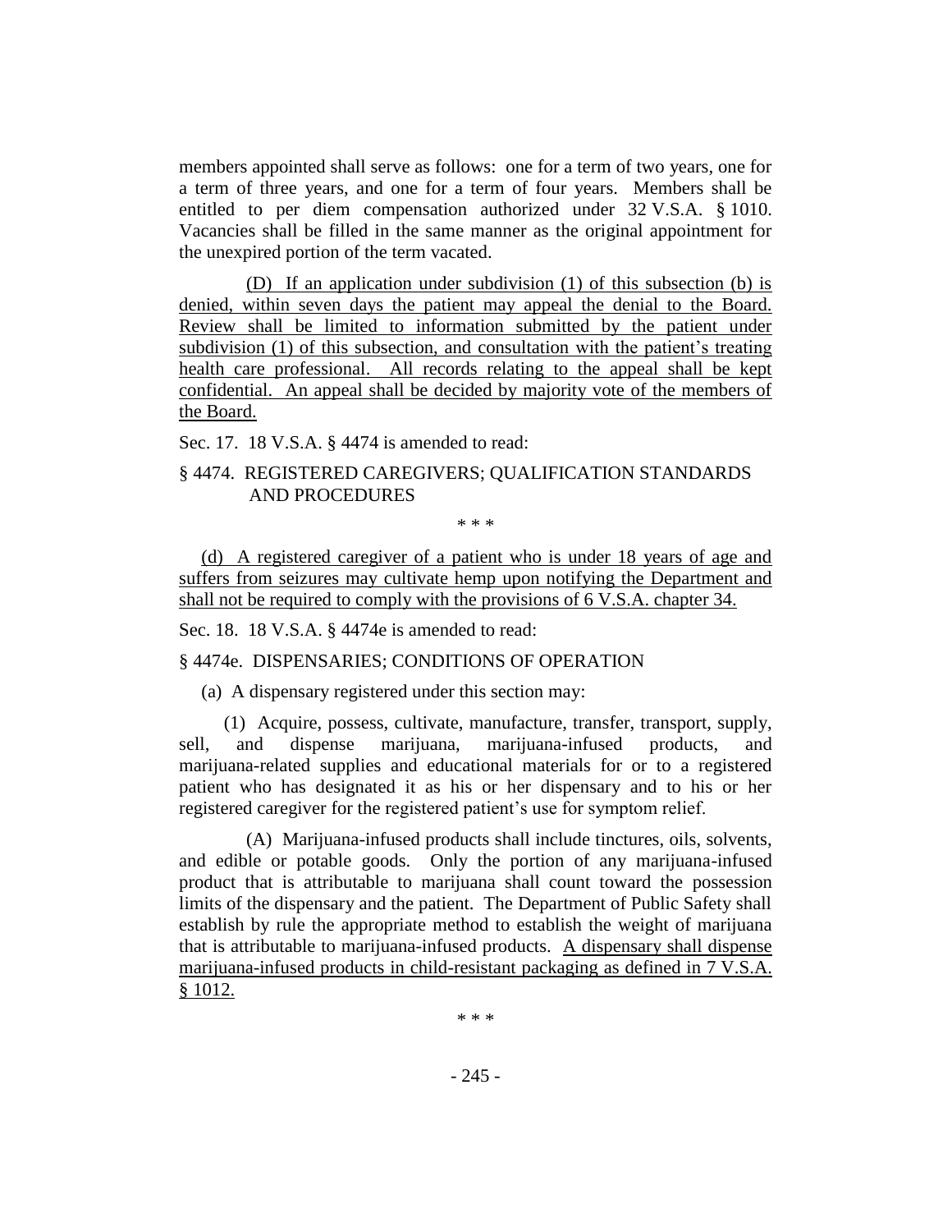members appointed shall serve as follows: one for a term of two years, one for a term of three years, and one for a term of four years. Members shall be entitled to per diem compensation authorized under 32 V.S.A. § 1010. Vacancies shall be filled in the same manner as the original appointment for the unexpired portion of the term vacated.

(D) If an application under subdivision (1) of this subsection (b) is denied, within seven days the patient may appeal the denial to the Board. Review shall be limited to information submitted by the patient under subdivision (1) of this subsection, and consultation with the patient's treating health care professional. All records relating to the appeal shall be kept confidential. An appeal shall be decided by majority vote of the members of the Board.

Sec. 17. 18 V.S.A. § 4474 is amended to read:

§ 4474. REGISTERED CAREGIVERS; QUALIFICATION STANDARDS AND PROCEDURES

\* \* \*

(d) A registered caregiver of a patient who is under 18 years of age and suffers from seizures may cultivate hemp upon notifying the Department and shall not be required to comply with the provisions of 6 V.S.A. chapter 34.

Sec. 18. 18 V.S.A. § 4474e is amended to read:

§ 4474e. DISPENSARIES; CONDITIONS OF OPERATION

(a) A dispensary registered under this section may:

(1) Acquire, possess, cultivate, manufacture, transfer, transport, supply, sell, and dispense marijuana, marijuana-infused products, and marijuana-related supplies and educational materials for or to a registered patient who has designated it as his or her dispensary and to his or her registered caregiver for the registered patient's use for symptom relief.

(A) Marijuana-infused products shall include tinctures, oils, solvents, and edible or potable goods. Only the portion of any marijuana-infused product that is attributable to marijuana shall count toward the possession limits of the dispensary and the patient. The Department of Public Safety shall establish by rule the appropriate method to establish the weight of marijuana that is attributable to marijuana-infused products. A dispensary shall dispense marijuana-infused products in child-resistant packaging as defined in 7 V.S.A. § 1012.

\* \* \*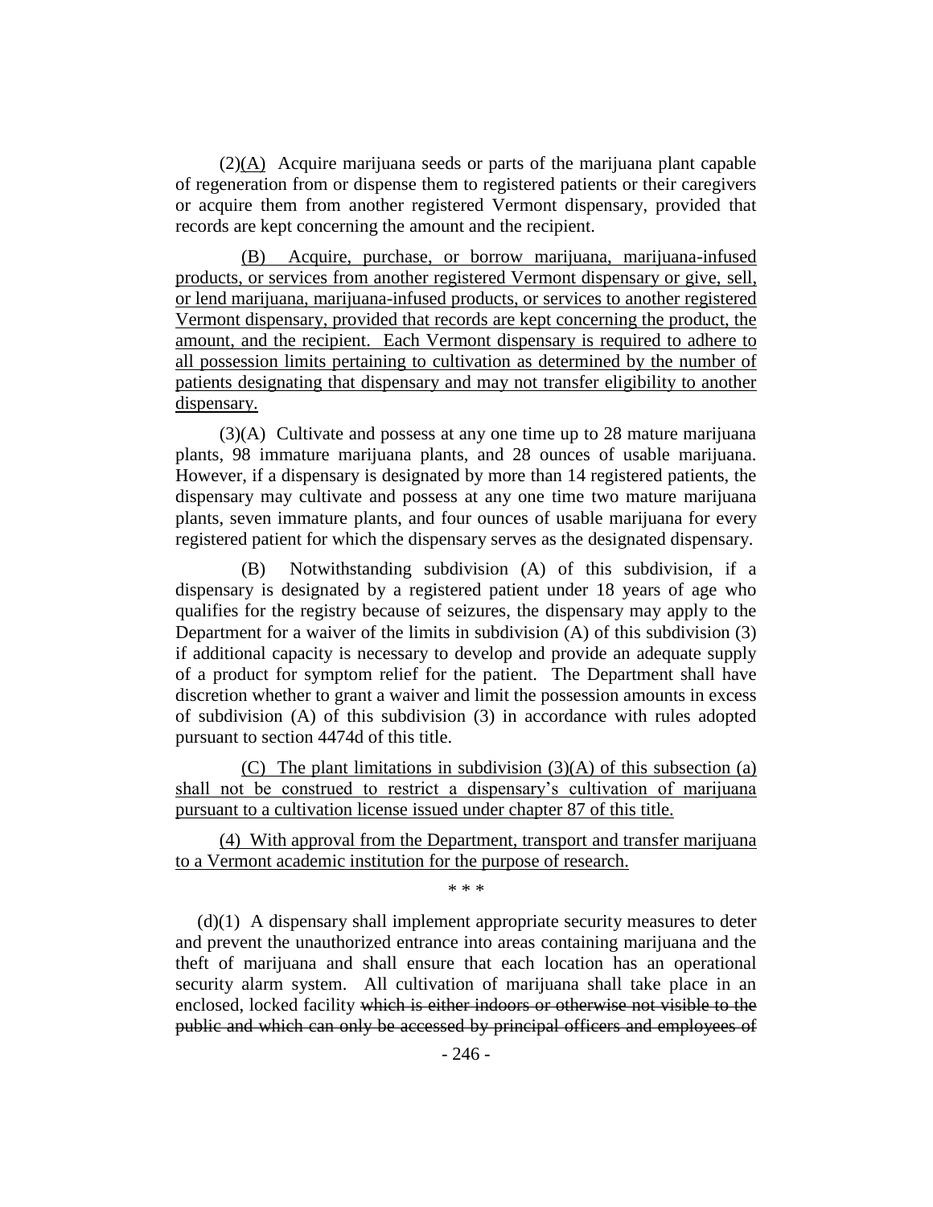(2)<u>(A)</u> Acquire marijuana seeds or parts of the marijuana plant capable of regeneration from or dispense them to registered patients or their caregivers or acquire them from another registered Vermont dispensary, provided that records are kept concerning the amount and the recipient.

<u>(B) Acquire, purchase, or borrow marijuana, marijuana-infused products, or services from another registered Vermont dispensary or give, sell, or lend marijuana, marijuana-infused products, or services to another registered Vermont dispensary, provided that records are kept concerning the product, the amount, and the recipient. Each Vermont dispensary is required to adhere to all possession limits pertaining to cultivation as determined by the number of patients designating that dispensary and may not transfer eligibility to another dispensary.</u>

(3)(A) Cultivate and possess at any one time up to 28 mature marijuana plants, 98 immature marijuana plants, and 28 ounces of usable marijuana. However, if a dispensary is designated by more than 14 registered patients, the dispensary may cultivate and possess at any one time two mature marijuana plants, seven immature plants, and four ounces of usable marijuana for every registered patient for which the dispensary serves as the designated dispensary.

(B) Notwithstanding subdivision (A) of this subdivision, if a dispensary is designated by a registered patient under 18 years of age who qualifies for the registry because of seizures, the dispensary may apply to the Department for a waiver of the limits in subdivision (A) of this subdivision (3) if additional capacity is necessary to develop and provide an adequate supply of a product for symptom relief for the patient. The Department shall have discretion whether to grant a waiver and limit the possession amounts in excess of subdivision (A) of this subdivision (3) in accordance with rules adopted pursuant to section 4474d of this title.

<u>(C) The plant limitations in subdivision (3)(A) of this subsection (a) shall not be construed to restrict a dispensary's cultivation of marijuana pursuant to a cultivation license issued under chapter 87 of this title.</u>

<u>(4) With approval from the Department, transport and transfer marijuana to a Vermont academic institution for the purpose of research.</u>

\* \* \*

(d)(1) A dispensary shall implement appropriate security measures to deter and prevent the unauthorized entrance into areas containing marijuana and the theft of marijuana and shall ensure that each location has an operational security alarm system. All cultivation of marijuana shall take place in an enclosed, locked facility ~~which is either indoors or otherwise not visible to the public and which can only be accessed by principal officers and employees of~~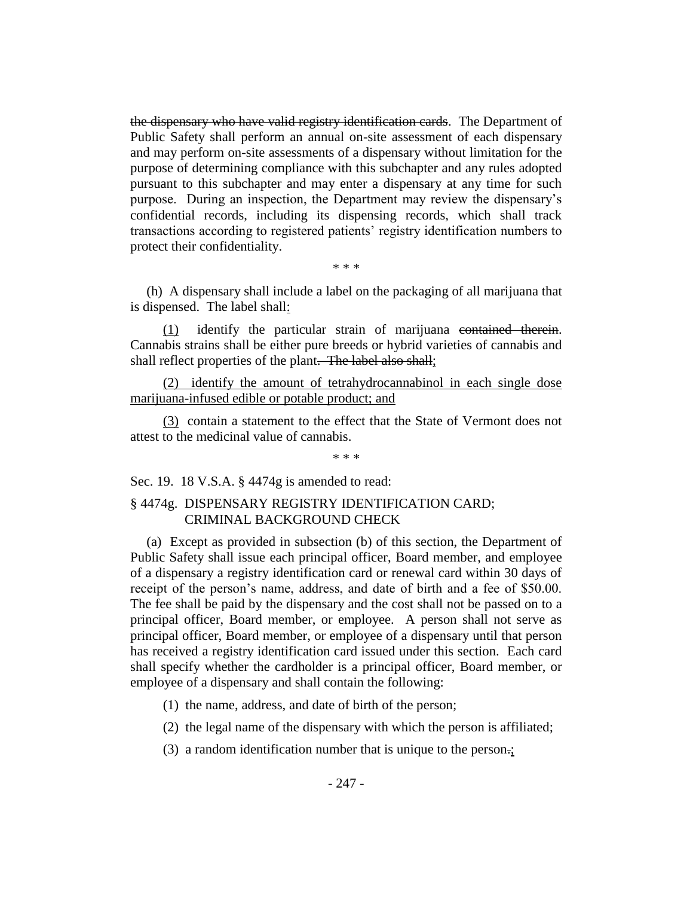~~the dispensary who have valid registry identification cards~~. The Department of Public Safety shall perform an annual on-site assessment of each dispensary and may perform on-site assessments of a dispensary without limitation for the purpose of determining compliance with this subchapter and any rules adopted pursuant to this subchapter and may enter a dispensary at any time for such purpose. During an inspection, the Department may review the dispensary's confidential records, including its dispensing records, which shall track transactions according to registered patients' registry identification numbers to protect their confidentiality.

\* \* \*

(h) A dispensary shall include a label on the packaging of all marijuana that is dispensed. The label shall<u>:</u>

<u>(1)</u> identify the particular strain of marijuana ~~contained therein~~. Cannabis strains shall be either pure breeds or hybrid varieties of cannabis and shall reflect properties of the plant~~. The label also shall~~<u>;</u>

<u>(2) identify the amount of tetrahydrocannabinol in each single dose marijuana-infused edible or potable product; and</u>

<u>(3)</u> contain a statement to the effect that the State of Vermont does not attest to the medicinal value of cannabis.

\* \* \*

Sec. 19. 18 V.S.A. § 4474g is amended to read:

§ 4474g. DISPENSARY REGISTRY IDENTIFICATION CARD; CRIMINAL BACKGROUND CHECK

(a) Except as provided in subsection (b) of this section, the Department of Public Safety shall issue each principal officer, Board member, and employee of a dispensary a registry identification card or renewal card within 30 days of receipt of the person's name, address, and date of birth and a fee of \$50.00. The fee shall be paid by the dispensary and the cost shall not be passed on to a principal officer, Board member, or employee. A person shall not serve as principal officer, Board member, or employee of a dispensary until that person has received a registry identification card issued under this section. Each card shall specify whether the cardholder is a principal officer, Board member, or employee of a dispensary and shall contain the following:

(1) the name, address, and date of birth of the person;

(2) the legal name of the dispensary with which the person is affiliated;

(3) a random identification number that is unique to the person~~.~~<u>;</u>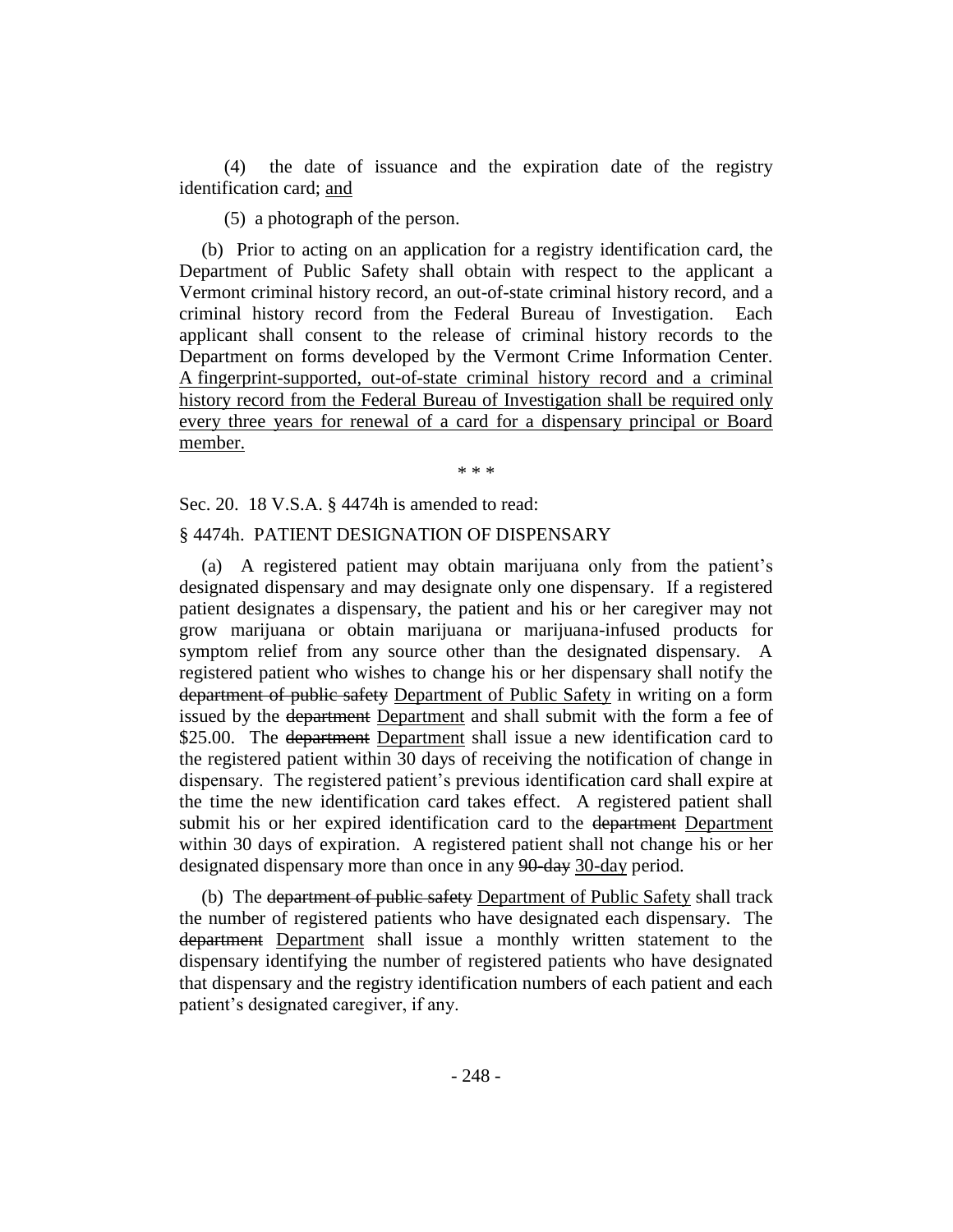(4) the date of issuance and the expiration date of the registry identification card; <u>and</u>

(5) a photograph of the person.

(b) Prior to acting on an application for a registry identification card, the Department of Public Safety shall obtain with respect to the applicant a Vermont criminal history record, an out-of-state criminal history record, and a criminal history record from the Federal Bureau of Investigation. Each applicant shall consent to the release of criminal history records to the Department on forms developed by the Vermont Crime Information Center. <u>A fingerprint-supported, out-of-state criminal history record and a criminal history record from the Federal Bureau of Investigation shall be required only every three years for renewal of a card for a dispensary principal or Board member.</u>

\* \* \*

Sec. 20. 18 V.S.A. § 4474h is amended to read:

§ 4474h. PATIENT DESIGNATION OF DISPENSARY

(a) A registered patient may obtain marijuana only from the patient's designated dispensary and may designate only one dispensary. If a registered patient designates a dispensary, the patient and his or her caregiver may not grow marijuana or obtain marijuana or marijuana-infused products for symptom relief from any source other than the designated dispensary. A registered patient who wishes to change his or her dispensary shall notify the ~~department of public safety~~ <u>Department of Public Safety</u> in writing on a form issued by the ~~department~~ <u>Department</u> and shall submit with the form a fee of $25.00. The ~~department~~ <u>Department</u> shall issue a new identification card to the registered patient within 30 days of receiving the notification of change in dispensary. The registered patient's previous identification card shall expire at the time the new identification card takes effect. A registered patient shall submit his or her expired identification card to the ~~department~~ <u>Department</u> within 30 days of expiration. A registered patient shall not change his or her designated dispensary more than once in any ~~90-day~~ <u>30-day</u> period.

(b) The ~~department of public safety~~ <u>Department of Public Safety</u> shall track the number of registered patients who have designated each dispensary. The ~~department~~ <u>Department</u> shall issue a monthly written statement to the dispensary identifying the number of registered patients who have designated that dispensary and the registry identification numbers of each patient and each patient's designated caregiver, if any.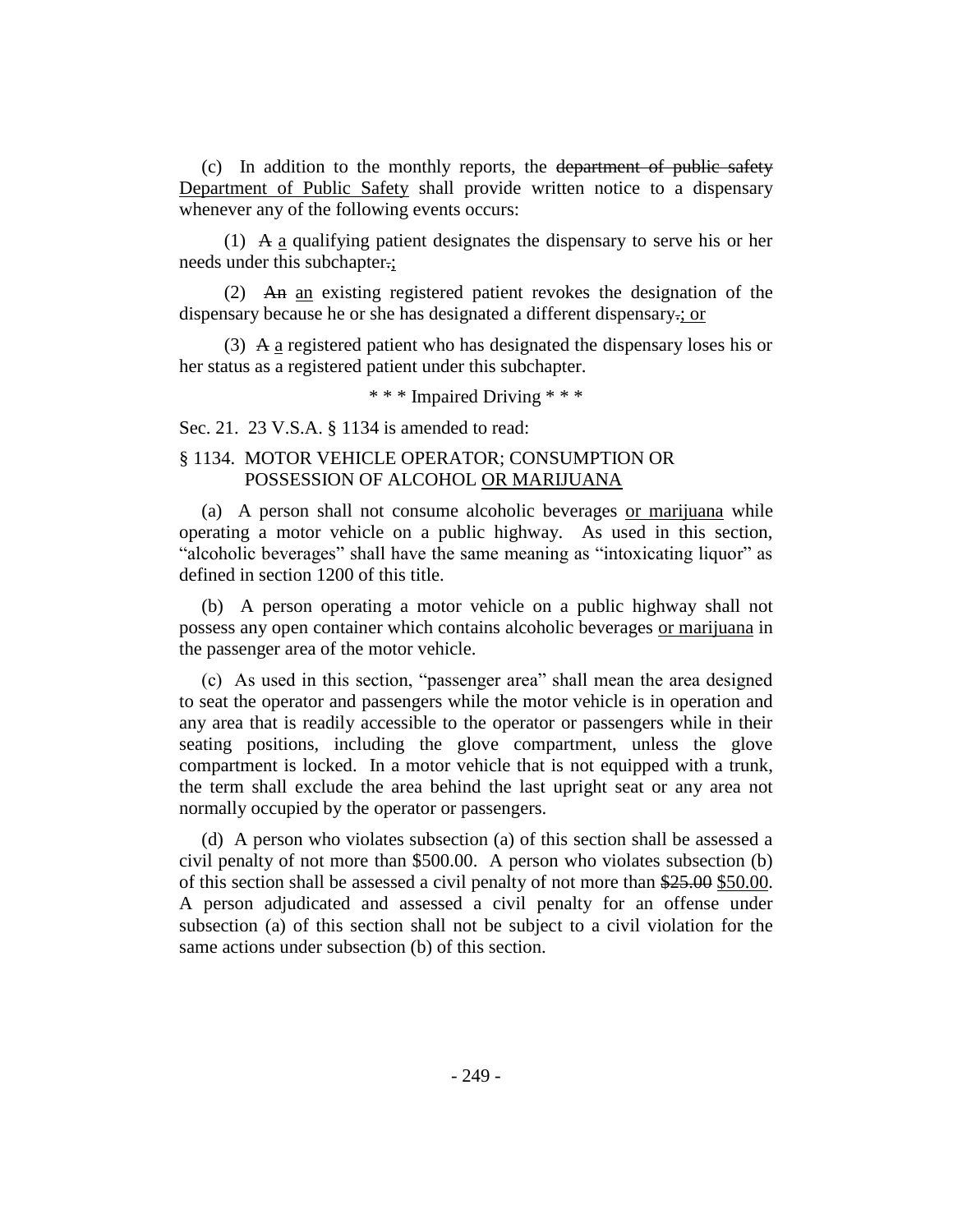(c) In addition to the monthly reports, the ~~department of public safety~~ <u>Department of Public Safety</u> shall provide written notice to a dispensary whenever any of the following events occurs:

(1) ~~A~~ <u>a</u> qualifying patient designates the dispensary to serve his or her needs under this subchapter~~.~~<u>;</u>

(2) ~~An~~ <u>an</u> existing registered patient revokes the designation of the dispensary because he or she has designated a different dispensary~~.~~<u>; or</u>

(3) ~~A~~ <u>a</u> registered patient who has designated the dispensary loses his or her status as a registered patient under this subchapter.

\* \* \* Impaired Driving \* \* \*

Sec. 21. 23 V.S.A. § 1134 is amended to read:

§ 1134. MOTOR VEHICLE OPERATOR; CONSUMPTION OR POSSESSION OF ALCOHOL <u>OR MARIJUANA</u>

(a) A person shall not consume alcoholic beverages <u>or marijuana</u> while operating a motor vehicle on a public highway. As used in this section, "alcoholic beverages" shall have the same meaning as "intoxicating liquor" as defined in section 1200 of this title.

(b) A person operating a motor vehicle on a public highway shall not possess any open container which contains alcoholic beverages <u>or marijuana</u> in the passenger area of the motor vehicle.

(c) As used in this section, "passenger area" shall mean the area designed to seat the operator and passengers while the motor vehicle is in operation and any area that is readily accessible to the operator or passengers while in their seating positions, including the glove compartment, unless the glove compartment is locked. In a motor vehicle that is not equipped with a trunk, the term shall exclude the area behind the last upright seat or any area not normally occupied by the operator or passengers.

(d) A person who violates subsection (a) of this section shall be assessed a civil penalty of not more than $500.00. A person who violates subsection (b) of this section shall be assessed a civil penalty of not more than ~~$25.00~~ <u>$50.00</u>. A person adjudicated and assessed a civil penalty for an offense under subsection (a) of this section shall not be subject to a civil violation for the same actions under subsection (b) of this section.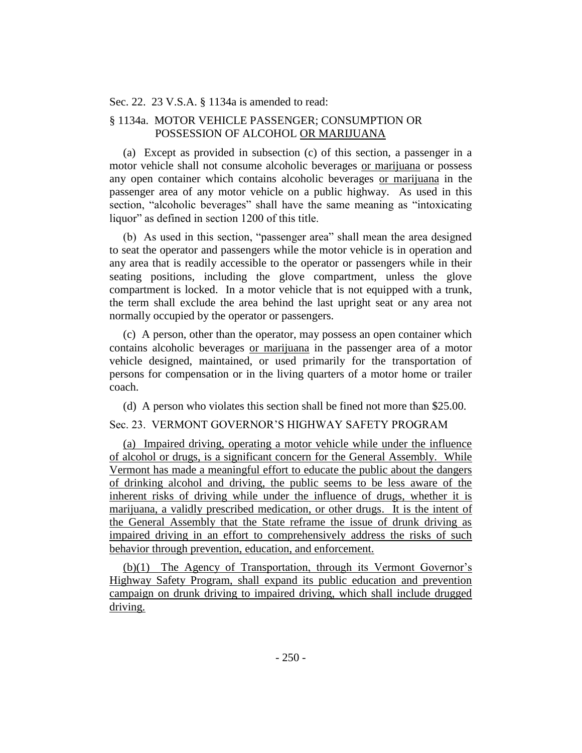Sec. 22. 23 V.S.A. § 1134a is amended to read:

§ 1134a. MOTOR VEHICLE PASSENGER; CONSUMPTION OR POSSESSION OF ALCOHOL <u>OR MARIJUANA</u>

(a) Except as provided in subsection (c) of this section, a passenger in a motor vehicle shall not consume alcoholic beverages <u>or marijuana</u> or possess any open container which contains alcoholic beverages <u>or marijuana</u> in the passenger area of any motor vehicle on a public highway. As used in this section, "alcoholic beverages" shall have the same meaning as "intoxicating liquor" as defined in section 1200 of this title.

(b) As used in this section, "passenger area" shall mean the area designed to seat the operator and passengers while the motor vehicle is in operation and any area that is readily accessible to the operator or passengers while in their seating positions, including the glove compartment, unless the glove compartment is locked. In a motor vehicle that is not equipped with a trunk, the term shall exclude the area behind the last upright seat or any area not normally occupied by the operator or passengers.

(c) A person, other than the operator, may possess an open container which contains alcoholic beverages <u>or marijuana</u> in the passenger area of a motor vehicle designed, maintained, or used primarily for the transportation of persons for compensation or in the living quarters of a motor home or trailer coach.

(d) A person who violates this section shall be fined not more than $25.00.

Sec. 23. VERMONT GOVERNOR'S HIGHWAY SAFETY PROGRAM

<u>(a) Impaired driving, operating a motor vehicle while under the influence of alcohol or drugs, is a significant concern for the General Assembly. While Vermont has made a meaningful effort to educate the public about the dangers of drinking alcohol and driving, the public seems to be less aware of the inherent risks of driving while under the influence of drugs, whether it is marijuana, a validly prescribed medication, or other drugs. It is the intent of the General Assembly that the State reframe the issue of drunk driving as impaired driving in an effort to comprehensively address the risks of such behavior through prevention, education, and enforcement.</u>

<u>(b)(1) The Agency of Transportation, through its Vermont Governor's Highway Safety Program, shall expand its public education and prevention campaign on drunk driving to impaired driving, which shall include drugged driving.</u>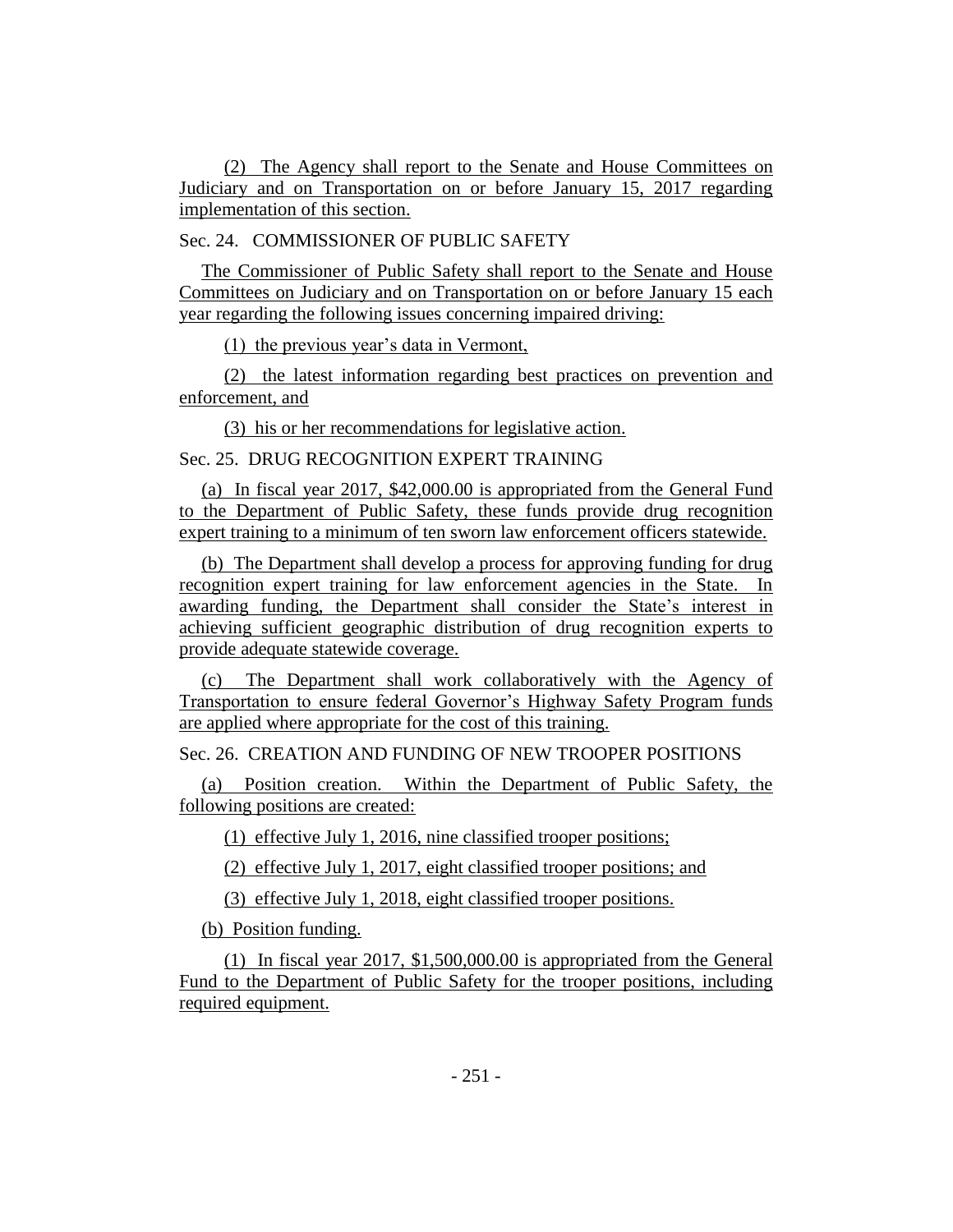(2) The Agency shall report to the Senate and House Committees on Judiciary and on Transportation on or before January 15, 2017 regarding implementation of this section.

Sec. 24. COMMISSIONER OF PUBLIC SAFETY

The Commissioner of Public Safety shall report to the Senate and House Committees on Judiciary and on Transportation on or before January 15 each year regarding the following issues concerning impaired driving:

(1) the previous year's data in Vermont,

(2) the latest information regarding best practices on prevention and enforcement, and

(3) his or her recommendations for legislative action.

Sec. 25. DRUG RECOGNITION EXPERT TRAINING

(a) In fiscal year 2017, $42,000.00 is appropriated from the General Fund to the Department of Public Safety, these funds provide drug recognition expert training to a minimum of ten sworn law enforcement officers statewide.

(b) The Department shall develop a process for approving funding for drug recognition expert training for law enforcement agencies in the State. In awarding funding, the Department shall consider the State's interest in achieving sufficient geographic distribution of drug recognition experts to provide adequate statewide coverage.

(c) The Department shall work collaboratively with the Agency of Transportation to ensure federal Governor's Highway Safety Program funds are applied where appropriate for the cost of this training.

Sec. 26. CREATION AND FUNDING OF NEW TROOPER POSITIONS

(a) Position creation. Within the Department of Public Safety, the following positions are created:

(1) effective July 1, 2016, nine classified trooper positions;

(2) effective July 1, 2017, eight classified trooper positions; and

(3) effective July 1, 2018, eight classified trooper positions.

(b) Position funding.

(1) In fiscal year 2017, $1,500,000.00 is appropriated from the General Fund to the Department of Public Safety for the trooper positions, including required equipment.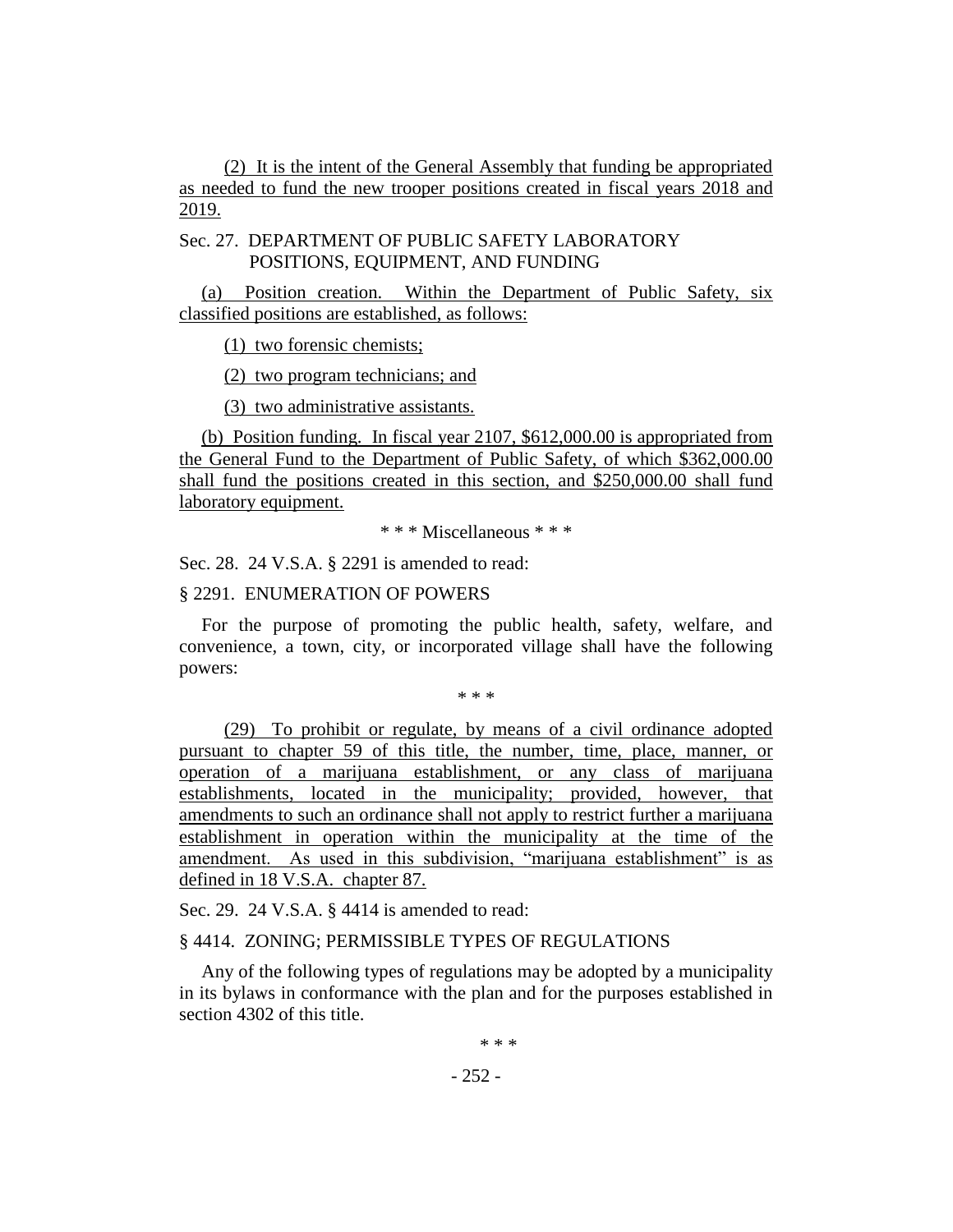(2) It is the intent of the General Assembly that funding be appropriated as needed to fund the new trooper positions created in fiscal years 2018 and 2019.

Sec. 27. DEPARTMENT OF PUBLIC SAFETY LABORATORY POSITIONS, EQUIPMENT, AND FUNDING

(a) Position creation. Within the Department of Public Safety, six classified positions are established, as follows:

(1) two forensic chemists;

(2) two program technicians; and

(3) two administrative assistants.

(b) Position funding. In fiscal year 2107, $612,000.00 is appropriated from the General Fund to the Department of Public Safety, of which $362,000.00 shall fund the positions created in this section, and $250,000.00 shall fund laboratory equipment.

\* \* \* Miscellaneous \* \* \*

Sec. 28. 24 V.S.A. § 2291 is amended to read:

§ 2291. ENUMERATION OF POWERS

For the purpose of promoting the public health, safety, welfare, and convenience, a town, city, or incorporated village shall have the following powers:

\* \* \*

(29) To prohibit or regulate, by means of a civil ordinance adopted pursuant to chapter 59 of this title, the number, time, place, manner, or operation of a marijuana establishment, or any class of marijuana establishments, located in the municipality; provided, however, that amendments to such an ordinance shall not apply to restrict further a marijuana establishment in operation within the municipality at the time of the amendment. As used in this subdivision, "marijuana establishment" is as defined in 18 V.S.A. chapter 87.

Sec. 29. 24 V.S.A. § 4414 is amended to read:

§ 4414. ZONING; PERMISSIBLE TYPES OF REGULATIONS

Any of the following types of regulations may be adopted by a municipality in its bylaws in conformance with the plan and for the purposes established in section 4302 of this title.

\* \* \*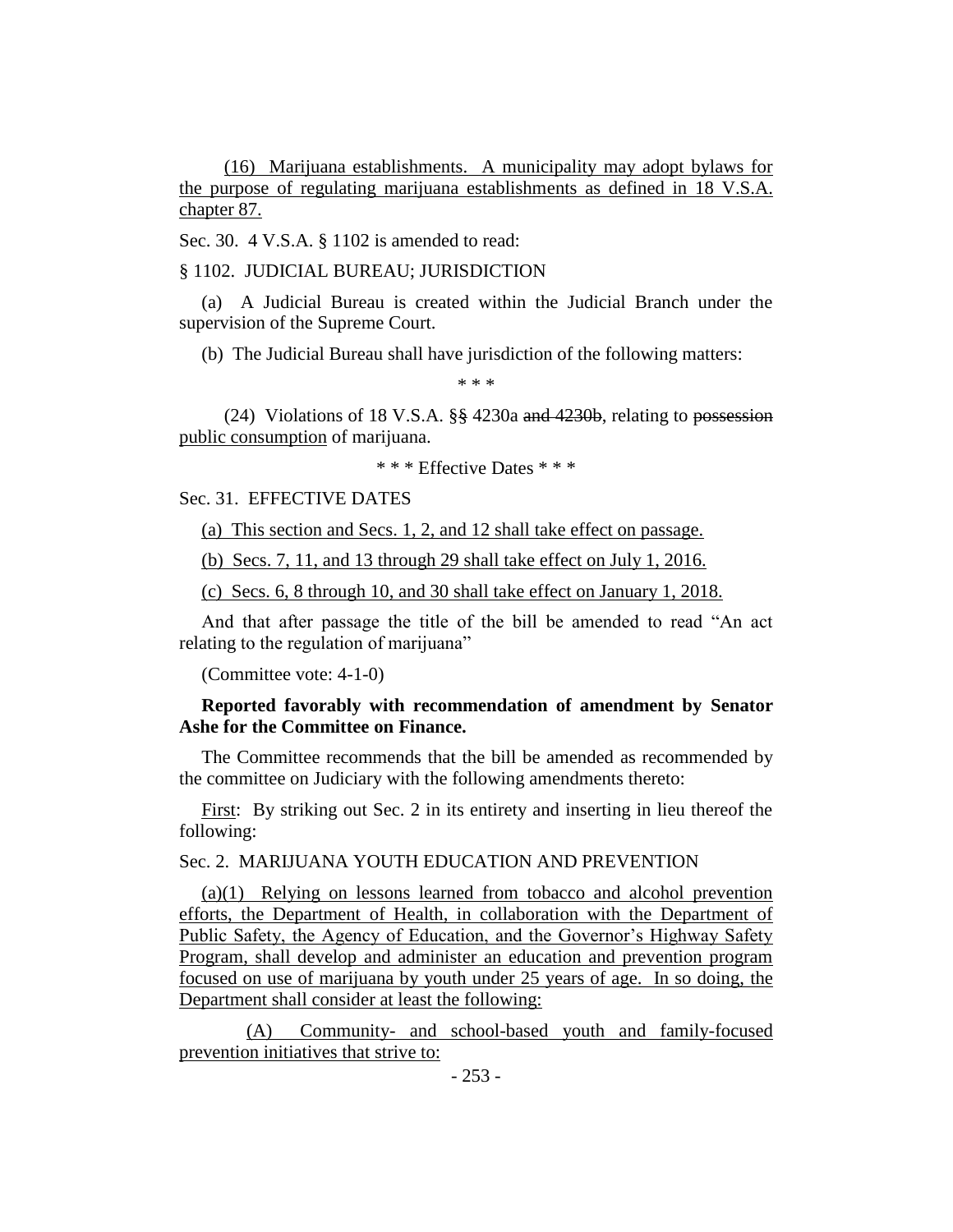(16) Marijuana establishments. A municipality may adopt bylaws for the purpose of regulating marijuana establishments as defined in 18 V.S.A. chapter 87.

Sec. 30. 4 V.S.A. § 1102 is amended to read:

§ 1102. JUDICIAL BUREAU; JURISDICTION

(a) A Judicial Bureau is created within the Judicial Branch under the supervision of the Supreme Court.

(b) The Judicial Bureau shall have jurisdiction of the following matters:

\* \* \*

(24) Violations of 18 V.S.A. ~~§§~~ § 4230a ~~and 4230b~~, relating to ~~possession~~ public consumption of marijuana.

\* \* \* Effective Dates \* \* \*

Sec. 31. EFFECTIVE DATES

(a) This section and Secs. 1, 2, and 12 shall take effect on passage.

(b) Secs. 7, 11, and 13 through 29 shall take effect on July 1, 2016.

(c) Secs. 6, 8 through 10, and 30 shall take effect on January 1, 2018.

And that after passage the title of the bill be amended to read "An act relating to the regulation of marijuana"

(Committee vote: 4-1-0)

**Reported favorably with recommendation of amendment by Senator Ashe for the Committee on Finance.**

The Committee recommends that the bill be amended as recommended by the committee on Judiciary with the following amendments thereto:

First: By striking out Sec. 2 in its entirety and inserting in lieu thereof the following:

Sec. 2. MARIJUANA YOUTH EDUCATION AND PREVENTION

(a)(1) Relying on lessons learned from tobacco and alcohol prevention efforts, the Department of Health, in collaboration with the Department of Public Safety, the Agency of Education, and the Governor's Highway Safety Program, shall develop and administer an education and prevention program focused on use of marijuana by youth under 25 years of age. In so doing, the Department shall consider at least the following:

(A) Community- and school-based youth and family-focused prevention initiatives that strive to: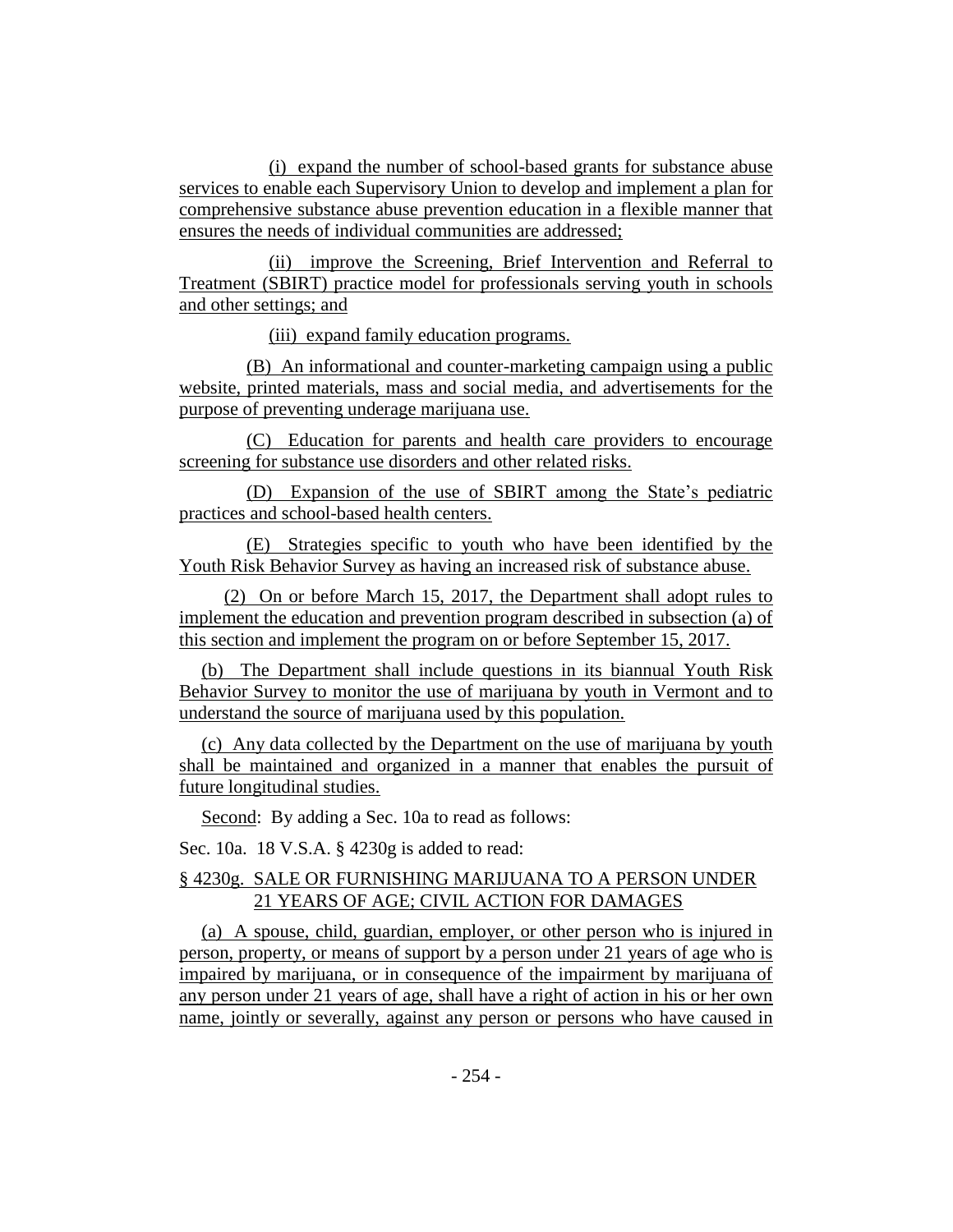(i) expand the number of school-based grants for substance abuse services to enable each Supervisory Union to develop and implement a plan for comprehensive substance abuse prevention education in a flexible manner that ensures the needs of individual communities are addressed;

(ii) improve the Screening, Brief Intervention and Referral to Treatment (SBIRT) practice model for professionals serving youth in schools and other settings; and

(iii) expand family education programs.

(B) An informational and counter-marketing campaign using a public website, printed materials, mass and social media, and advertisements for the purpose of preventing underage marijuana use.

(C) Education for parents and health care providers to encourage screening for substance use disorders and other related risks.

(D) Expansion of the use of SBIRT among the State's pediatric practices and school-based health centers.

(E) Strategies specific to youth who have been identified by the Youth Risk Behavior Survey as having an increased risk of substance abuse.

(2) On or before March 15, 2017, the Department shall adopt rules to implement the education and prevention program described in subsection (a) of this section and implement the program on or before September 15, 2017.

(b) The Department shall include questions in its biannual Youth Risk Behavior Survey to monitor the use of marijuana by youth in Vermont and to understand the source of marijuana used by this population.

(c) Any data collected by the Department on the use of marijuana by youth shall be maintained and organized in a manner that enables the pursuit of future longitudinal studies.

Second: By adding a Sec. 10a to read as follows:

Sec. 10a. 18 V.S.A. § 4230g is added to read:

§ 4230g. SALE OR FURNISHING MARIJUANA TO A PERSON UNDER 21 YEARS OF AGE; CIVIL ACTION FOR DAMAGES

(a) A spouse, child, guardian, employer, or other person who is injured in person, property, or means of support by a person under 21 years of age who is impaired by marijuana, or in consequence of the impairment by marijuana of any person under 21 years of age, shall have a right of action in his or her own name, jointly or severally, against any person or persons who have caused in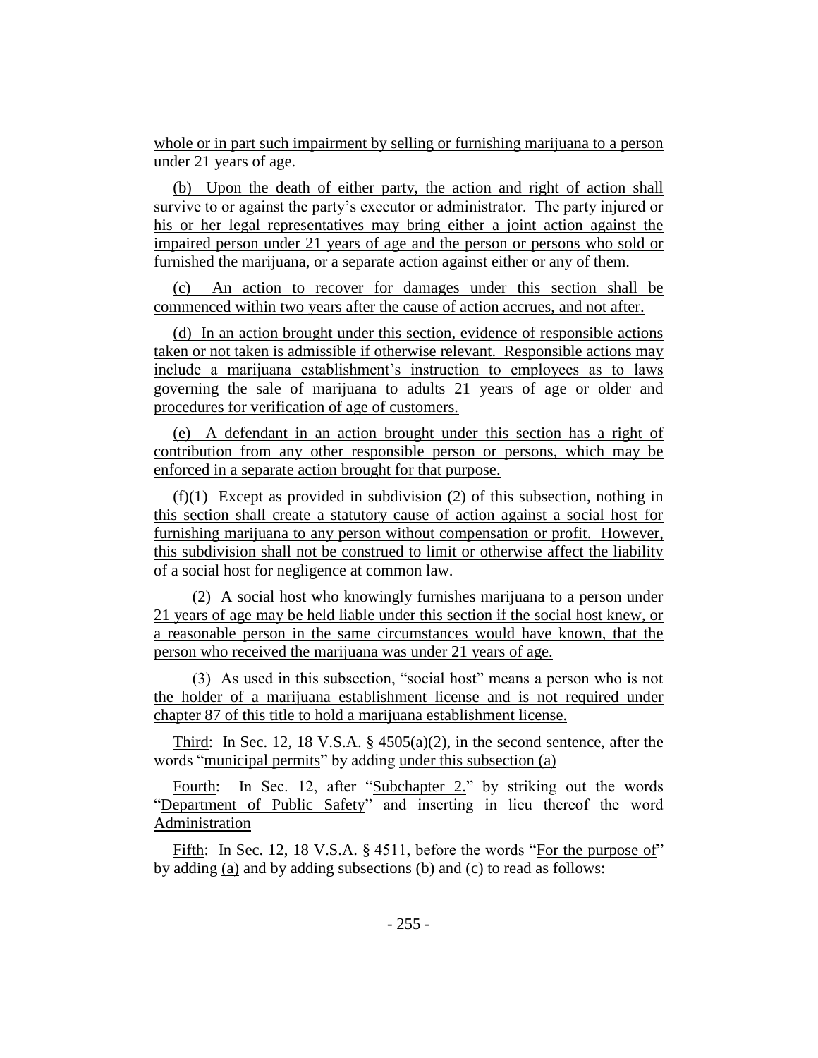whole or in part such impairment by selling or furnishing marijuana to a person under 21 years of age.

(b) Upon the death of either party, the action and right of action shall survive to or against the party's executor or administrator. The party injured or his or her legal representatives may bring either a joint action against the impaired person under 21 years of age and the person or persons who sold or furnished the marijuana, or a separate action against either or any of them.

(c) An action to recover for damages under this section shall be commenced within two years after the cause of action accrues, and not after.

(d) In an action brought under this section, evidence of responsible actions taken or not taken is admissible if otherwise relevant. Responsible actions may include a marijuana establishment's instruction to employees as to laws governing the sale of marijuana to adults 21 years of age or older and procedures for verification of age of customers.

(e) A defendant in an action brought under this section has a right of contribution from any other responsible person or persons, which may be enforced in a separate action brought for that purpose.

(f)(1) Except as provided in subdivision (2) of this subsection, nothing in this section shall create a statutory cause of action against a social host for furnishing marijuana to any person without compensation or profit. However, this subdivision shall not be construed to limit or otherwise affect the liability of a social host for negligence at common law.

(2) A social host who knowingly furnishes marijuana to a person under 21 years of age may be held liable under this section if the social host knew, or a reasonable person in the same circumstances would have known, that the person who received the marijuana was under 21 years of age.

(3) As used in this subsection, "social host" means a person who is not the holder of a marijuana establishment license and is not required under chapter 87 of this title to hold a marijuana establishment license.

Third: In Sec. 12, 18 V.S.A. § 4505(a)(2), in the second sentence, after the words "municipal permits" by adding under this subsection (a)

Fourth: In Sec. 12, after "Subchapter 2." by striking out the words "Department of Public Safety" and inserting in lieu thereof the word Administration

Fifth: In Sec. 12, 18 V.S.A. § 4511, before the words "For the purpose of" by adding (a) and by adding subsections (b) and (c) to read as follows: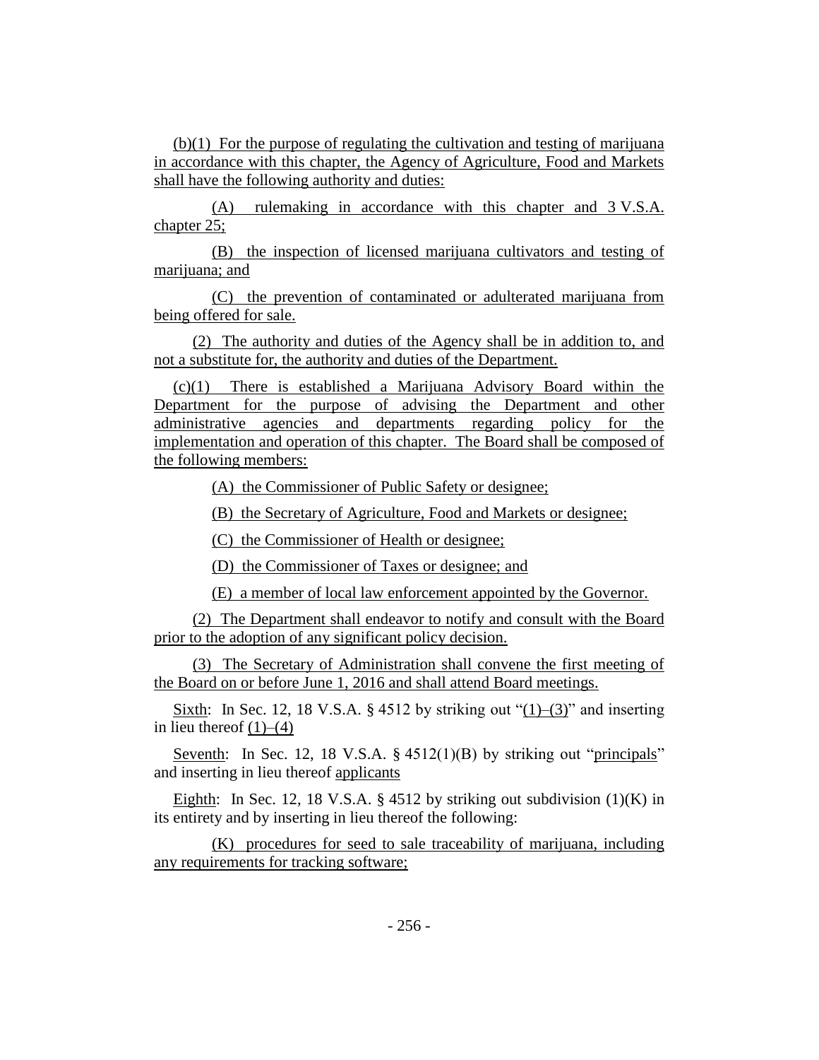(b)(1) For the purpose of regulating the cultivation and testing of marijuana in accordance with this chapter, the Agency of Agriculture, Food and Markets shall have the following authority and duties:

(A) rulemaking in accordance with this chapter and 3 V.S.A. chapter 25;

(B) the inspection of licensed marijuana cultivators and testing of marijuana; and

(C) the prevention of contaminated or adulterated marijuana from being offered for sale.

(2) The authority and duties of the Agency shall be in addition to, and not a substitute for, the authority and duties of the Department.

(c)(1) There is established a Marijuana Advisory Board within the Department for the purpose of advising the Department and other administrative agencies and departments regarding policy for the implementation and operation of this chapter. The Board shall be composed of the following members:

(A) the Commissioner of Public Safety or designee;

(B) the Secretary of Agriculture, Food and Markets or designee;

(C) the Commissioner of Health or designee;

(D) the Commissioner of Taxes or designee; and

(E) a member of local law enforcement appointed by the Governor.

(2) The Department shall endeavor to notify and consult with the Board prior to the adoption of any significant policy decision.

(3) The Secretary of Administration shall convene the first meeting of the Board on or before June 1, 2016 and shall attend Board meetings.

Sixth: In Sec. 12, 18 V.S.A. § 4512 by striking out "(1)–(3)" and inserting in lieu thereof (1)–(4)

Seventh: In Sec. 12, 18 V.S.A. § 4512(1)(B) by striking out "principals" and inserting in lieu thereof applicants

Eighth: In Sec. 12, 18 V.S.A. § 4512 by striking out subdivision (1)(K) in its entirety and by inserting in lieu thereof the following:

(K) procedures for seed to sale traceability of marijuana, including any requirements for tracking software;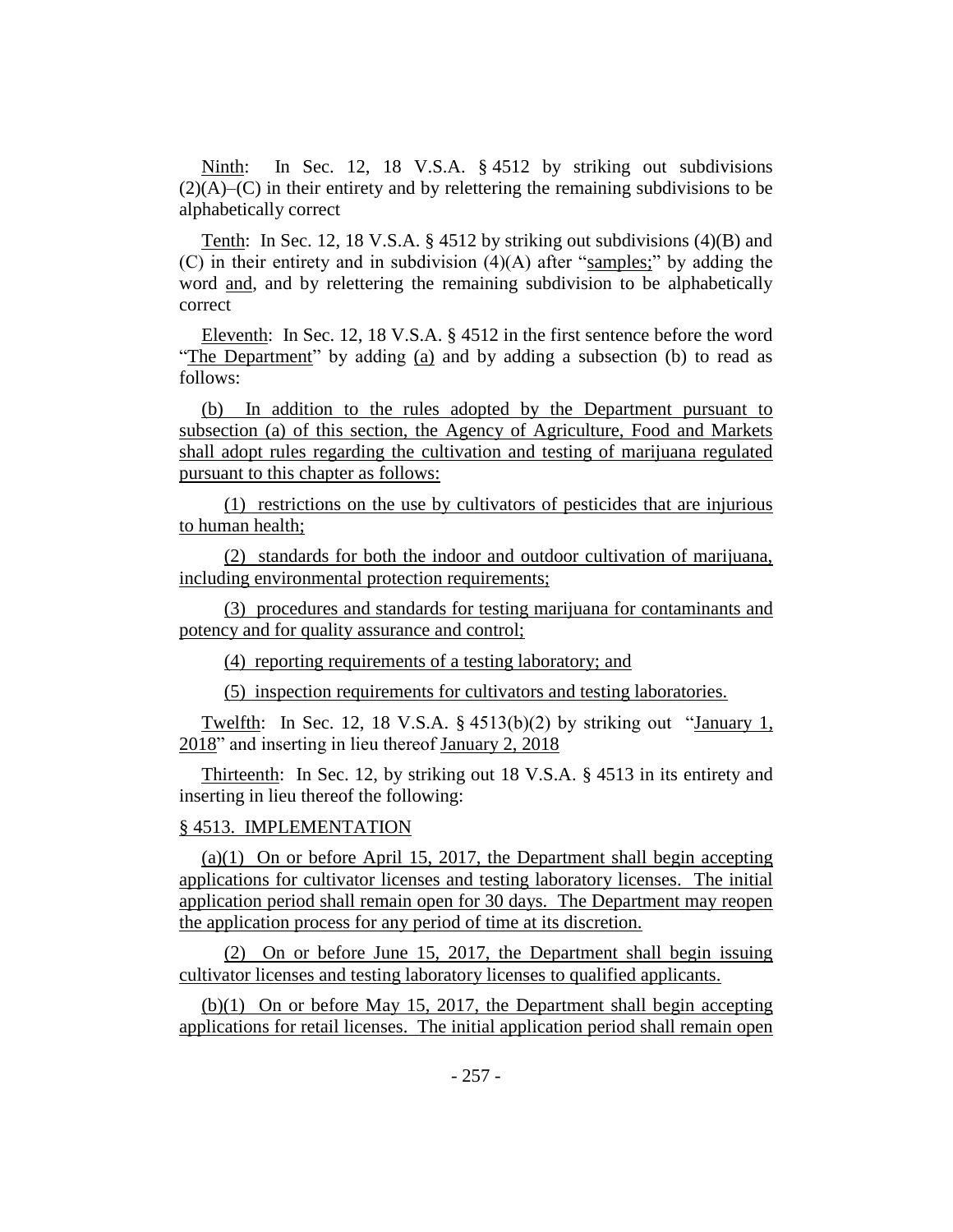Ninth: In Sec. 12, 18 V.S.A. § 4512 by striking out subdivisions (2)(A)–(C) in their entirety and by relettering the remaining subdivisions to be alphabetically correct

Tenth: In Sec. 12, 18 V.S.A. § 4512 by striking out subdivisions (4)(B) and (C) in their entirety and in subdivision (4)(A) after "samples;" by adding the word and, and by relettering the remaining subdivision to be alphabetically correct

Eleventh: In Sec. 12, 18 V.S.A. § 4512 in the first sentence before the word "The Department" by adding (a) and by adding a subsection (b) to read as follows:

(b) In addition to the rules adopted by the Department pursuant to subsection (a) of this section, the Agency of Agriculture, Food and Markets shall adopt rules regarding the cultivation and testing of marijuana regulated pursuant to this chapter as follows:

(1) restrictions on the use by cultivators of pesticides that are injurious to human health;

(2) standards for both the indoor and outdoor cultivation of marijuana, including environmental protection requirements;

(3) procedures and standards for testing marijuana for contaminants and potency and for quality assurance and control;

(4) reporting requirements of a testing laboratory; and

(5) inspection requirements for cultivators and testing laboratories.

Twelfth: In Sec. 12, 18 V.S.A. § 4513(b)(2) by striking out "January 1, 2018" and inserting in lieu thereof January 2, 2018

Thirteenth: In Sec. 12, by striking out 18 V.S.A. § 4513 in its entirety and inserting in lieu thereof the following:

§ 4513. IMPLEMENTATION

(a)(1) On or before April 15, 2017, the Department shall begin accepting applications for cultivator licenses and testing laboratory licenses. The initial application period shall remain open for 30 days. The Department may reopen the application process for any period of time at its discretion.

(2) On or before June 15, 2017, the Department shall begin issuing cultivator licenses and testing laboratory licenses to qualified applicants.

(b)(1) On or before May 15, 2017, the Department shall begin accepting applications for retail licenses. The initial application period shall remain open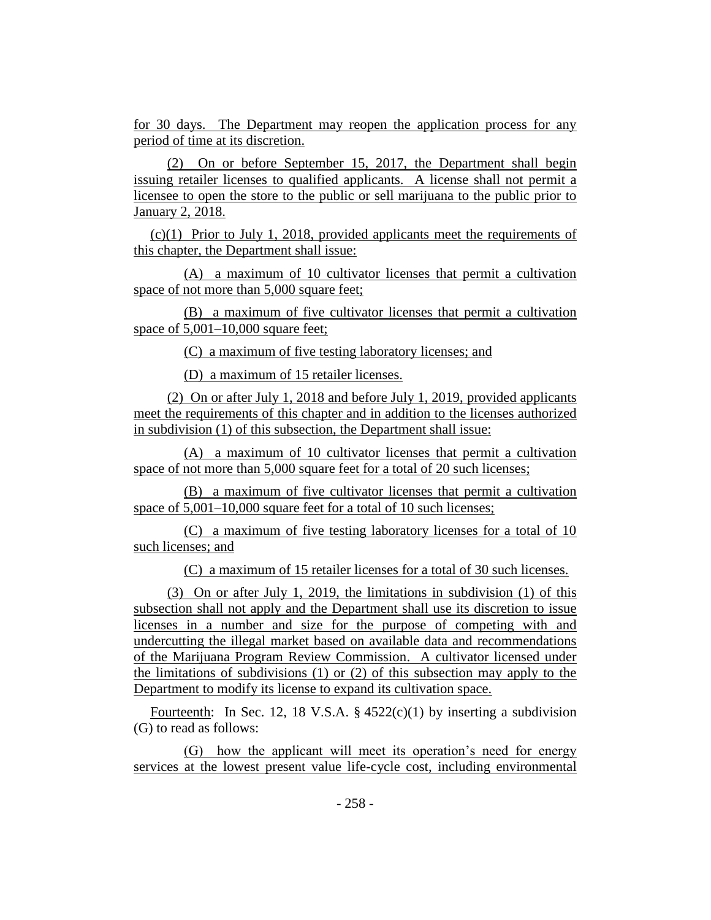for 30 days. The Department may reopen the application process for any period of time at its discretion.

(2) On or before September 15, 2017, the Department shall begin issuing retailer licenses to qualified applicants. A license shall not permit a licensee to open the store to the public or sell marijuana to the public prior to January 2, 2018.

(c)(1) Prior to July 1, 2018, provided applicants meet the requirements of this chapter, the Department shall issue:

(A) a maximum of 10 cultivator licenses that permit a cultivation space of not more than 5,000 square feet;

(B) a maximum of five cultivator licenses that permit a cultivation space of 5,001–10,000 square feet;

(C) a maximum of five testing laboratory licenses; and

(D) a maximum of 15 retailer licenses.

(2) On or after July 1, 2018 and before July 1, 2019, provided applicants meet the requirements of this chapter and in addition to the licenses authorized in subdivision (1) of this subsection, the Department shall issue:

(A) a maximum of 10 cultivator licenses that permit a cultivation space of not more than 5,000 square feet for a total of 20 such licenses;

(B) a maximum of five cultivator licenses that permit a cultivation space of 5,001–10,000 square feet for a total of 10 such licenses;

(C) a maximum of five testing laboratory licenses for a total of 10 such licenses; and

(C) a maximum of 15 retailer licenses for a total of 30 such licenses.

(3) On or after July 1, 2019, the limitations in subdivision (1) of this subsection shall not apply and the Department shall use its discretion to issue licenses in a number and size for the purpose of competing with and undercutting the illegal market based on available data and recommendations of the Marijuana Program Review Commission. A cultivator licensed under the limitations of subdivisions (1) or (2) of this subsection may apply to the Department to modify its license to expand its cultivation space.

Fourteenth: In Sec. 12, 18 V.S.A. § 4522(c)(1) by inserting a subdivision (G) to read as follows:

(G) how the applicant will meet its operation's need for energy services at the lowest present value life-cycle cost, including environmental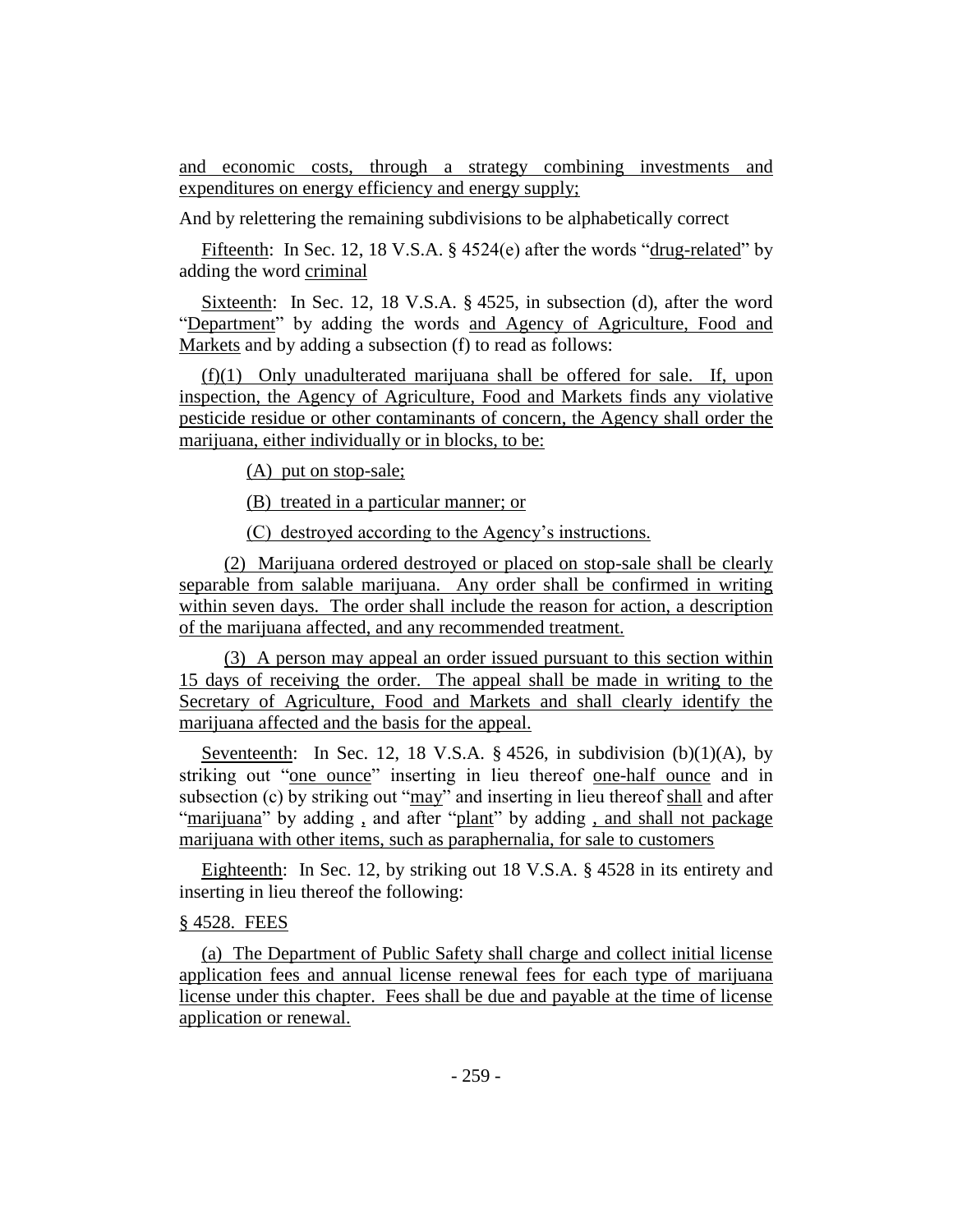and economic costs, through a strategy combining investments and expenditures on energy efficiency and energy supply;

And by relettering the remaining subdivisions to be alphabetically correct

Fifteenth: In Sec. 12, 18 V.S.A. § 4524(e) after the words "drug-related" by adding the word criminal

Sixteenth: In Sec. 12, 18 V.S.A. § 4525, in subsection (d), after the word "Department" by adding the words and Agency of Agriculture, Food and Markets and by adding a subsection (f) to read as follows:

(f)(1) Only unadulterated marijuana shall be offered for sale. If, upon inspection, the Agency of Agriculture, Food and Markets finds any violative pesticide residue or other contaminants of concern, the Agency shall order the marijuana, either individually or in blocks, to be:

(A) put on stop-sale;

(B) treated in a particular manner; or

(C) destroyed according to the Agency's instructions.

(2) Marijuana ordered destroyed or placed on stop-sale shall be clearly separable from salable marijuana. Any order shall be confirmed in writing within seven days. The order shall include the reason for action, a description of the marijuana affected, and any recommended treatment.

(3) A person may appeal an order issued pursuant to this section within 15 days of receiving the order. The appeal shall be made in writing to the Secretary of Agriculture, Food and Markets and shall clearly identify the marijuana affected and the basis for the appeal.

Seventeenth: In Sec. 12, 18 V.S.A. § 4526, in subdivision (b)(1)(A), by striking out "one ounce" inserting in lieu thereof one-half ounce and in subsection (c) by striking out "may" and inserting in lieu thereof shall and after "marijuana" by adding , and after "plant" by adding , and shall not package marijuana with other items, such as paraphernalia, for sale to customers

Eighteenth: In Sec. 12, by striking out 18 V.S.A. § 4528 in its entirety and inserting in lieu thereof the following:

§ 4528. FEES

(a) The Department of Public Safety shall charge and collect initial license application fees and annual license renewal fees for each type of marijuana license under this chapter. Fees shall be due and payable at the time of license application or renewal.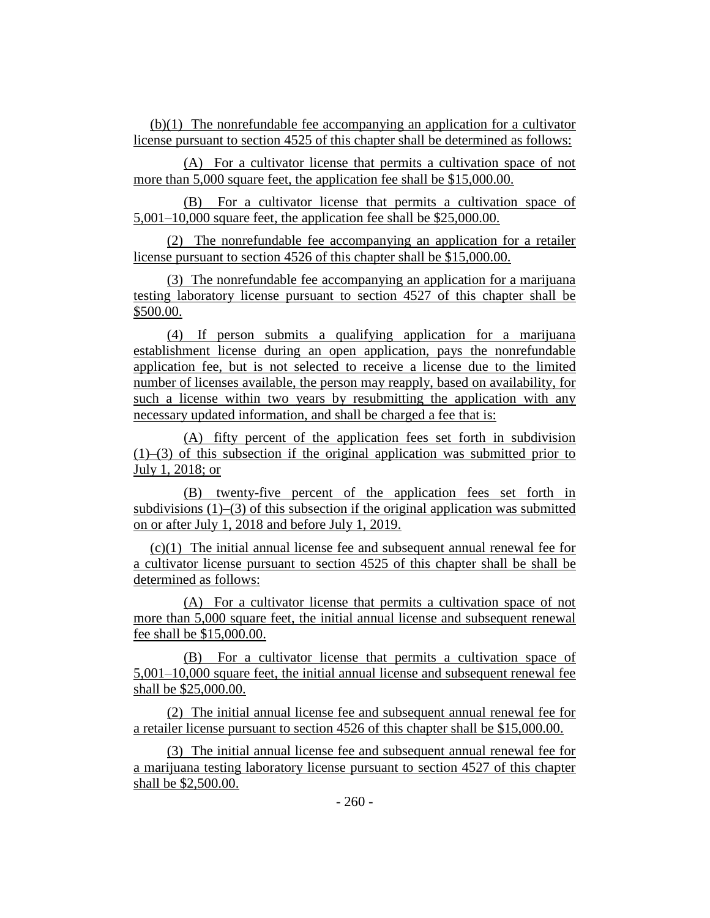(b)(1) The nonrefundable fee accompanying an application for a cultivator license pursuant to section 4525 of this chapter shall be determined as follows:

(A) For a cultivator license that permits a cultivation space of not more than 5,000 square feet, the application fee shall be $15,000.00.

(B) For a cultivator license that permits a cultivation space of 5,001–10,000 square feet, the application fee shall be $25,000.00.

(2) The nonrefundable fee accompanying an application for a retailer license pursuant to section 4526 of this chapter shall be $15,000.00.

(3) The nonrefundable fee accompanying an application for a marijuana testing laboratory license pursuant to section 4527 of this chapter shall be $500.00.

(4) If person submits a qualifying application for a marijuana establishment license during an open application, pays the nonrefundable application fee, but is not selected to receive a license due to the limited number of licenses available, the person may reapply, based on availability, for such a license within two years by resubmitting the application with any necessary updated information, and shall be charged a fee that is:

(A) fifty percent of the application fees set forth in subdivision (1)–(3) of this subsection if the original application was submitted prior to July 1, 2018; or

(B) twenty-five percent of the application fees set forth in subdivisions (1)–(3) of this subsection if the original application was submitted on or after July 1, 2018 and before July 1, 2019.

(c)(1) The initial annual license fee and subsequent annual renewal fee for a cultivator license pursuant to section 4525 of this chapter shall be shall be determined as follows:

(A) For a cultivator license that permits a cultivation space of not more than 5,000 square feet, the initial annual license and subsequent renewal fee shall be $15,000.00.

(B) For a cultivator license that permits a cultivation space of 5,001–10,000 square feet, the initial annual license and subsequent renewal fee shall be $25,000.00.

(2) The initial annual license fee and subsequent annual renewal fee for a retailer license pursuant to section 4526 of this chapter shall be $15,000.00.

(3) The initial annual license fee and subsequent annual renewal fee for a marijuana testing laboratory license pursuant to section 4527 of this chapter shall be $2,500.00.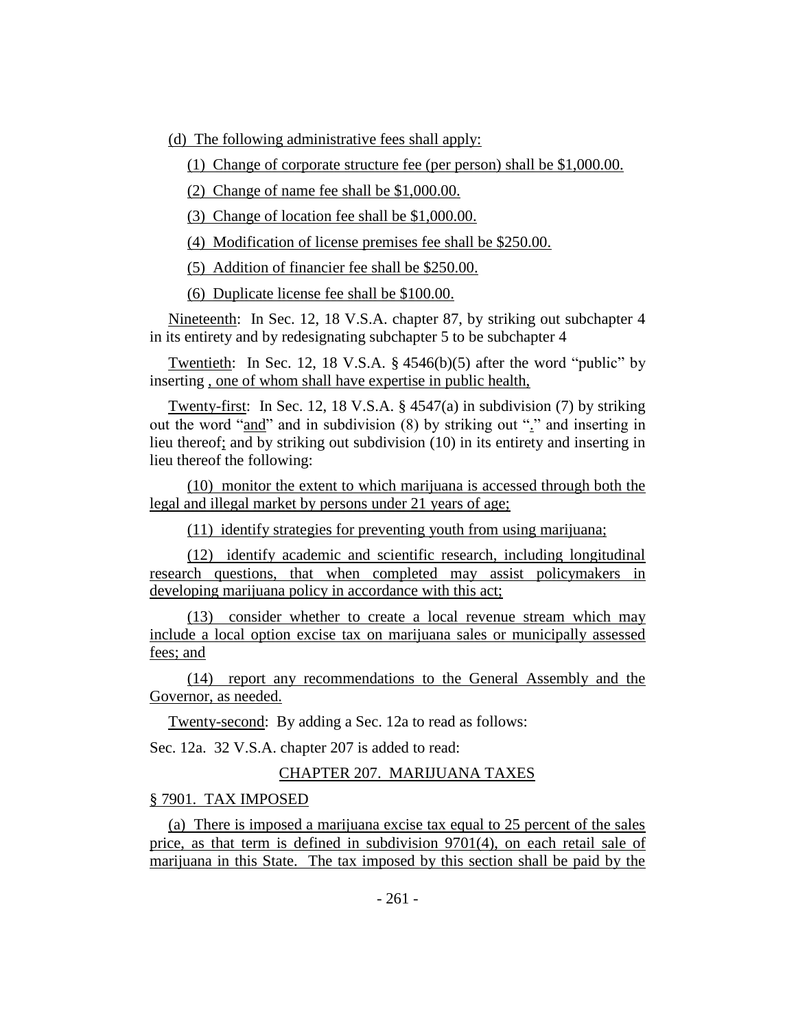(d) The following administrative fees shall apply:

(1) Change of corporate structure fee (per person) shall be $1,000.00.

(2) Change of name fee shall be $1,000.00.

(3) Change of location fee shall be $1,000.00.

(4) Modification of license premises fee shall be $250.00.

(5) Addition of financier fee shall be $250.00.

(6) Duplicate license fee shall be $100.00.

Nineteenth: In Sec. 12, 18 V.S.A. chapter 87, by striking out subchapter 4 in its entirety and by redesignating subchapter 5 to be subchapter 4

Twentieth: In Sec. 12, 18 V.S.A. § 4546(b)(5) after the word "public" by inserting , one of whom shall have expertise in public health,

Twenty-first: In Sec. 12, 18 V.S.A. § 4547(a) in subdivision (7) by striking out the word "and" and in subdivision (8) by striking out "." and inserting in lieu thereof; and by striking out subdivision (10) in its entirety and inserting in lieu thereof the following:

(10) monitor the extent to which marijuana is accessed through both the legal and illegal market by persons under 21 years of age;

(11) identify strategies for preventing youth from using marijuana;

(12) identify academic and scientific research, including longitudinal research questions, that when completed may assist policymakers in developing marijuana policy in accordance with this act;

(13) consider whether to create a local revenue stream which may include a local option excise tax on marijuana sales or municipally assessed fees; and

(14) report any recommendations to the General Assembly and the Governor, as needed.

Twenty-second: By adding a Sec. 12a to read as follows:

Sec. 12a. 32 V.S.A. chapter 207 is added to read:

CHAPTER 207. MARIJUANA TAXES

§ 7901. TAX IMPOSED

(a) There is imposed a marijuana excise tax equal to 25 percent of the sales price, as that term is defined in subdivision 9701(4), on each retail sale of marijuana in this State. The tax imposed by this section shall be paid by the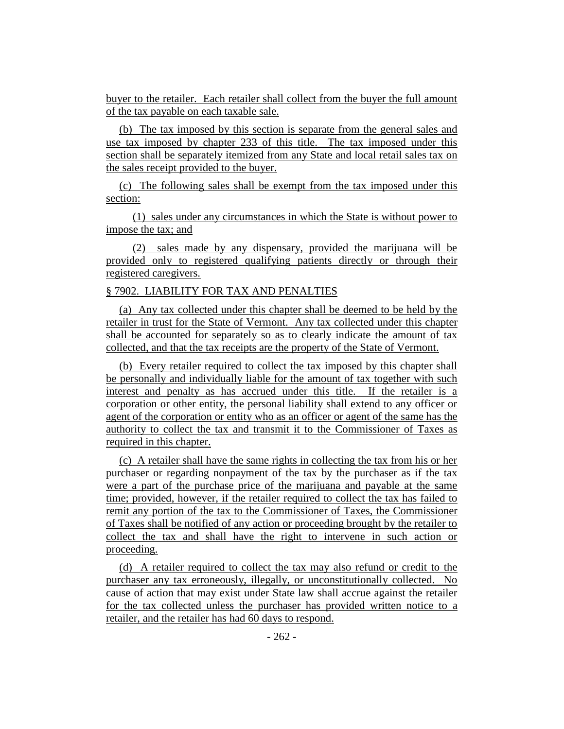buyer to the retailer. Each retailer shall collect from the buyer the full amount of the tax payable on each taxable sale.

(b) The tax imposed by this section is separate from the general sales and use tax imposed by chapter 233 of this title. The tax imposed under this section shall be separately itemized from any State and local retail sales tax on the sales receipt provided to the buyer.

(c) The following sales shall be exempt from the tax imposed under this section:

(1) sales under any circumstances in which the State is without power to impose the tax; and

(2) sales made by any dispensary, provided the marijuana will be provided only to registered qualifying patients directly or through their registered caregivers.

§ 7902. LIABILITY FOR TAX AND PENALTIES

(a) Any tax collected under this chapter shall be deemed to be held by the retailer in trust for the State of Vermont. Any tax collected under this chapter shall be accounted for separately so as to clearly indicate the amount of tax collected, and that the tax receipts are the property of the State of Vermont.

(b) Every retailer required to collect the tax imposed by this chapter shall be personally and individually liable for the amount of tax together with such interest and penalty as has accrued under this title. If the retailer is a corporation or other entity, the personal liability shall extend to any officer or agent of the corporation or entity who as an officer or agent of the same has the authority to collect the tax and transmit it to the Commissioner of Taxes as required in this chapter.

(c) A retailer shall have the same rights in collecting the tax from his or her purchaser or regarding nonpayment of the tax by the purchaser as if the tax were a part of the purchase price of the marijuana and payable at the same time; provided, however, if the retailer required to collect the tax has failed to remit any portion of the tax to the Commissioner of Taxes, the Commissioner of Taxes shall be notified of any action or proceeding brought by the retailer to collect the tax and shall have the right to intervene in such action or proceeding.

(d) A retailer required to collect the tax may also refund or credit to the purchaser any tax erroneously, illegally, or unconstitutionally collected. No cause of action that may exist under State law shall accrue against the retailer for the tax collected unless the purchaser has provided written notice to a retailer, and the retailer has had 60 days to respond.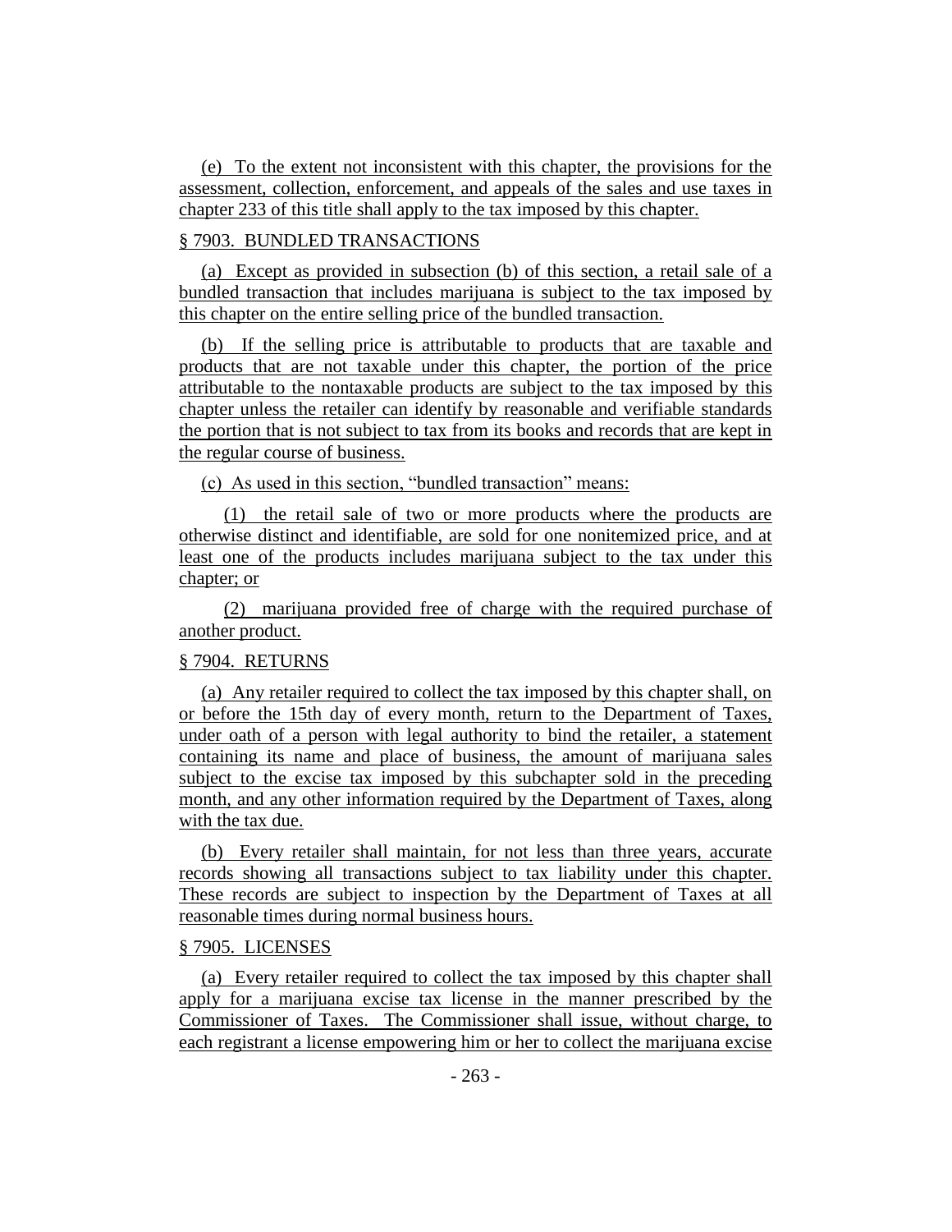(e) To the extent not inconsistent with this chapter, the provisions for the assessment, collection, enforcement, and appeals of the sales and use taxes in chapter 233 of this title shall apply to the tax imposed by this chapter.

§ 7903. BUNDLED TRANSACTIONS

(a) Except as provided in subsection (b) of this section, a retail sale of a bundled transaction that includes marijuana is subject to the tax imposed by this chapter on the entire selling price of the bundled transaction.

(b) If the selling price is attributable to products that are taxable and products that are not taxable under this chapter, the portion of the price attributable to the nontaxable products are subject to the tax imposed by this chapter unless the retailer can identify by reasonable and verifiable standards the portion that is not subject to tax from its books and records that are kept in the regular course of business.

(c) As used in this section, "bundled transaction" means:

(1) the retail sale of two or more products where the products are otherwise distinct and identifiable, are sold for one nonitemized price, and at least one of the products includes marijuana subject to the tax under this chapter; or

(2) marijuana provided free of charge with the required purchase of another product.

§ 7904. RETURNS

(a) Any retailer required to collect the tax imposed by this chapter shall, on or before the 15th day of every month, return to the Department of Taxes, under oath of a person with legal authority to bind the retailer, a statement containing its name and place of business, the amount of marijuana sales subject to the excise tax imposed by this subchapter sold in the preceding month, and any other information required by the Department of Taxes, along with the tax due.

(b) Every retailer shall maintain, for not less than three years, accurate records showing all transactions subject to tax liability under this chapter. These records are subject to inspection by the Department of Taxes at all reasonable times during normal business hours.

§ 7905. LICENSES

(a) Every retailer required to collect the tax imposed by this chapter shall apply for a marijuana excise tax license in the manner prescribed by the Commissioner of Taxes. The Commissioner shall issue, without charge, to each registrant a license empowering him or her to collect the marijuana excise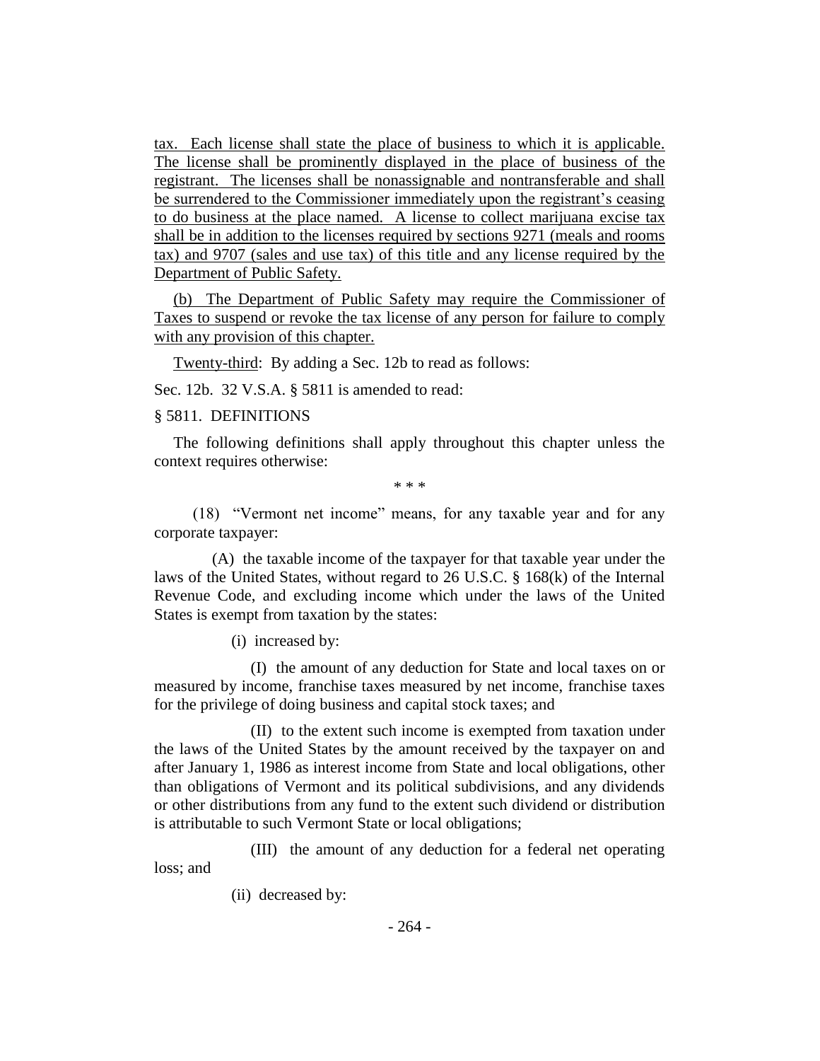tax. Each license shall state the place of business to which it is applicable. The license shall be prominently displayed in the place of business of the registrant. The licenses shall be nonassignable and nontransferable and shall be surrendered to the Commissioner immediately upon the registrant's ceasing to do business at the place named. A license to collect marijuana excise tax shall be in addition to the licenses required by sections 9271 (meals and rooms tax) and 9707 (sales and use tax) of this title and any license required by the Department of Public Safety.

(b) The Department of Public Safety may require the Commissioner of Taxes to suspend or revoke the tax license of any person for failure to comply with any provision of this chapter.

Twenty-third: By adding a Sec. 12b to read as follows:

Sec. 12b. 32 V.S.A. § 5811 is amended to read:

§ 5811. DEFINITIONS

The following definitions shall apply throughout this chapter unless the context requires otherwise:

\* \* \*

(18) "Vermont net income" means, for any taxable year and for any corporate taxpayer:

(A) the taxable income of the taxpayer for that taxable year under the laws of the United States, without regard to 26 U.S.C. § 168(k) of the Internal Revenue Code, and excluding income which under the laws of the United States is exempt from taxation by the states:

(i) increased by:

(I) the amount of any deduction for State and local taxes on or measured by income, franchise taxes measured by net income, franchise taxes for the privilege of doing business and capital stock taxes; and

(II) to the extent such income is exempted from taxation under the laws of the United States by the amount received by the taxpayer on and after January 1, 1986 as interest income from State and local obligations, other than obligations of Vermont and its political subdivisions, and any dividends or other distributions from any fund to the extent such dividend or distribution is attributable to such Vermont State or local obligations;

(III) the amount of any deduction for a federal net operating loss; and

(ii) decreased by: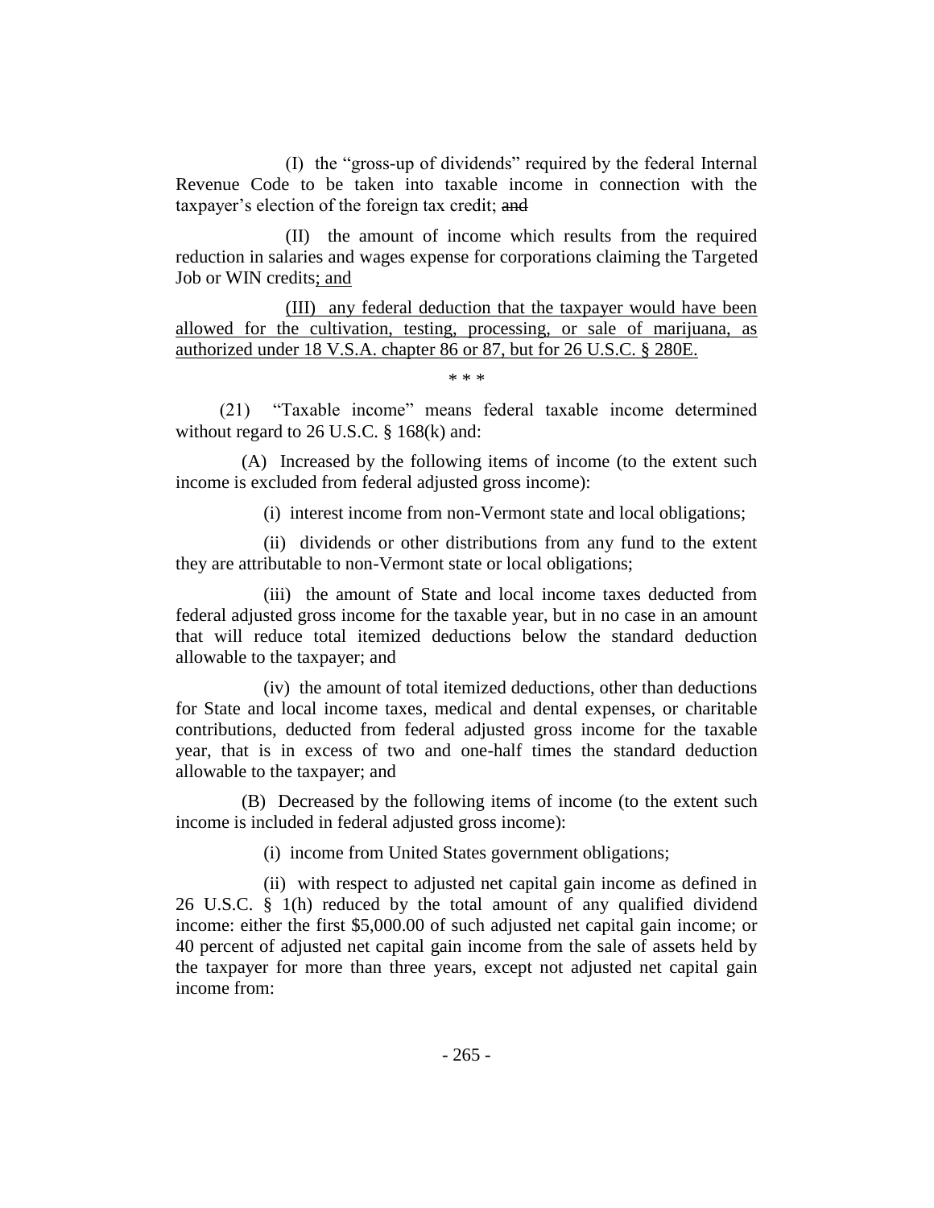(I) the "gross-up of dividends" required by the federal Internal Revenue Code to be taken into taxable income in connection with the taxpayer's election of the foreign tax credit; ~~and~~

(II) the amount of income which results from the required reduction in salaries and wages expense for corporations claiming the Targeted Job or WIN credits; and

(III) any federal deduction that the taxpayer would have been allowed for the cultivation, testing, processing, or sale of marijuana, as authorized under 18 V.S.A. chapter 86 or 87, but for 26 U.S.C. § 280E.

\* \* \*

(21) "Taxable income" means federal taxable income determined without regard to 26 U.S.C. § 168(k) and:

(A) Increased by the following items of income (to the extent such income is excluded from federal adjusted gross income):

(i) interest income from non-Vermont state and local obligations;

(ii) dividends or other distributions from any fund to the extent they are attributable to non-Vermont state or local obligations;

(iii) the amount of State and local income taxes deducted from federal adjusted gross income for the taxable year, but in no case in an amount that will reduce total itemized deductions below the standard deduction allowable to the taxpayer; and

(iv) the amount of total itemized deductions, other than deductions for State and local income taxes, medical and dental expenses, or charitable contributions, deducted from federal adjusted gross income for the taxable year, that is in excess of two and one-half times the standard deduction allowable to the taxpayer; and

(B) Decreased by the following items of income (to the extent such income is included in federal adjusted gross income):

(i) income from United States government obligations;

(ii) with respect to adjusted net capital gain income as defined in 26 U.S.C. § 1(h) reduced by the total amount of any qualified dividend income: either the first $5,000.00 of such adjusted net capital gain income; or 40 percent of adjusted net capital gain income from the sale of assets held by the taxpayer for more than three years, except not adjusted net capital gain income from: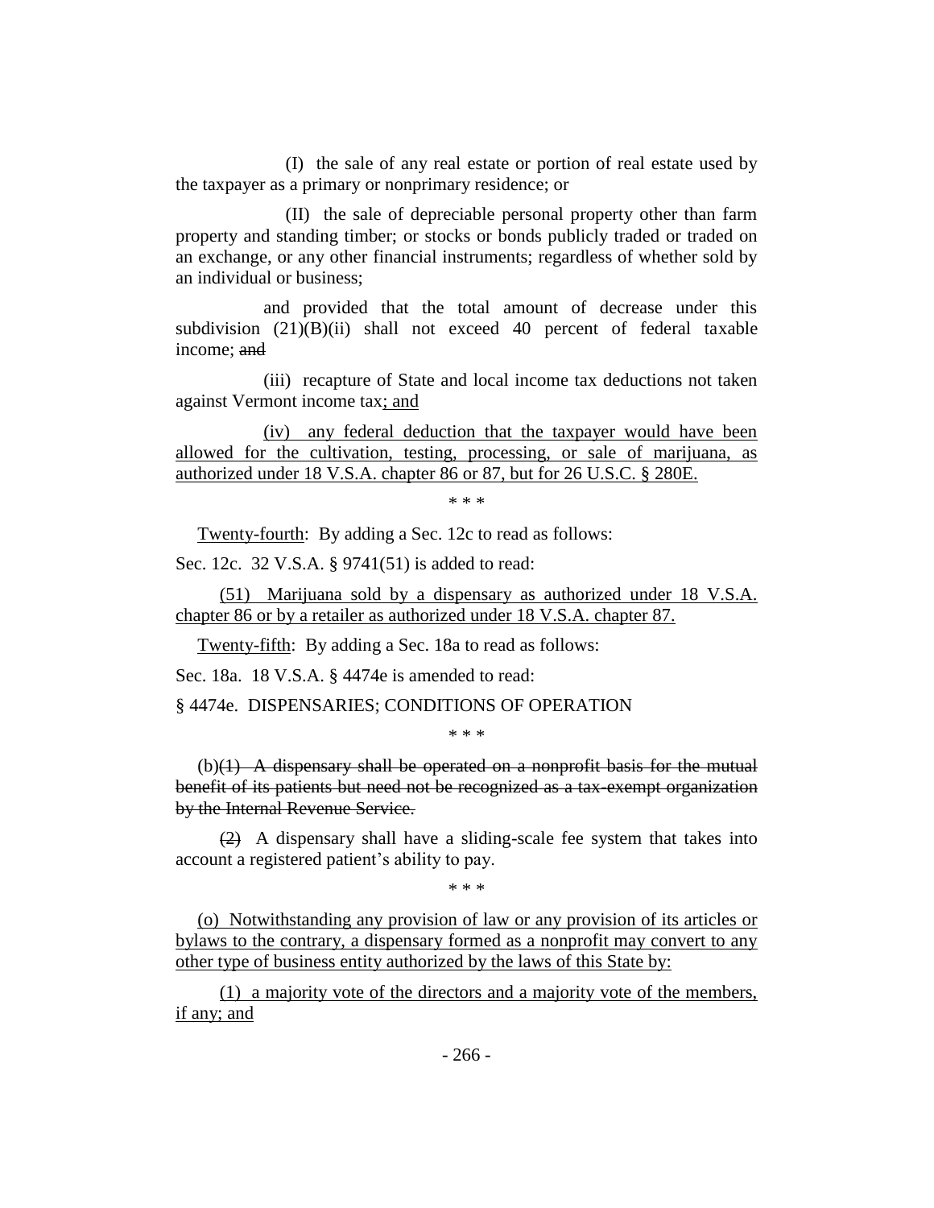(I) the sale of any real estate or portion of real estate used by the taxpayer as a primary or nonprimary residence; or

(II) the sale of depreciable personal property other than farm property and standing timber; or stocks or bonds publicly traded or traded on an exchange, or any other financial instruments; regardless of whether sold by an individual or business;

and provided that the total amount of decrease under this subdivision (21)(B)(ii) shall not exceed 40 percent of federal taxable income; ~~and~~

(iii) recapture of State and local income tax deductions not taken against Vermont income tax<u>; and</u>

<u>(iv) any federal deduction that the taxpayer would have been allowed for the cultivation, testing, processing, or sale of marijuana, as authorized under 18 V.S.A. chapter 86 or 87, but for 26 U.S.C. § 280E.</u>

\* \* \*

<u>Twenty-fourth</u>: By adding a Sec. 12c to read as follows:

Sec. 12c. 32 V.S.A. § 9741(51) is added to read:

<u>(51) Marijuana sold by a dispensary as authorized under 18 V.S.A. chapter 86 or by a retailer as authorized under 18 V.S.A. chapter 87.</u>

<u>Twenty-fifth</u>: By adding a Sec. 18a to read as follows:

Sec. 18a. 18 V.S.A. § 4474e is amended to read:

§ 4474e. DISPENSARIES; CONDITIONS OF OPERATION

\* \* \*

(b)~~(1) A dispensary shall be operated on a nonprofit basis for the mutual benefit of its patients but need not be recognized as a tax-exempt organization by the Internal Revenue Service.~~

~~(2)~~ A dispensary shall have a sliding-scale fee system that takes into account a registered patient's ability to pay.

\* \* \*

<u>(o) Notwithstanding any provision of law or any provision of its articles or bylaws to the contrary, a dispensary formed as a nonprofit may convert to any other type of business entity authorized by the laws of this State by:</u>

<u>(1) a majority vote of the directors and a majority vote of the members, if any; and</u>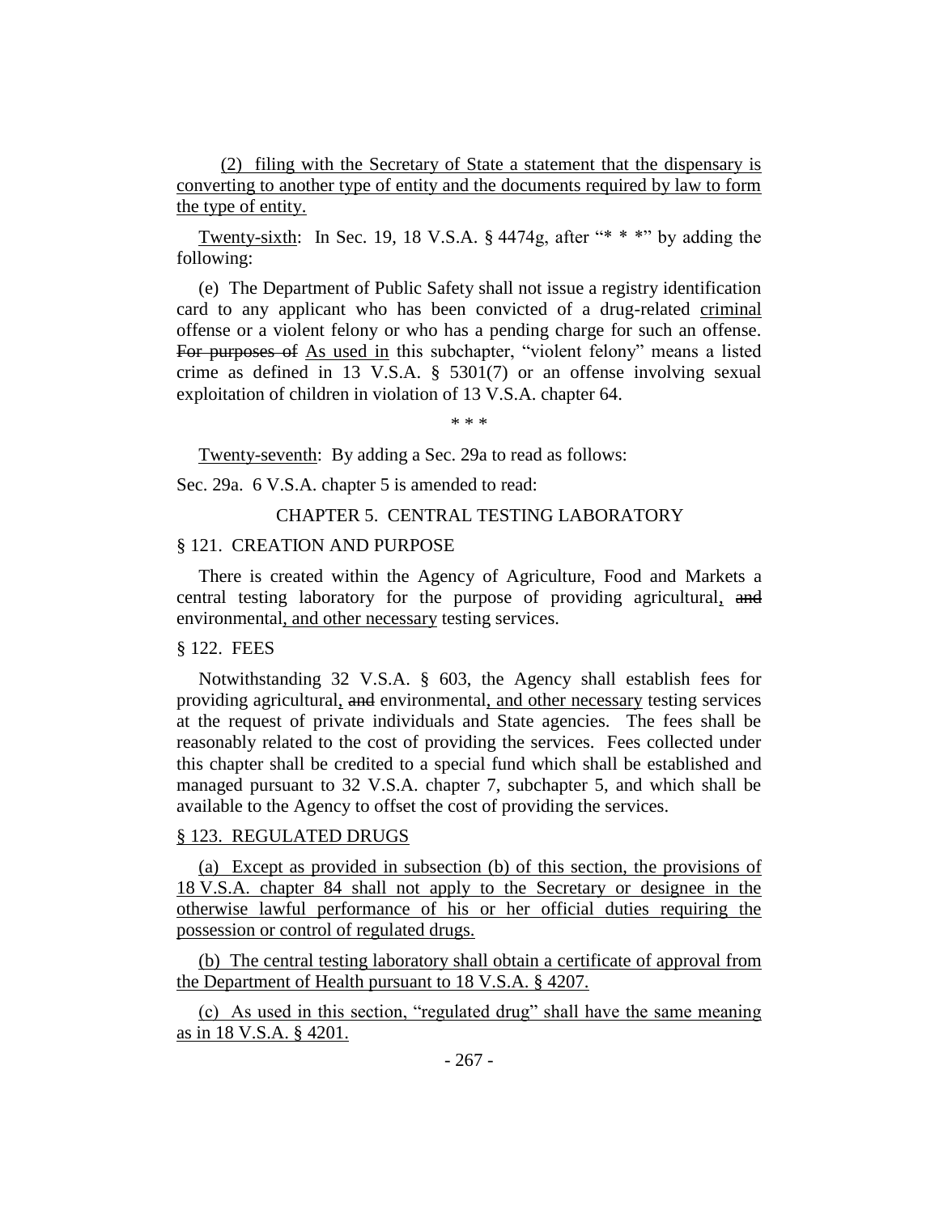(2) filing with the Secretary of State a statement that the dispensary is converting to another type of entity and the documents required by law to form the type of entity.

Twenty-sixth: In Sec. 19, 18 V.S.A. § 4474g, after "* * *" by adding the following:

(e) The Department of Public Safety shall not issue a registry identification card to any applicant who has been convicted of a drug-related criminal offense or a violent felony or who has a pending charge for such an offense. ~~For purposes of~~ As used in this subchapter, "violent felony" means a listed crime as defined in 13 V.S.A. § 5301(7) or an offense involving sexual exploitation of children in violation of 13 V.S.A. chapter 64.

\* \* \*

Twenty-seventh: By adding a Sec. 29a to read as follows:

Sec. 29a. 6 V.S.A. chapter 5 is amended to read:

CHAPTER 5. CENTRAL TESTING LABORATORY

§ 121. CREATION AND PURPOSE

There is created within the Agency of Agriculture, Food and Markets a central testing laboratory for the purpose of providing agricultural, ~~and~~ environmental, and other necessary testing services.

§ 122. FEES

Notwithstanding 32 V.S.A. § 603, the Agency shall establish fees for providing agricultural, ~~and~~ environmental, and other necessary testing services at the request of private individuals and State agencies. The fees shall be reasonably related to the cost of providing the services. Fees collected under this chapter shall be credited to a special fund which shall be established and managed pursuant to 32 V.S.A. chapter 7, subchapter 5, and which shall be available to the Agency to offset the cost of providing the services.

§ 123. REGULATED DRUGS

(a) Except as provided in subsection (b) of this section, the provisions of 18 V.S.A. chapter 84 shall not apply to the Secretary or designee in the otherwise lawful performance of his or her official duties requiring the possession or control of regulated drugs.

(b) The central testing laboratory shall obtain a certificate of approval from the Department of Health pursuant to 18 V.S.A. § 4207.

(c) As used in this section, "regulated drug" shall have the same meaning as in 18 V.S.A. § 4201.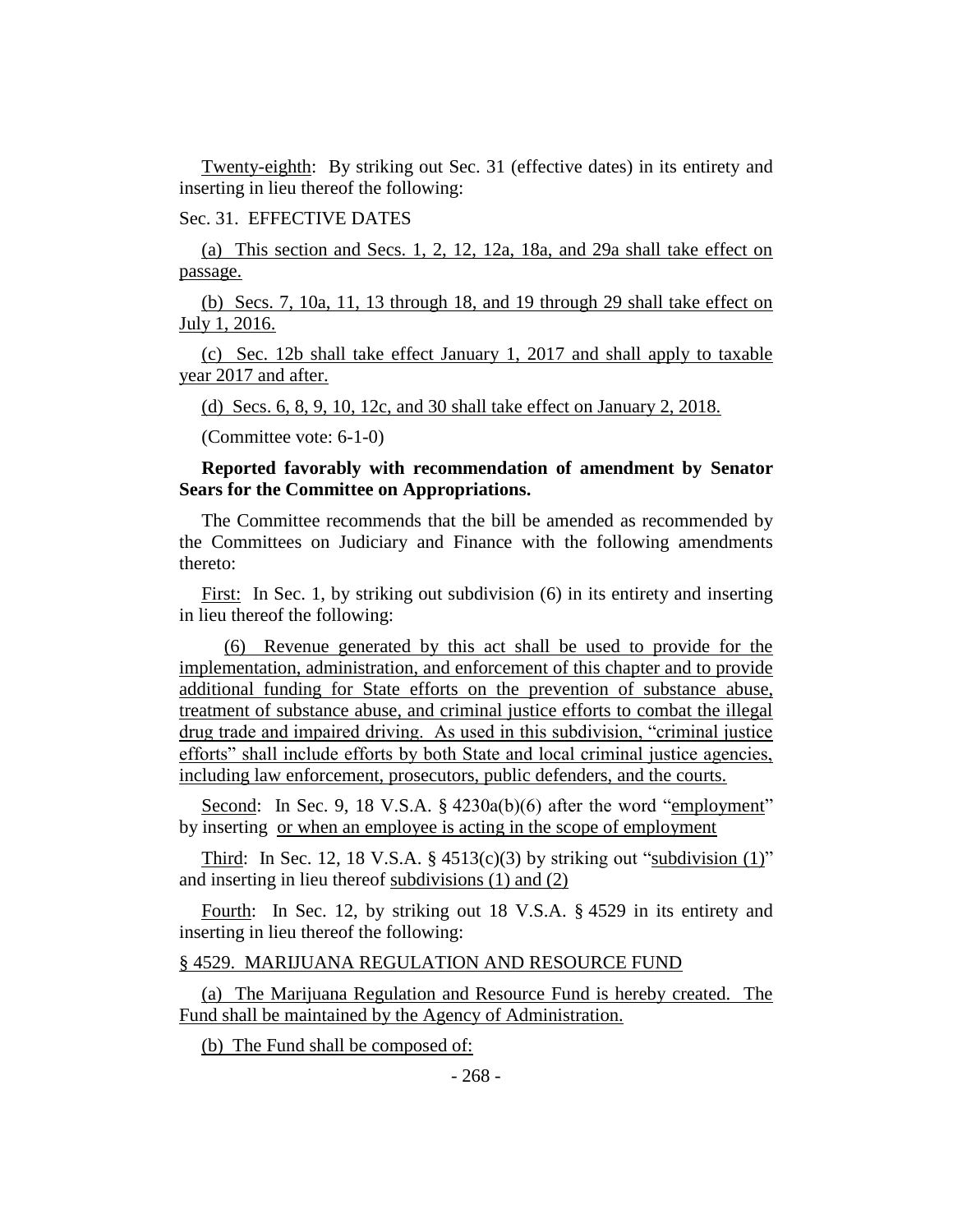Twenty-eighth: By striking out Sec. 31 (effective dates) in its entirety and inserting in lieu thereof the following:

Sec. 31. EFFECTIVE DATES

(a) This section and Secs. 1, 2, 12, 12a, 18a, and 29a shall take effect on passage.

(b) Secs. 7, 10a, 11, 13 through 18, and 19 through 29 shall take effect on July 1, 2016.

(c) Sec. 12b shall take effect January 1, 2017 and shall apply to taxable year 2017 and after.

(d) Secs. 6, 8, 9, 10, 12c, and 30 shall take effect on January 2, 2018.

(Committee vote: 6-1-0)

**Reported favorably with recommendation of amendment by Senator Sears for the Committee on Appropriations.**

The Committee recommends that the bill be amended as recommended by the Committees on Judiciary and Finance with the following amendments thereto:

First: In Sec. 1, by striking out subdivision (6) in its entirety and inserting in lieu thereof the following:

(6) Revenue generated by this act shall be used to provide for the implementation, administration, and enforcement of this chapter and to provide additional funding for State efforts on the prevention of substance abuse, treatment of substance abuse, and criminal justice efforts to combat the illegal drug trade and impaired driving. As used in this subdivision, "criminal justice efforts" shall include efforts by both State and local criminal justice agencies, including law enforcement, prosecutors, public defenders, and the courts.

Second: In Sec. 9, 18 V.S.A. § 4230a(b)(6) after the word "employment" by inserting or when an employee is acting in the scope of employment

Third: In Sec. 12, 18 V.S.A. § 4513(c)(3) by striking out "subdivision (1)" and inserting in lieu thereof subdivisions (1) and (2)

Fourth: In Sec. 12, by striking out 18 V.S.A. § 4529 in its entirety and inserting in lieu thereof the following:

§ 4529. MARIJUANA REGULATION AND RESOURCE FUND

(a) The Marijuana Regulation and Resource Fund is hereby created. The Fund shall be maintained by the Agency of Administration.

(b) The Fund shall be composed of: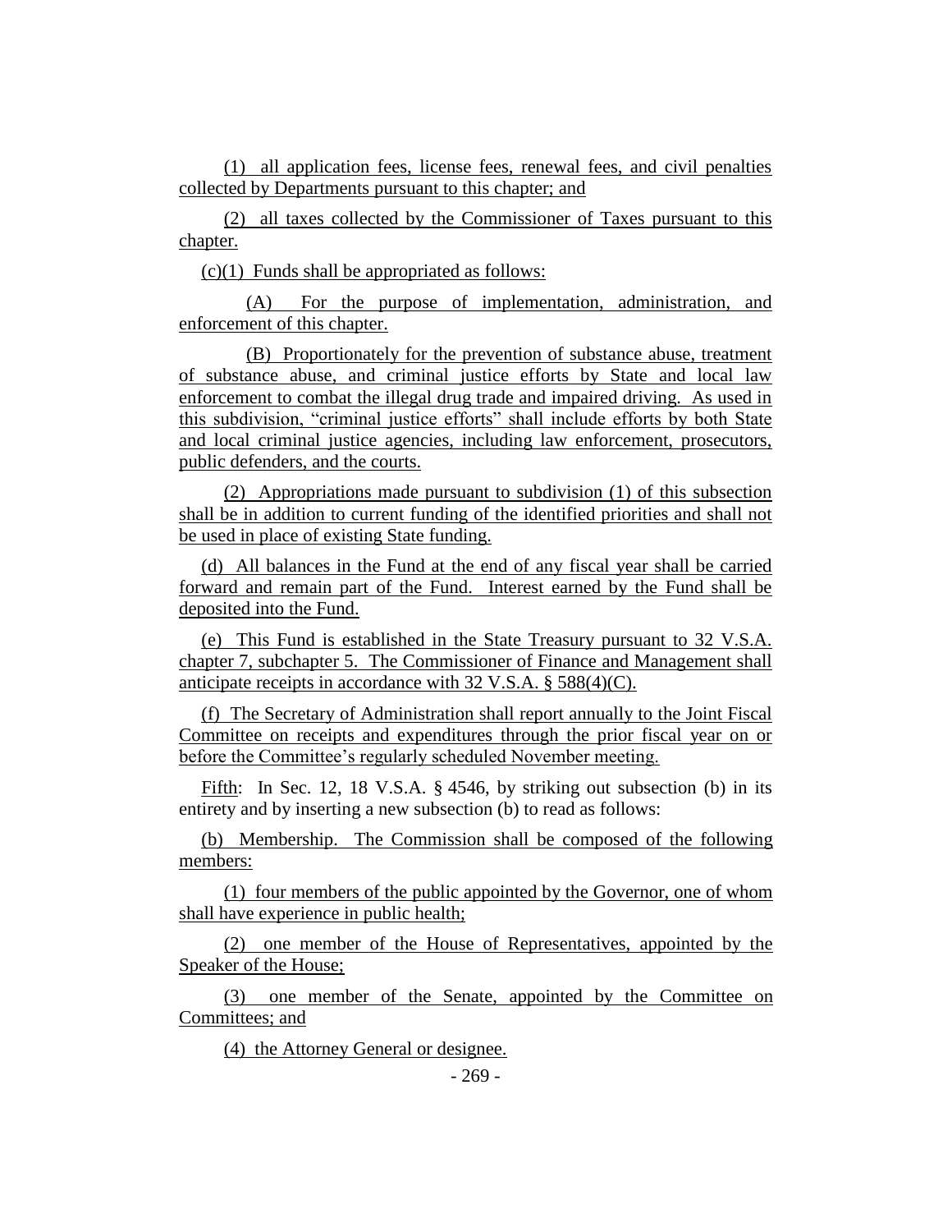(1) all application fees, license fees, renewal fees, and civil penalties collected by Departments pursuant to this chapter; and

(2) all taxes collected by the Commissioner of Taxes pursuant to this chapter.

(c)(1) Funds shall be appropriated as follows:

(A) For the purpose of implementation, administration, and enforcement of this chapter.

(B) Proportionately for the prevention of substance abuse, treatment of substance abuse, and criminal justice efforts by State and local law enforcement to combat the illegal drug trade and impaired driving. As used in this subdivision, "criminal justice efforts" shall include efforts by both State and local criminal justice agencies, including law enforcement, prosecutors, public defenders, and the courts.

(2) Appropriations made pursuant to subdivision (1) of this subsection shall be in addition to current funding of the identified priorities and shall not be used in place of existing State funding.

(d) All balances in the Fund at the end of any fiscal year shall be carried forward and remain part of the Fund. Interest earned by the Fund shall be deposited into the Fund.

(e) This Fund is established in the State Treasury pursuant to 32 V.S.A. chapter 7, subchapter 5. The Commissioner of Finance and Management shall anticipate receipts in accordance with 32 V.S.A. § 588(4)(C).

(f) The Secretary of Administration shall report annually to the Joint Fiscal Committee on receipts and expenditures through the prior fiscal year on or before the Committee's regularly scheduled November meeting.

Fifth: In Sec. 12, 18 V.S.A. § 4546, by striking out subsection (b) in its entirety and by inserting a new subsection (b) to read as follows:

(b) Membership. The Commission shall be composed of the following members:

(1) four members of the public appointed by the Governor, one of whom shall have experience in public health;

(2) one member of the House of Representatives, appointed by the Speaker of the House;

(3) one member of the Senate, appointed by the Committee on Committees; and

(4) the Attorney General or designee.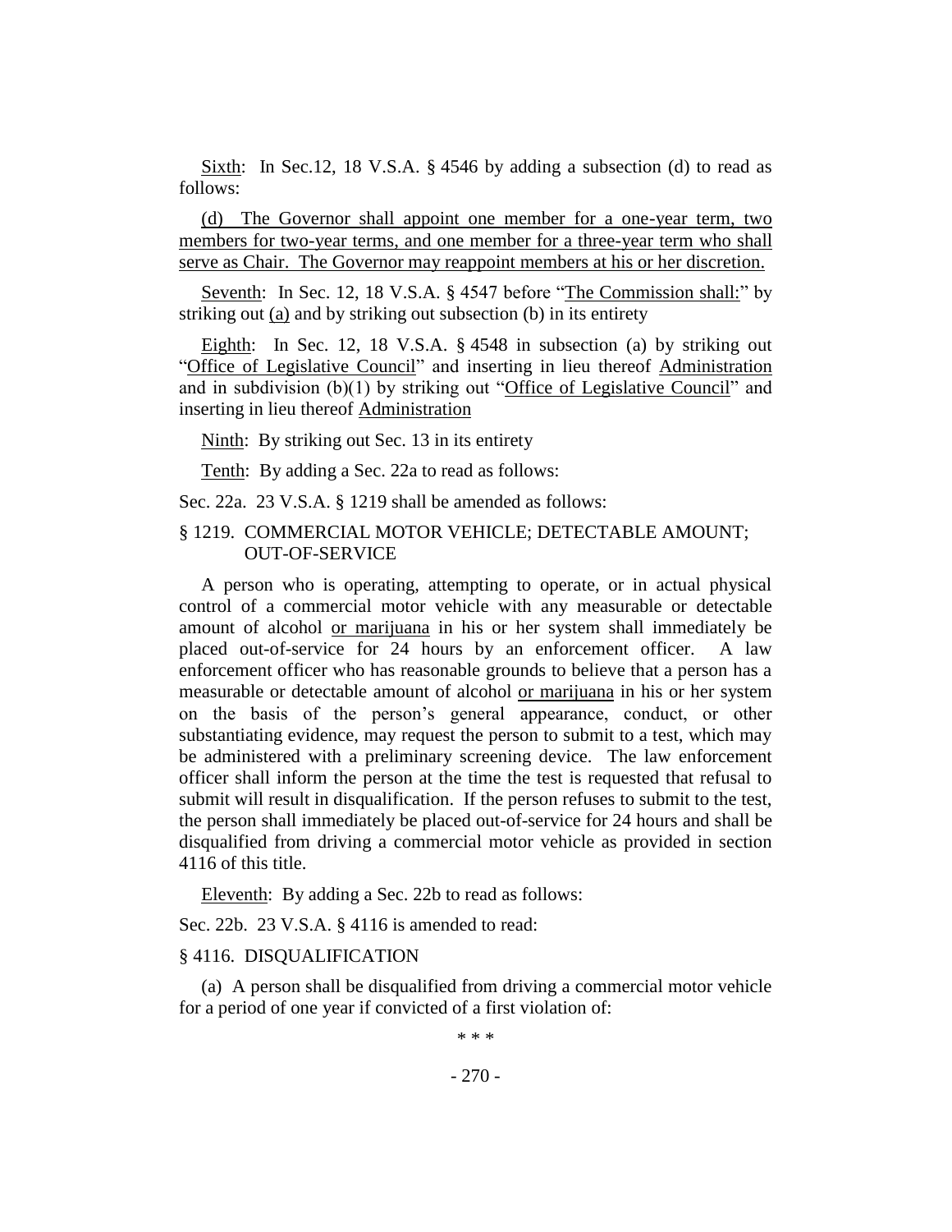Sixth: In Sec.12, 18 V.S.A. § 4546 by adding a subsection (d) to read as follows:

(d) The Governor shall appoint one member for a one-year term, two members for two-year terms, and one member for a three-year term who shall serve as Chair. The Governor may reappoint members at his or her discretion.

Seventh: In Sec. 12, 18 V.S.A. § 4547 before "The Commission shall:" by striking out (a) and by striking out subsection (b) in its entirety

Eighth: In Sec. 12, 18 V.S.A. § 4548 in subsection (a) by striking out "Office of Legislative Council" and inserting in lieu thereof Administration and in subdivision (b)(1) by striking out "Office of Legislative Council" and inserting in lieu thereof Administration

Ninth: By striking out Sec. 13 in its entirety

Tenth: By adding a Sec. 22a to read as follows:

Sec. 22a. 23 V.S.A. § 1219 shall be amended as follows:

§ 1219. COMMERCIAL MOTOR VEHICLE; DETECTABLE AMOUNT; OUT-OF-SERVICE

A person who is operating, attempting to operate, or in actual physical control of a commercial motor vehicle with any measurable or detectable amount of alcohol or marijuana in his or her system shall immediately be placed out-of-service for 24 hours by an enforcement officer. A law enforcement officer who has reasonable grounds to believe that a person has a measurable or detectable amount of alcohol or marijuana in his or her system on the basis of the person's general appearance, conduct, or other substantiating evidence, may request the person to submit to a test, which may be administered with a preliminary screening device. The law enforcement officer shall inform the person at the time the test is requested that refusal to submit will result in disqualification. If the person refuses to submit to the test, the person shall immediately be placed out-of-service for 24 hours and shall be disqualified from driving a commercial motor vehicle as provided in section 4116 of this title.

Eleventh: By adding a Sec. 22b to read as follows:

Sec. 22b. 23 V.S.A. § 4116 is amended to read:

§ 4116. DISQUALIFICATION

(a) A person shall be disqualified from driving a commercial motor vehicle for a period of one year if convicted of a first violation of:

\* \* \*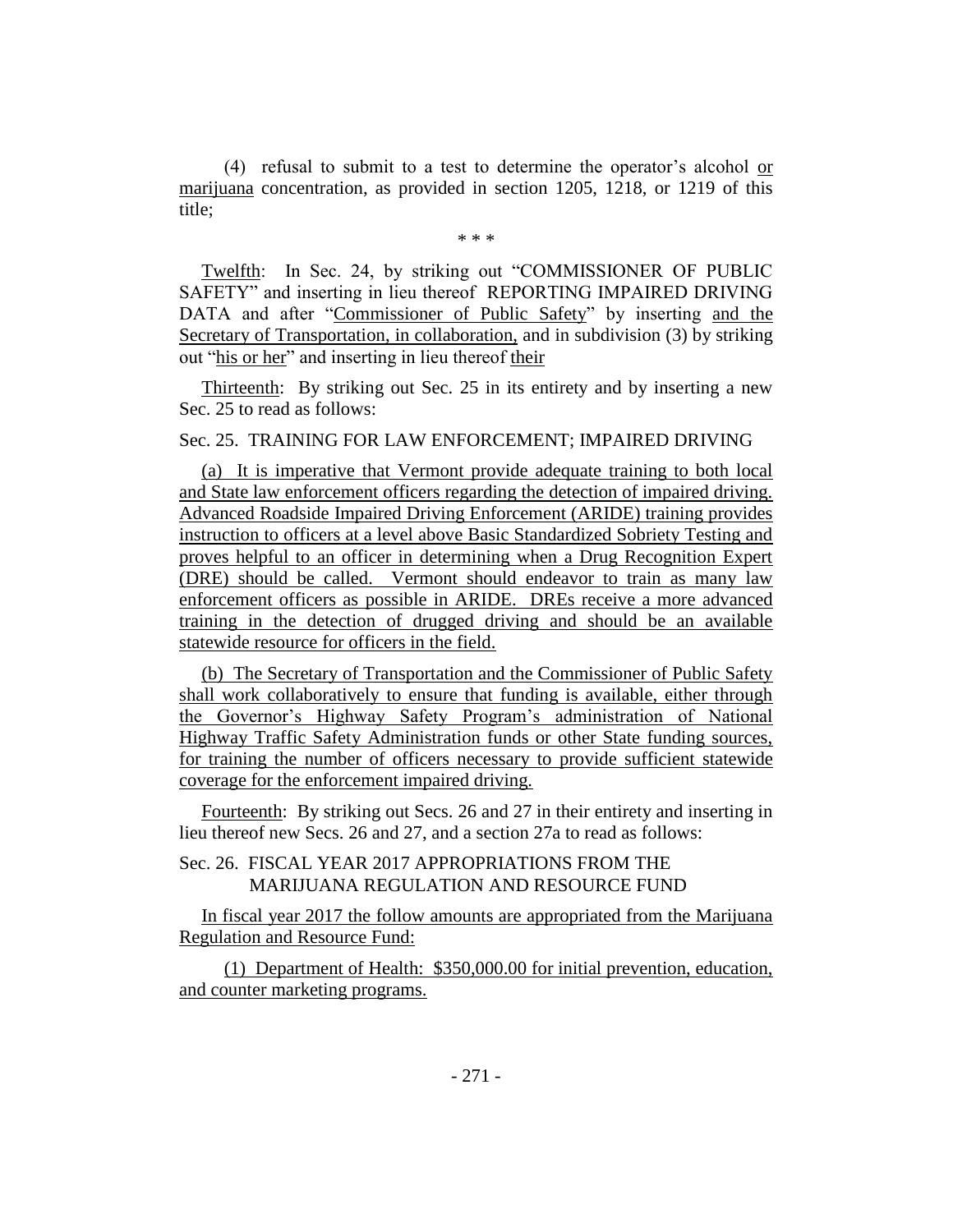(4) refusal to submit to a test to determine the operator's alcohol or marijuana concentration, as provided in section 1205, 1218, or 1219 of this title;

\* \* \*

Twelfth: In Sec. 24, by striking out "COMMISSIONER OF PUBLIC SAFETY" and inserting in lieu thereof REPORTING IMPAIRED DRIVING DATA and after "Commissioner of Public Safety" by inserting and the Secretary of Transportation, in collaboration, and in subdivision (3) by striking out "his or her" and inserting in lieu thereof their

Thirteenth: By striking out Sec. 25 in its entirety and by inserting a new Sec. 25 to read as follows:

Sec. 25. TRAINING FOR LAW ENFORCEMENT; IMPAIRED DRIVING

(a) It is imperative that Vermont provide adequate training to both local and State law enforcement officers regarding the detection of impaired driving. Advanced Roadside Impaired Driving Enforcement (ARIDE) training provides instruction to officers at a level above Basic Standardized Sobriety Testing and proves helpful to an officer in determining when a Drug Recognition Expert (DRE) should be called. Vermont should endeavor to train as many law enforcement officers as possible in ARIDE. DREs receive a more advanced training in the detection of drugged driving and should be an available statewide resource for officers in the field.

(b) The Secretary of Transportation and the Commissioner of Public Safety shall work collaboratively to ensure that funding is available, either through the Governor's Highway Safety Program's administration of National Highway Traffic Safety Administration funds or other State funding sources, for training the number of officers necessary to provide sufficient statewide coverage for the enforcement impaired driving.

Fourteenth: By striking out Secs. 26 and 27 in their entirety and inserting in lieu thereof new Secs. 26 and 27, and a section 27a to read as follows:

Sec. 26. FISCAL YEAR 2017 APPROPRIATIONS FROM THE MARIJUANA REGULATION AND RESOURCE FUND

In fiscal year 2017 the follow amounts are appropriated from the Marijuana Regulation and Resource Fund:

(1) Department of Health: $350,000.00 for initial prevention, education, and counter marketing programs.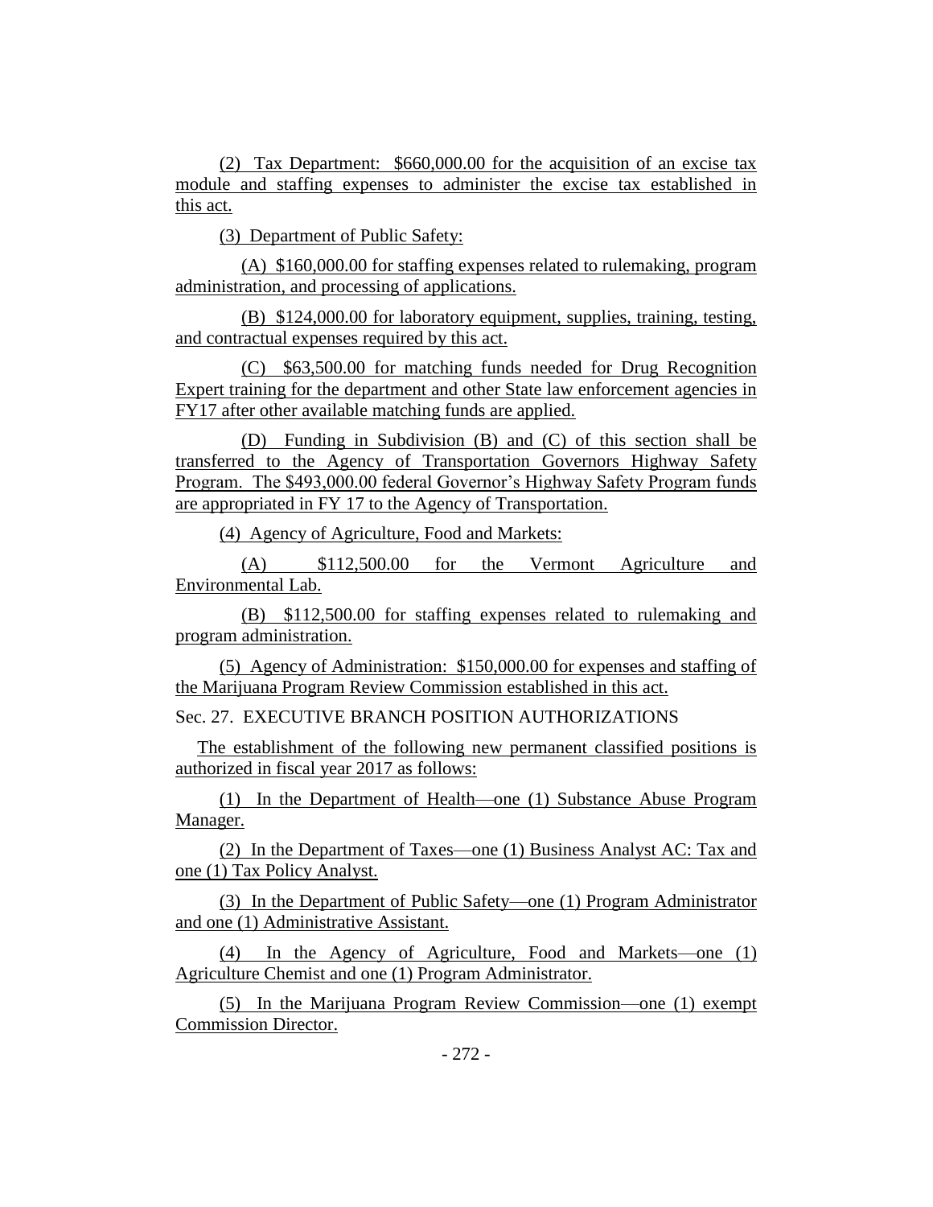(2) Tax Department: $660,000.00 for the acquisition of an excise tax module and staffing expenses to administer the excise tax established in this act.

(3) Department of Public Safety:

(A) $160,000.00 for staffing expenses related to rulemaking, program administration, and processing of applications.

(B) $124,000.00 for laboratory equipment, supplies, training, testing, and contractual expenses required by this act.

(C) $63,500.00 for matching funds needed for Drug Recognition Expert training for the department and other State law enforcement agencies in FY17 after other available matching funds are applied.

(D) Funding in Subdivision (B) and (C) of this section shall be transferred to the Agency of Transportation Governors Highway Safety Program. The $493,000.00 federal Governor's Highway Safety Program funds are appropriated in FY 17 to the Agency of Transportation.

(4) Agency of Agriculture, Food and Markets:

(A) $112,500.00 for the Vermont Agriculture and Environmental Lab.

(B) $112,500.00 for staffing expenses related to rulemaking and program administration.

(5) Agency of Administration: $150,000.00 for expenses and staffing of the Marijuana Program Review Commission established in this act.

Sec. 27. EXECUTIVE BRANCH POSITION AUTHORIZATIONS

The establishment of the following new permanent classified positions is authorized in fiscal year 2017 as follows:

(1) In the Department of Health—one (1) Substance Abuse Program Manager.

(2) In the Department of Taxes—one (1) Business Analyst AC: Tax and one (1) Tax Policy Analyst.

(3) In the Department of Public Safety—one (1) Program Administrator and one (1) Administrative Assistant.

(4) In the Agency of Agriculture, Food and Markets—one (1) Agriculture Chemist and one (1) Program Administrator.

(5) In the Marijuana Program Review Commission—one (1) exempt Commission Director.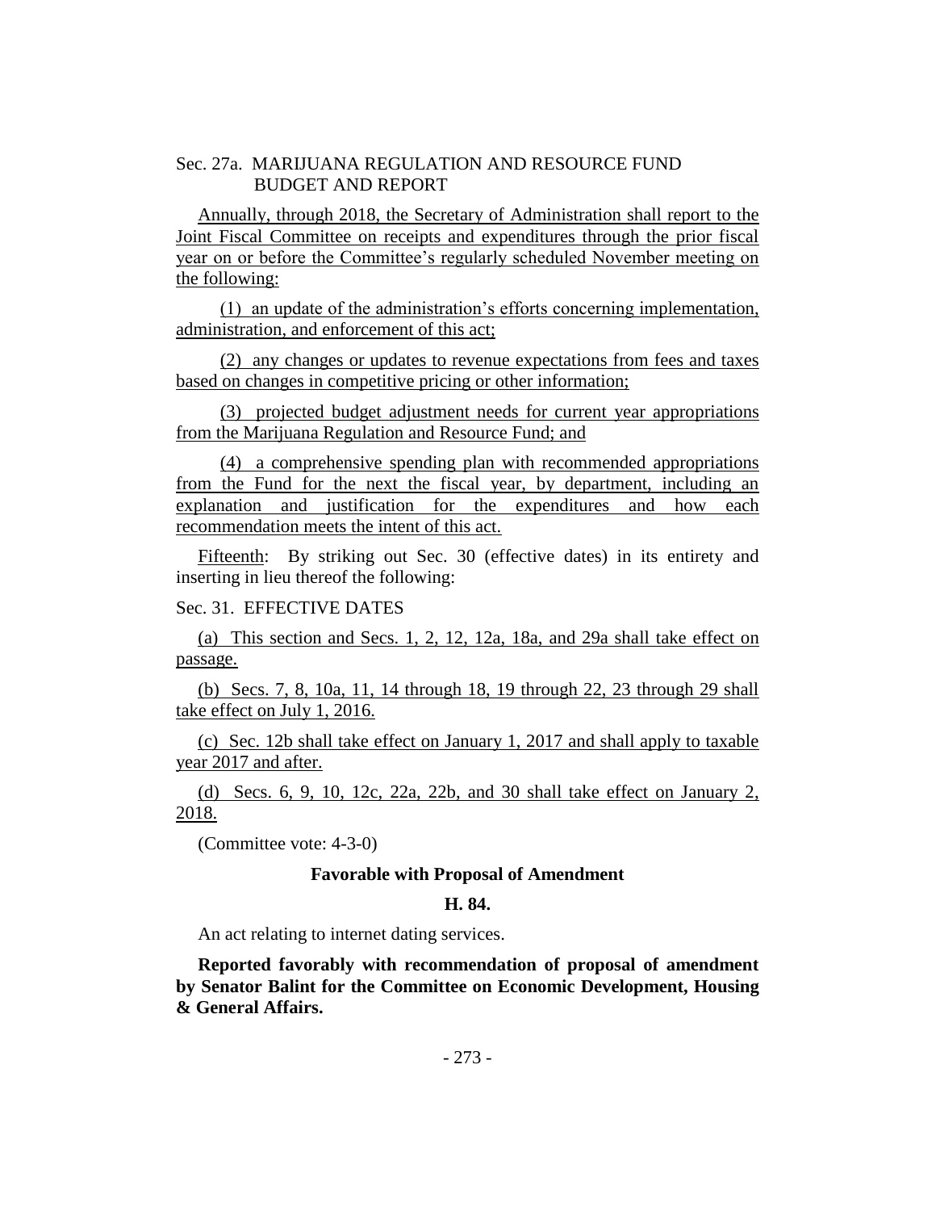Sec. 27a. MARIJUANA REGULATION AND RESOURCE FUND BUDGET AND REPORT

Annually, through 2018, the Secretary of Administration shall report to the Joint Fiscal Committee on receipts and expenditures through the prior fiscal year on or before the Committee's regularly scheduled November meeting on the following:

(1) an update of the administration's efforts concerning implementation, administration, and enforcement of this act;

(2) any changes or updates to revenue expectations from fees and taxes based on changes in competitive pricing or other information;

(3) projected budget adjustment needs for current year appropriations from the Marijuana Regulation and Resource Fund; and

(4) a comprehensive spending plan with recommended appropriations from the Fund for the next the fiscal year, by department, including an explanation and justification for the expenditures and how each recommendation meets the intent of this act.

Fifteenth: By striking out Sec. 30 (effective dates) in its entirety and inserting in lieu thereof the following:

Sec. 31. EFFECTIVE DATES

(a) This section and Secs. 1, 2, 12, 12a, 18a, and 29a shall take effect on passage.

(b) Secs. 7, 8, 10a, 11, 14 through 18, 19 through 22, 23 through 29 shall take effect on July 1, 2016.

(c) Sec. 12b shall take effect on January 1, 2017 and shall apply to taxable year 2017 and after.

(d) Secs. 6, 9, 10, 12c, 22a, 22b, and 30 shall take effect on January 2, 2018.

(Committee vote: 4-3-0)

**Favorable with Proposal of Amendment**

**H. 84.**

An act relating to internet dating services.

**Reported favorably with recommendation of proposal of amendment by Senator Balint for the Committee on Economic Development, Housing & General Affairs.**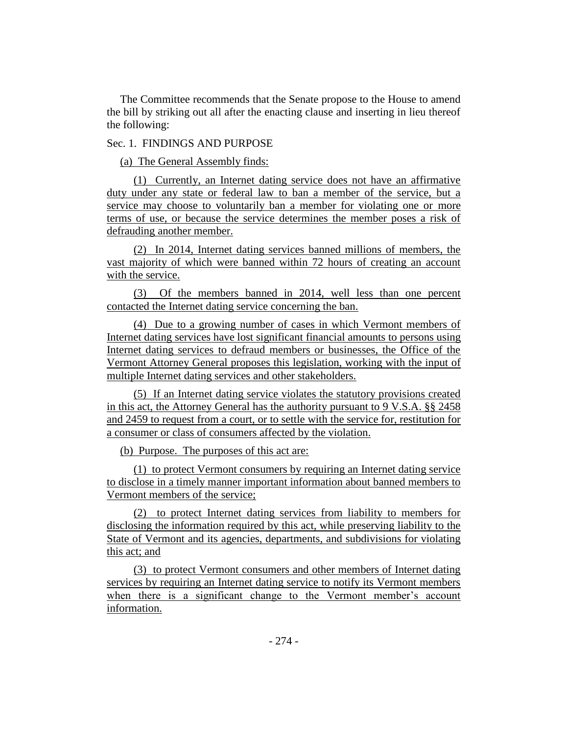The Committee recommends that the Senate propose to the House to amend the bill by striking out all after the enacting clause and inserting in lieu thereof the following:

Sec. 1. FINDINGS AND PURPOSE

(a) The General Assembly finds:

(1) Currently, an Internet dating service does not have an affirmative duty under any state or federal law to ban a member of the service, but a service may choose to voluntarily ban a member for violating one or more terms of use, or because the service determines the member poses a risk of defrauding another member.

(2) In 2014, Internet dating services banned millions of members, the vast majority of which were banned within 72 hours of creating an account with the service.

(3) Of the members banned in 2014, well less than one percent contacted the Internet dating service concerning the ban.

(4) Due to a growing number of cases in which Vermont members of Internet dating services have lost significant financial amounts to persons using Internet dating services to defraud members or businesses, the Office of the Vermont Attorney General proposes this legislation, working with the input of multiple Internet dating services and other stakeholders.

(5) If an Internet dating service violates the statutory provisions created in this act, the Attorney General has the authority pursuant to 9 V.S.A. §§ 2458 and 2459 to request from a court, or to settle with the service for, restitution for a consumer or class of consumers affected by the violation.

(b) Purpose. The purposes of this act are:

(1) to protect Vermont consumers by requiring an Internet dating service to disclose in a timely manner important information about banned members to Vermont members of the service;

(2) to protect Internet dating services from liability to members for disclosing the information required by this act, while preserving liability to the State of Vermont and its agencies, departments, and subdivisions for violating this act; and

(3) to protect Vermont consumers and other members of Internet dating services by requiring an Internet dating service to notify its Vermont members when there is a significant change to the Vermont member's account information.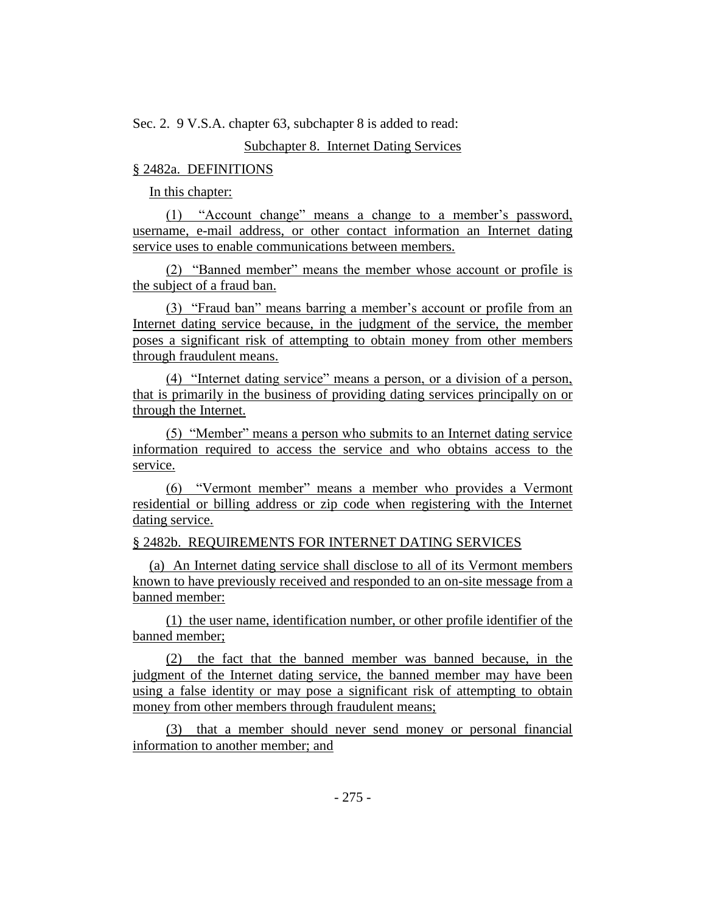Sec. 2. 9 V.S.A. chapter 63, subchapter 8 is added to read:

Subchapter 8. Internet Dating Services

§ 2482a. DEFINITIONS

In this chapter:

(1) "Account change" means a change to a member's password, username, e-mail address, or other contact information an Internet dating service uses to enable communications between members.

(2) "Banned member" means the member whose account or profile is the subject of a fraud ban.

(3) "Fraud ban" means barring a member's account or profile from an Internet dating service because, in the judgment of the service, the member poses a significant risk of attempting to obtain money from other members through fraudulent means.

(4) "Internet dating service" means a person, or a division of a person, that is primarily in the business of providing dating services principally on or through the Internet.

(5) "Member" means a person who submits to an Internet dating service information required to access the service and who obtains access to the service.

(6) "Vermont member" means a member who provides a Vermont residential or billing address or zip code when registering with the Internet dating service.

§ 2482b. REQUIREMENTS FOR INTERNET DATING SERVICES

(a) An Internet dating service shall disclose to all of its Vermont members known to have previously received and responded to an on-site message from a banned member:

(1) the user name, identification number, or other profile identifier of the banned member;

(2) the fact that the banned member was banned because, in the judgment of the Internet dating service, the banned member may have been using a false identity or may pose a significant risk of attempting to obtain money from other members through fraudulent means;

(3) that a member should never send money or personal financial information to another member; and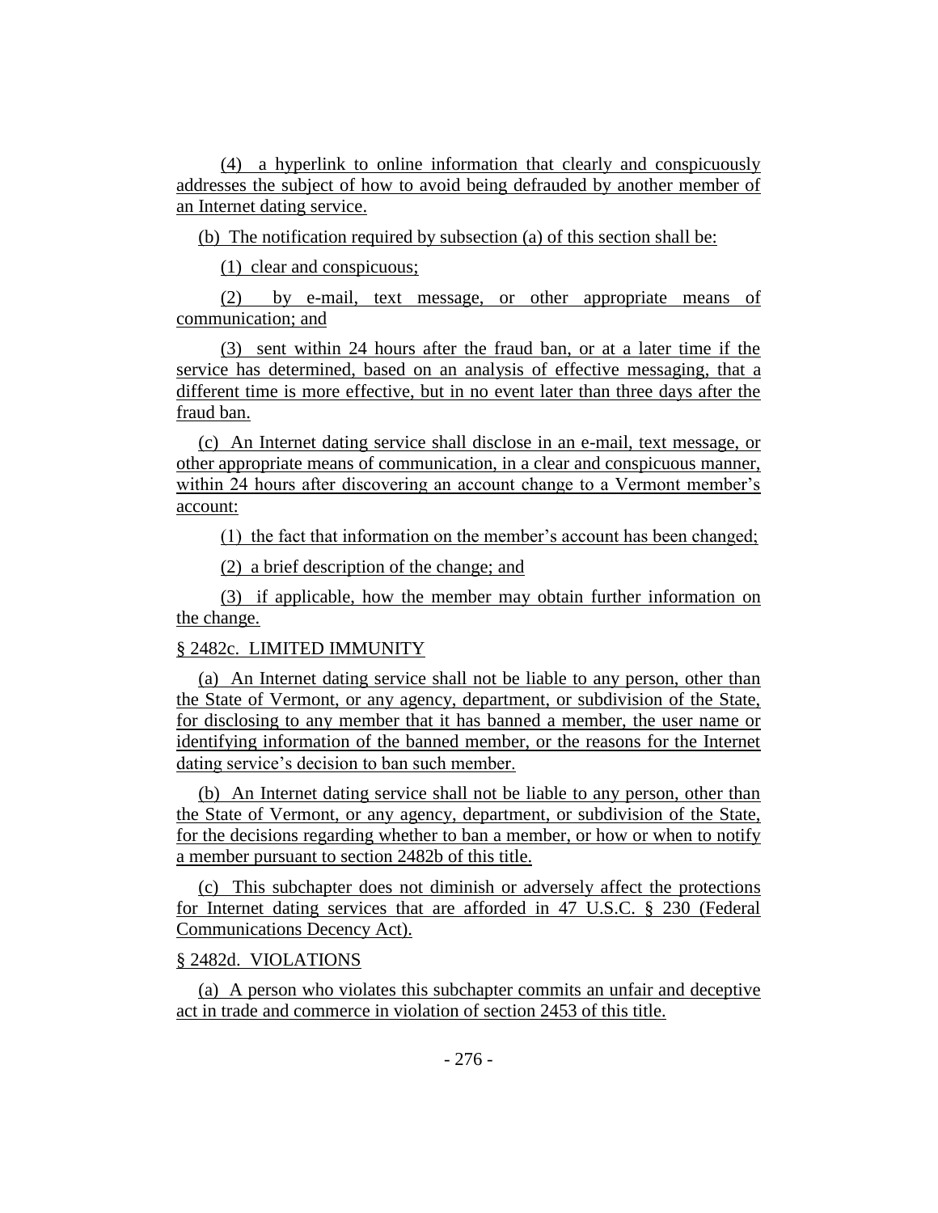(4) a hyperlink to online information that clearly and conspicuously addresses the subject of how to avoid being defrauded by another member of an Internet dating service.

(b) The notification required by subsection (a) of this section shall be:

(1) clear and conspicuous;

(2) by e-mail, text message, or other appropriate means of communication; and

(3) sent within 24 hours after the fraud ban, or at a later time if the service has determined, based on an analysis of effective messaging, that a different time is more effective, but in no event later than three days after the fraud ban.

(c) An Internet dating service shall disclose in an e-mail, text message, or other appropriate means of communication, in a clear and conspicuous manner, within 24 hours after discovering an account change to a Vermont member's account:

(1) the fact that information on the member's account has been changed;

(2) a brief description of the change; and

(3) if applicable, how the member may obtain further information on the change.

§ 2482c. LIMITED IMMUNITY

(a) An Internet dating service shall not be liable to any person, other than the State of Vermont, or any agency, department, or subdivision of the State, for disclosing to any member that it has banned a member, the user name or identifying information of the banned member, or the reasons for the Internet dating service's decision to ban such member.

(b) An Internet dating service shall not be liable to any person, other than the State of Vermont, or any agency, department, or subdivision of the State, for the decisions regarding whether to ban a member, or how or when to notify a member pursuant to section 2482b of this title.

(c) This subchapter does not diminish or adversely affect the protections for Internet dating services that are afforded in 47 U.S.C. § 230 (Federal Communications Decency Act).

§ 2482d. VIOLATIONS

(a) A person who violates this subchapter commits an unfair and deceptive act in trade and commerce in violation of section 2453 of this title.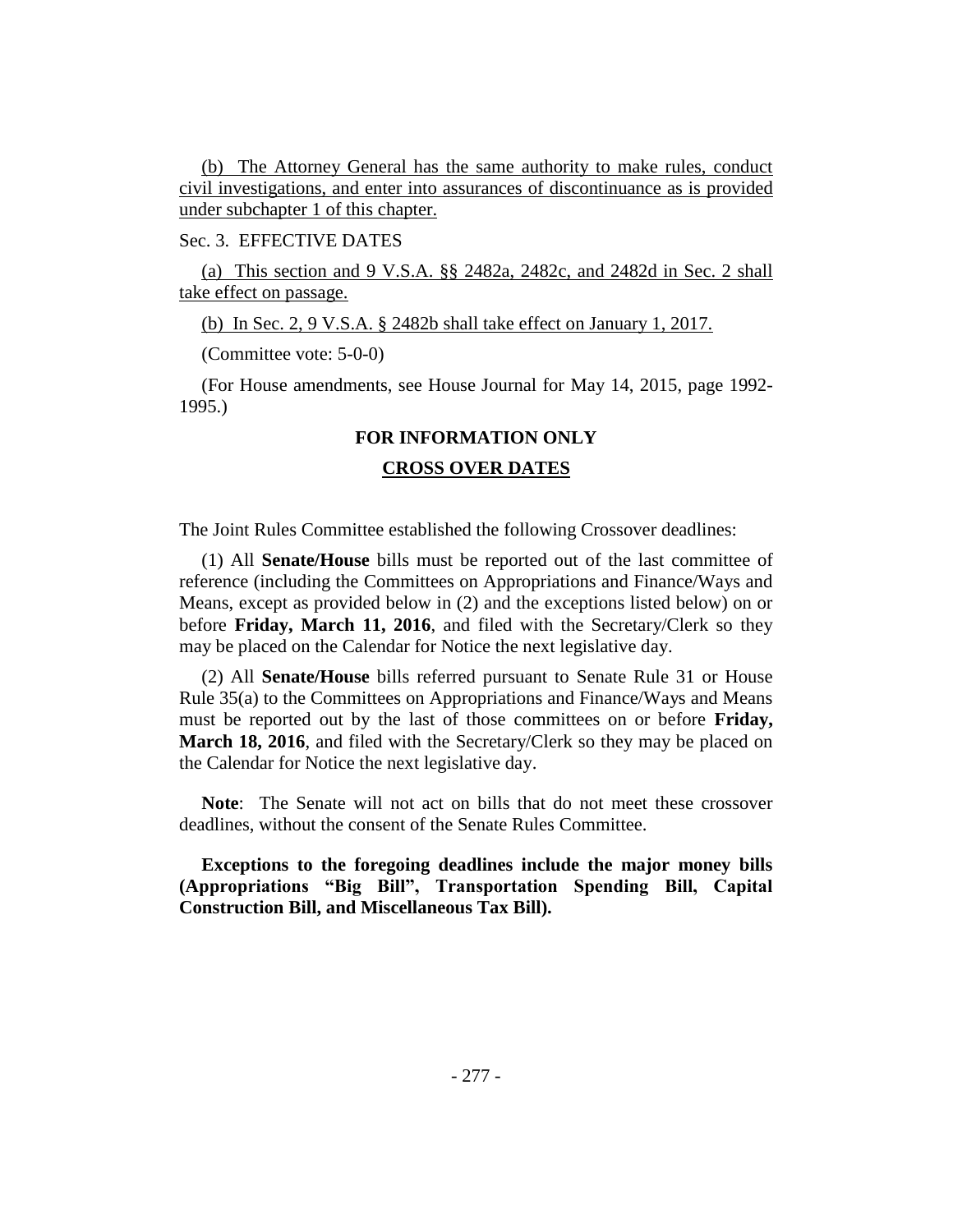(b) The Attorney General has the same authority to make rules, conduct civil investigations, and enter into assurances of discontinuance as is provided under subchapter 1 of this chapter.

Sec. 3. EFFECTIVE DATES

(a) This section and 9 V.S.A. §§ 2482a, 2482c, and 2482d in Sec. 2 shall take effect on passage.

(b) In Sec. 2, 9 V.S.A. § 2482b shall take effect on January 1, 2017.

(Committee vote: 5-0-0)

(For House amendments, see House Journal for May 14, 2015, page 1992-1995.)

## FOR INFORMATION ONLY

## CROSS OVER DATES

The Joint Rules Committee established the following Crossover deadlines:

(1) All **Senate/House** bills must be reported out of the last committee of reference (including the Committees on Appropriations and Finance/Ways and Means, except as provided below in (2) and the exceptions listed below) on or before **Friday, March 11, 2016**, and filed with the Secretary/Clerk so they may be placed on the Calendar for Notice the next legislative day.

(2) All **Senate/House** bills referred pursuant to Senate Rule 31 or House Rule 35(a) to the Committees on Appropriations and Finance/Ways and Means must be reported out by the last of those committees on or before **Friday, March 18, 2016**, and filed with the Secretary/Clerk so they may be placed on the Calendar for Notice the next legislative day.

**Note**: The Senate will not act on bills that do not meet these crossover deadlines, without the consent of the Senate Rules Committee.

**Exceptions to the foregoing deadlines include the major money bills (Appropriations "Big Bill", Transportation Spending Bill, Capital Construction Bill, and Miscellaneous Tax Bill).**